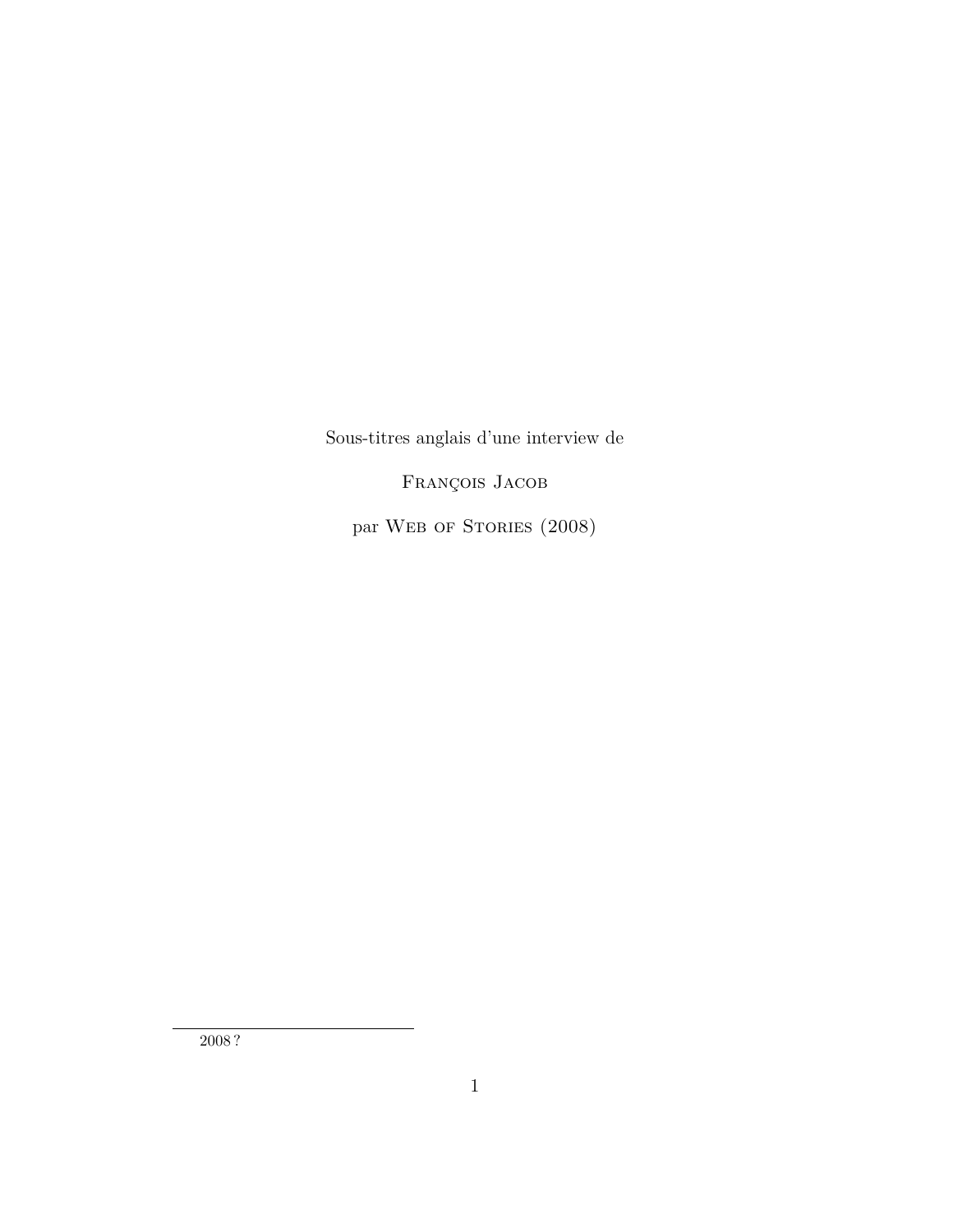Sous-titres anglais d'une interview de

François Jacob

par Web of Stories (2008)

2008 ?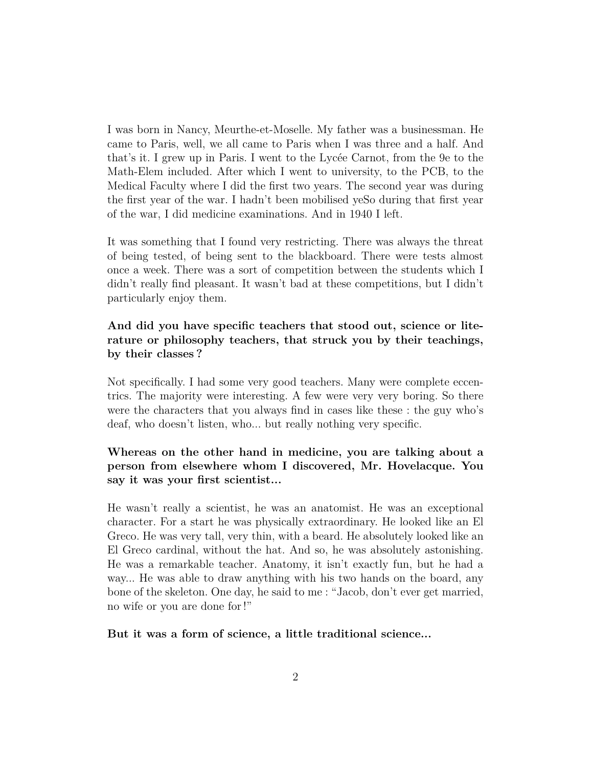I was born in Nancy, Meurthe-et-Moselle. My father was a businessman. He came to Paris, well, we all came to Paris when I was three and a half. And that's it. I grew up in Paris. I went to the Lycée Carnot, from the 9e to the Math-Elem included. After which I went to university, to the PCB, to the Medical Faculty where I did the first two years. The second year was during the first year of the war. I hadn't been mobilised yeSo during that first year of the war, I did medicine examinations. And in 1940 I left.

It was something that I found very restricting. There was always the threat of being tested, of being sent to the blackboard. There were tests almost once a week. There was a sort of competition between the students which I didn't really find pleasant. It wasn't bad at these competitions, but I didn't particularly enjoy them.

**And did you have specific teachers that stood out, science or literature or philosophy teachers, that struck you by their teachings, by their classes ?**

Not specifically. I had some very good teachers. Many were complete eccentrics. The majority were interesting. A few were very very boring. So there were the characters that you always find in cases like these : the guy who's deaf, who doesn't listen, who... but really nothing very specific.

**Whereas on the other hand in medicine, you are talking about a person from elsewhere whom I discovered, Mr. Hovelacque. You say it was your first scientist...**

He wasn't really a scientist, he was an anatomist. He was an exceptional character. For a start he was physically extraordinary. He looked like an El Greco. He was very tall, very thin, with a beard. He absolutely looked like an El Greco cardinal, without the hat. And so, he was absolutely astonishing. He was a remarkable teacher. Anatomy, it isn't exactly fun, but he had a way... He was able to draw anything with his two hands on the board, any bone of the skeleton. One day, he said to me : "Jacob, don't ever get married, no wife or you are done for !"

**But it was a form of science, a little traditional science...**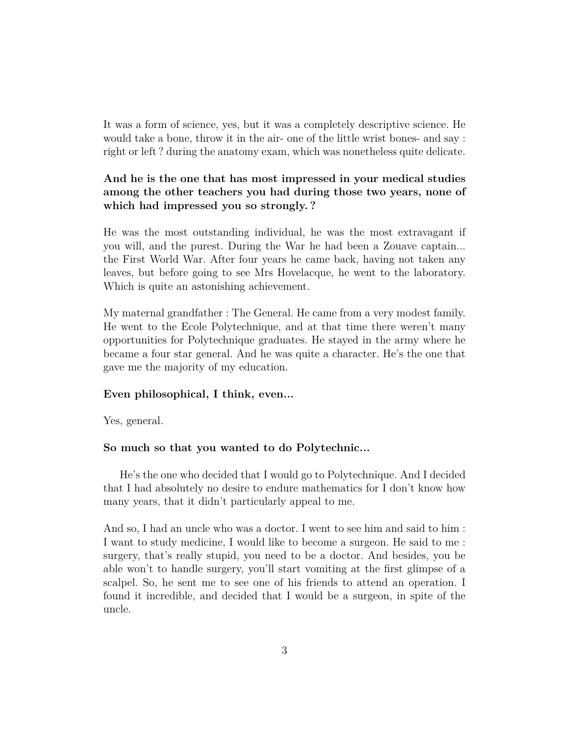It was a form of science, yes, but it was a completely descriptive science. He would take a bone, throw it in the air- one of the little wrist bones- and say : right or left ? during the anatomy exam, which was nonetheless quite delicate.

**And he is the one that has most impressed in your medical studies among the other teachers you had during those two years, none of which had impressed you so strongly. ?**

He was the most outstanding individual, he was the most extravagant if you will, and the purest. During the War he had been a Zouave captain... the First World War. After four years he came back, having not taken any leaves, but before going to see Mrs Hovelacque, he went to the laboratory. Which is quite an astonishing achievement.

My maternal grandfather : The General. He came from a very modest family. He went to the Ecole Polytechnique, and at that time there weren't many opportunities for Polytechnique graduates. He stayed in the army where he became a four star general. And he was quite a character. He's the one that gave me the majority of my education.

**Even philosophical, I think, even...**

Yes, general.

**So much so that you wanted to do Polytechnic...**

He's the one who decided that I would go to Polytechnique. And I decided that I had absolutely no desire to endure mathematics for I don't know how many years, that it didn't particularly appeal to me.

And so, I had an uncle who was a doctor. I went to see him and said to him : I want to study medicine, I would like to become a surgeon. He said to me : surgery, that's really stupid, you need to be a doctor. And besides, you be able won't to handle surgery, you'll start vomiting at the first glimpse of a scalpel. So, he sent me to see one of his friends to attend an operation. I found it incredible, and decided that I would be a surgeon, in spite of the uncle.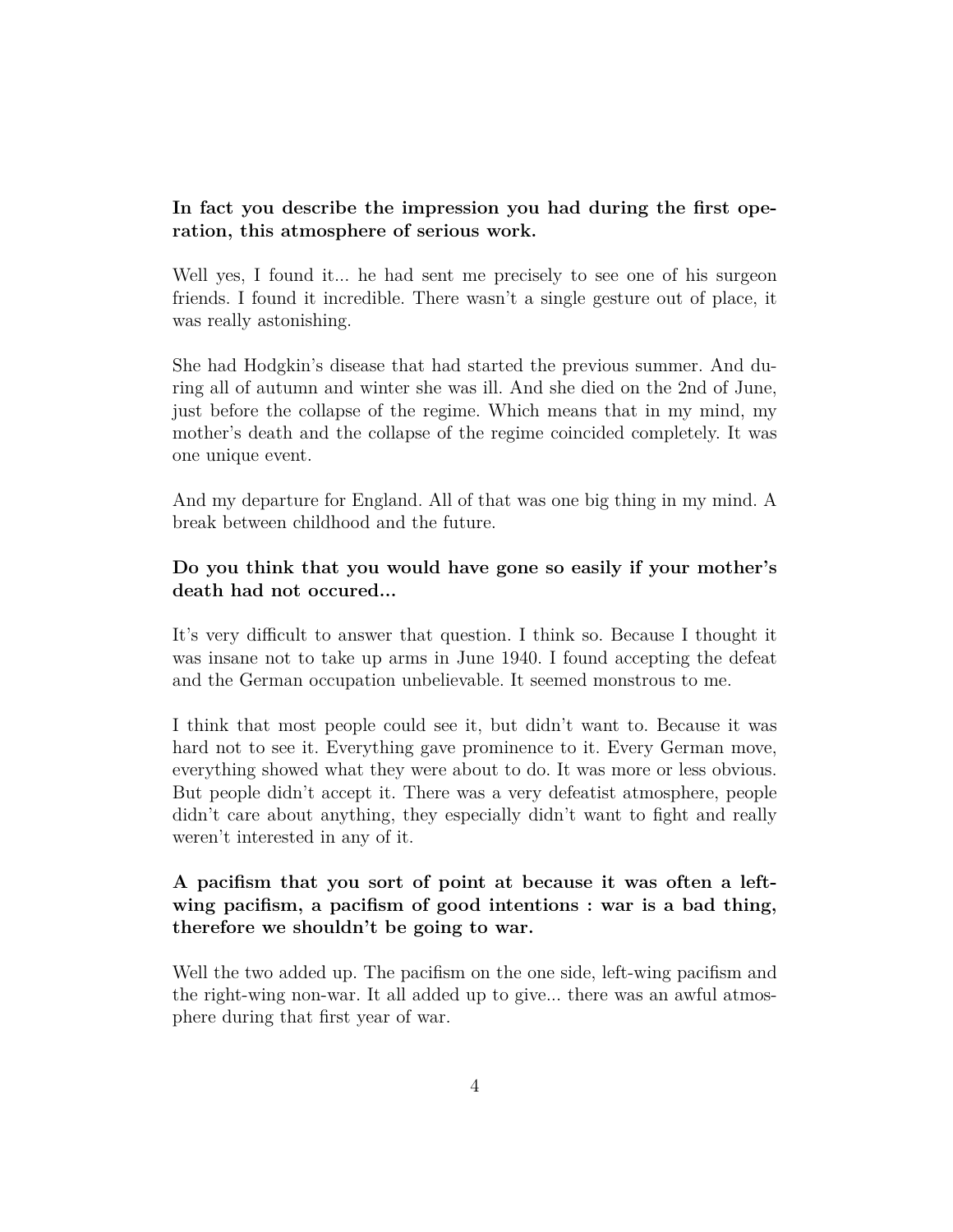**In fact you describe the impression you had during the first operation, this atmosphere of serious work.**

Well yes, I found it... he had sent me precisely to see one of his surgeon friends. I found it incredible. There wasn't a single gesture out of place, it was really astonishing.

She had Hodgkin's disease that had started the previous summer. And during all of autumn and winter she was ill. And she died on the 2nd of June, just before the collapse of the regime. Which means that in my mind, my mother's death and the collapse of the regime coincided completely. It was one unique event.

And my departure for England. All of that was one big thing in my mind. A break between childhood and the future.

**Do you think that you would have gone so easily if your mother's death had not occured...**

It's very difficult to answer that question. I think so. Because I thought it was insane not to take up arms in June 1940. I found accepting the defeat and the German occupation unbelievable. It seemed monstrous to me.

I think that most people could see it, but didn't want to. Because it was hard not to see it. Everything gave prominence to it. Every German move, everything showed what they were about to do. It was more or less obvious. But people didn't accept it. There was a very defeatist atmosphere, people didn't care about anything, they especially didn't want to fight and really weren't interested in any of it.

**A pacifism that you sort of point at because it was often a left-wing pacifism, a pacifism of good intentions : war is a bad thing, therefore we shouldn't be going to war.**

Well the two added up. The pacifism on the one side, left-wing pacifism and the right-wing non-war. It all added up to give... there was an awful atmosphere during that first year of war.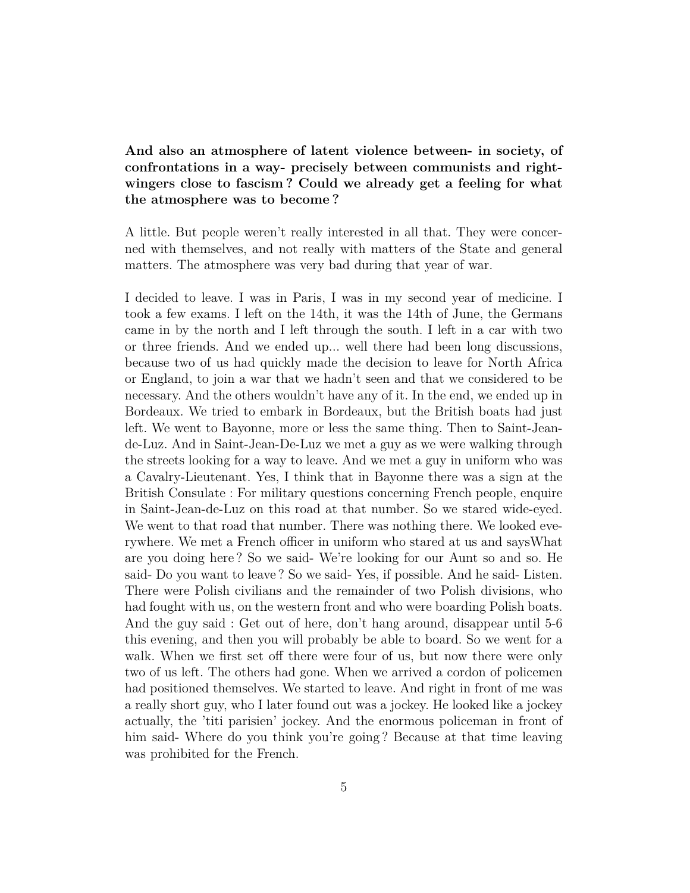**And also an atmosphere of latent violence between- in society, of confrontations in a way- precisely between communists and right-wingers close to fascism ? Could we already get a feeling for what the atmosphere was to become ?**

A little. But people weren't really interested in all that. They were concerned with themselves, and not really with matters of the State and general matters. The atmosphere was very bad during that year of war.

I decided to leave. I was in Paris, I was in my second year of medicine. I took a few exams. I left on the 14th, it was the 14th of June, the Germans came in by the north and I left through the south. I left in a car with two or three friends. And we ended up... well there had been long discussions, because two of us had quickly made the decision to leave for North Africa or England, to join a war that we hadn't seen and that we considered to be necessary. And the others wouldn't have any of it. In the end, we ended up in Bordeaux. We tried to embark in Bordeaux, but the British boats had just left. We went to Bayonne, more or less the same thing. Then to Saint-Jean-de-Luz. And in Saint-Jean-De-Luz we met a guy as we were walking through the streets looking for a way to leave. And we met a guy in uniform who was a Cavalry-Lieutenant. Yes, I think that in Bayonne there was a sign at the British Consulate : For military questions concerning French people, enquire in Saint-Jean-de-Luz on this road at that number. So we stared wide-eyed. We went to that road that number. There was nothing there. We looked everywhere. We met a French officer in uniform who stared at us and saysWhat are you doing here ? So we said- We're looking for our Aunt so and so. He said- Do you want to leave ? So we said- Yes, if possible. And he said- Listen. There were Polish civilians and the remainder of two Polish divisions, who had fought with us, on the western front and who were boarding Polish boats. And the guy said : Get out of here, don't hang around, disappear until 5-6 this evening, and then you will probably be able to board. So we went for a walk. When we first set off there were four of us, but now there were only two of us left. The others had gone. When we arrived a cordon of policemen had positioned themselves. We started to leave. And right in front of me was a really short guy, who I later found out was a jockey. He looked like a jockey actually, the 'titi parisien' jockey. And the enormous policeman in front of him said- Where do you think you're going ? Because at that time leaving was prohibited for the French.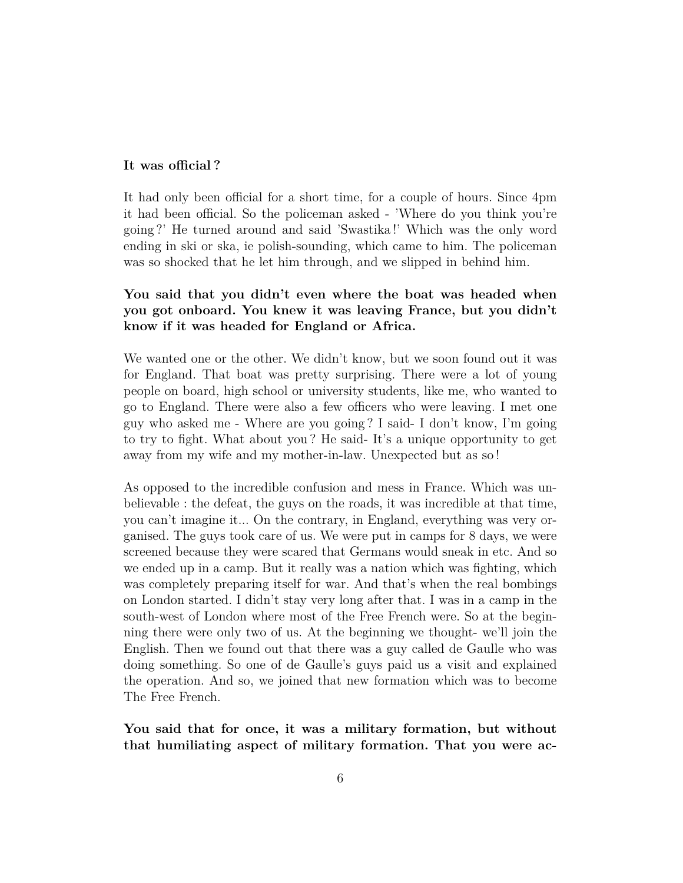**It was official ?**

It had only been official for a short time, for a couple of hours. Since 4pm it had been official. So the policeman asked - 'Where do you think you're going ?' He turned around and said 'Swastika !' Which was the only word ending in ski or ska, ie polish-sounding, which came to him. The policeman was so shocked that he let him through, and we slipped in behind him.

**You said that you didn't even where the boat was headed when you got onboard. You knew it was leaving France, but you didn't know if it was headed for England or Africa.**

We wanted one or the other. We didn't know, but we soon found out it was for England. That boat was pretty surprising. There were a lot of young people on board, high school or university students, like me, who wanted to go to England. There were also a few officers who were leaving. I met one guy who asked me - Where are you going ? I said- I don't know, I'm going to try to fight. What about you ? He said- It's a unique opportunity to get away from my wife and my mother-in-law. Unexpected but as so !

As opposed to the incredible confusion and mess in France. Which was unbelievable : the defeat, the guys on the roads, it was incredible at that time, you can't imagine it... On the contrary, in England, everything was very organised. The guys took care of us. We were put in camps for 8 days, we were screened because they were scared that Germans would sneak in etc. And so we ended up in a camp. But it really was a nation which was fighting, which was completely preparing itself for war. And that's when the real bombings on London started. I didn't stay very long after that. I was in a camp in the south-west of London where most of the Free French were. So at the beginning there were only two of us. At the beginning we thought- we'll join the English. Then we found out that there was a guy called de Gaulle who was doing something. So one of de Gaulle's guys paid us a visit and explained the operation. And so, we joined that new formation which was to become The Free French.

**You said that for once, it was a military formation, but without that humiliating aspect of military formation. That you were ac-**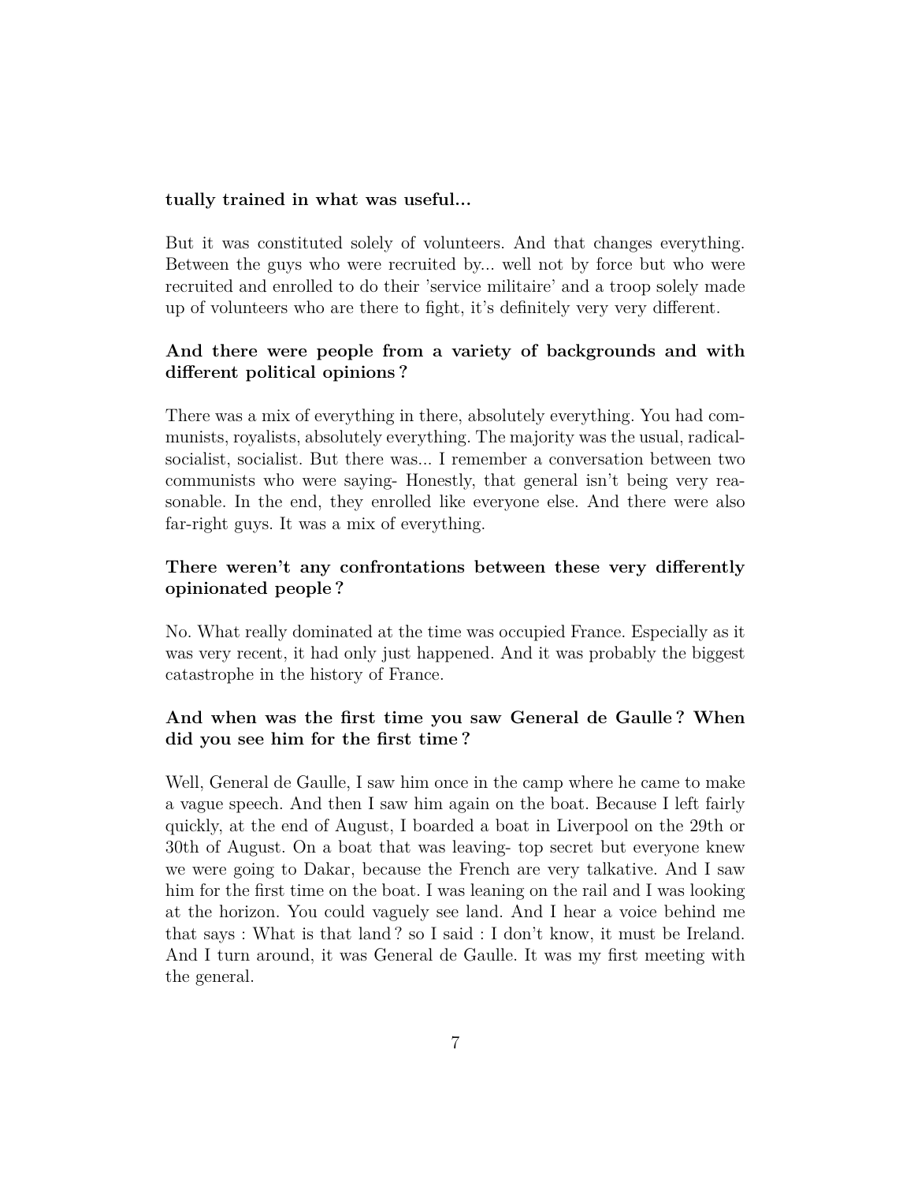**tually trained in what was useful...**

But it was constituted solely of volunteers. And that changes everything. Between the guys who were recruited by... well not by force but who were recruited and enrolled to do their 'service militaire' and a troop solely made up of volunteers who are there to fight, it's definitely very very different.

**And there were people from a variety of backgrounds and with different political opinions ?**

There was a mix of everything in there, absolutely everything. You had communists, royalists, absolutely everything. The majority was the usual, radical-socialist, socialist. But there was... I remember a conversation between two communists who were saying- Honestly, that general isn't being very reasonable. In the end, they enrolled like everyone else. And there were also far-right guys. It was a mix of everything.

**There weren't any confrontations between these very differently opinionated people ?**

No. What really dominated at the time was occupied France. Especially as it was very recent, it had only just happened. And it was probably the biggest catastrophe in the history of France.

**And when was the first time you saw General de Gaulle ? When did you see him for the first time ?**

Well, General de Gaulle, I saw him once in the camp where he came to make a vague speech. And then I saw him again on the boat. Because I left fairly quickly, at the end of August, I boarded a boat in Liverpool on the 29th or 30th of August. On a boat that was leaving- top secret but everyone knew we were going to Dakar, because the French are very talkative. And I saw him for the first time on the boat. I was leaning on the rail and I was looking at the horizon. You could vaguely see land. And I hear a voice behind me that says : What is that land ? so I said : I don't know, it must be Ireland. And I turn around, it was General de Gaulle. It was my first meeting with the general.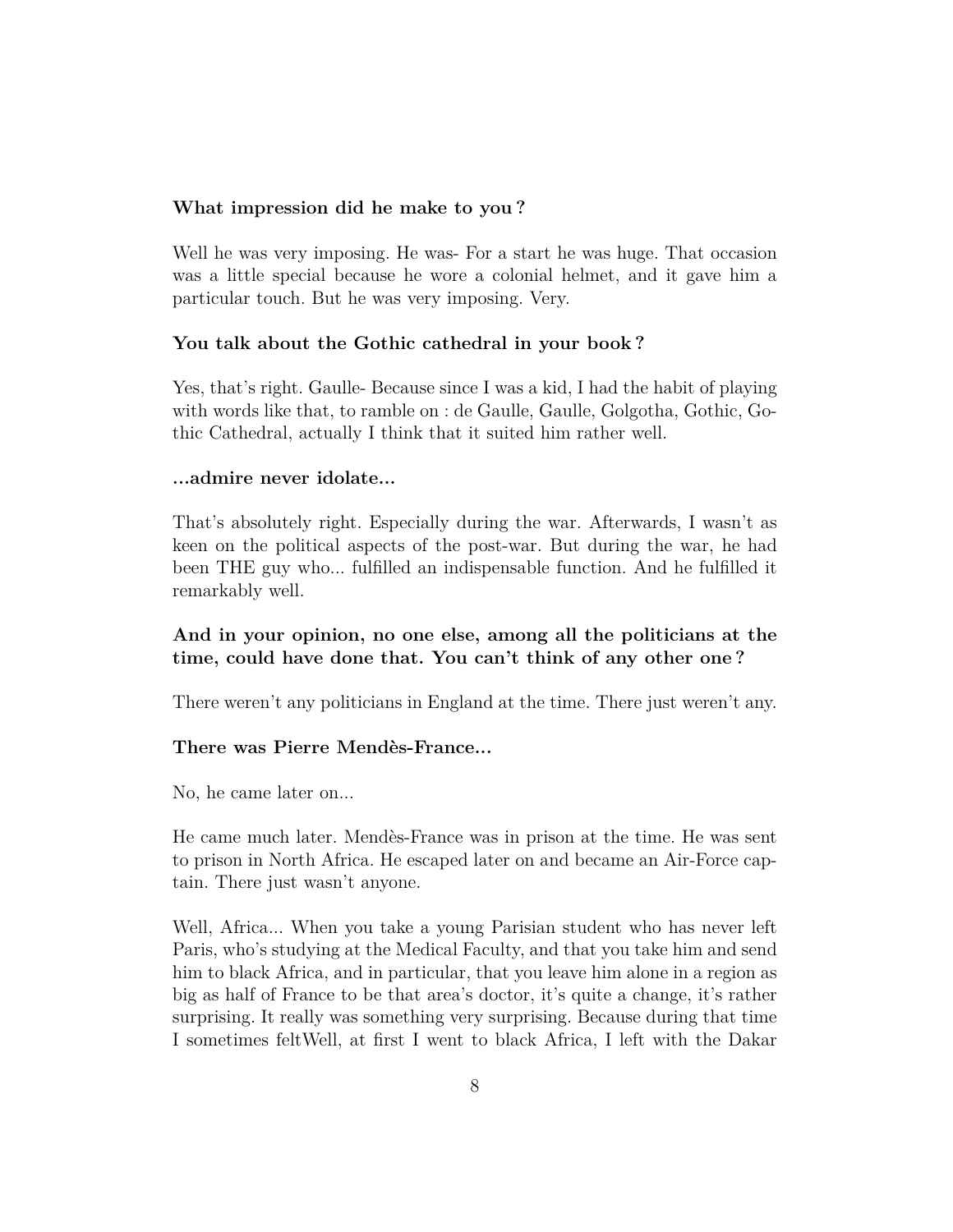**What impression did he make to you ?**

Well he was very imposing. He was- For a start he was huge. That occasion was a little special because he wore a colonial helmet, and it gave him a particular touch. But he was very imposing. Very.

**You talk about the Gothic cathedral in your book ?**

Yes, that's right. Gaulle- Because since I was a kid, I had the habit of playing with words like that, to ramble on : de Gaulle, Gaulle, Golgotha, Gothic, Gothic Cathedral, actually I think that it suited him rather well.

**...admire never idolate...**

That's absolutely right. Especially during the war. Afterwards, I wasn't as keen on the political aspects of the post-war. But during the war, he had been THE guy who... fulfilled an indispensable function. And he fulfilled it remarkably well.

**And in your opinion, no one else, among all the politicians at the time, could have done that. You can't think of any other one ?**

There weren't any politicians in England at the time. There just weren't any.

**There was Pierre Mendès-France...**

No, he came later on...

He came much later. Mendès-France was in prison at the time. He was sent to prison in North Africa. He escaped later on and became an Air-Force captain. There just wasn't anyone.

Well, Africa... When you take a young Parisian student who has never left Paris, who's studying at the Medical Faculty, and that you take him and send him to black Africa, and in particular, that you leave him alone in a region as big as half of France to be that area's doctor, it's quite a change, it's rather surprising. It really was something very surprising. Because during that time I sometimes feltWell, at first I went to black Africa, I left with the Dakar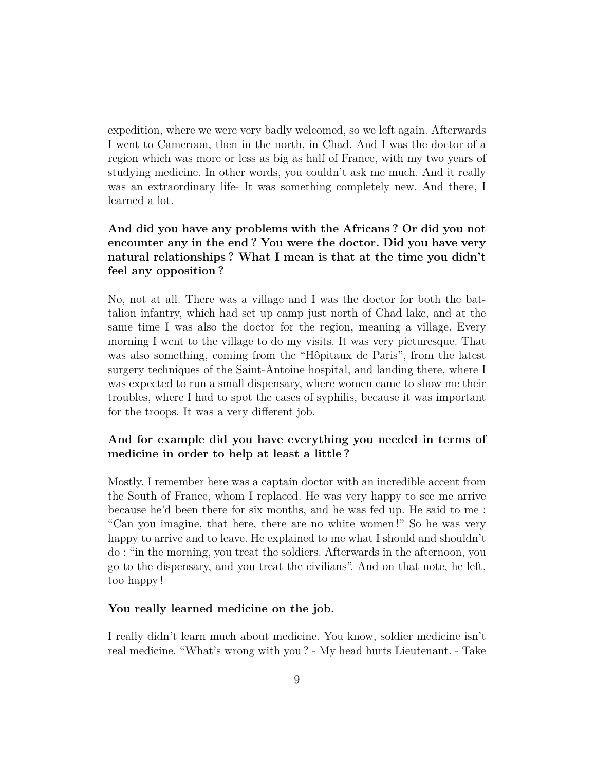expedition, where we were very badly welcomed, so we left again. Afterwards I went to Cameroon, then in the north, in Chad. And I was the doctor of a region which was more or less as big as half of France, with my two years of studying medicine. In other words, you couldn't ask me much. And it really was an extraordinary life- It was something completely new. And there, I learned a lot.

**And did you have any problems with the Africans ? Or did you not encounter any in the end ? You were the doctor. Did you have very natural relationships ? What I mean is that at the time you didn't feel any opposition ?**

No, not at all. There was a village and I was the doctor for both the battalion infantry, which had set up camp just north of Chad lake, and at the same time I was also the doctor for the region, meaning a village. Every morning I went to the village to do my visits. It was very picturesque. That was also something, coming from the "Hôpitaux de Paris", from the latest surgery techniques of the Saint-Antoine hospital, and landing there, where I was expected to run a small dispensary, where women came to show me their troubles, where I had to spot the cases of syphilis, because it was important for the troops. It was a very different job.

**And for example did you have everything you needed in terms of medicine in order to help at least a little ?**

Mostly. I remember here was a captain doctor with an incredible accent from the South of France, whom I replaced. He was very happy to see me arrive because he'd been there for six months, and he was fed up. He said to me : "Can you imagine, that here, there are no white women !" So he was very happy to arrive and to leave. He explained to me what I should and shouldn't do : "in the morning, you treat the soldiers. Afterwards in the afternoon, you go to the dispensary, and you treat the civilians". And on that note, he left, too happy !

**You really learned medicine on the job.**

I really didn't learn much about medicine. You know, soldier medicine isn't real medicine. "What's wrong with you ? - My head hurts Lieutenant. - Take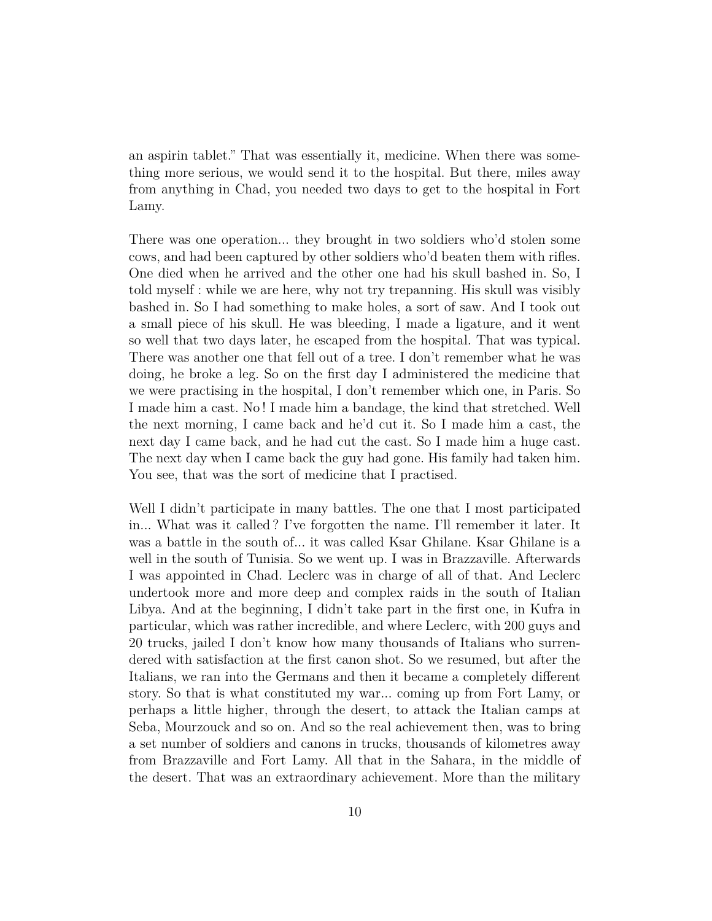an aspirin tablet." That was essentially it, medicine. When there was something more serious, we would send it to the hospital. But there, miles away from anything in Chad, you needed two days to get to the hospital in Fort Lamy.

There was one operation... they brought in two soldiers who'd stolen some cows, and had been captured by other soldiers who'd beaten them with rifles. One died when he arrived and the other one had his skull bashed in. So, I told myself : while we are here, why not try trepanning. His skull was visibly bashed in. So I had something to make holes, a sort of saw. And I took out a small piece of his skull. He was bleeding, I made a ligature, and it went so well that two days later, he escaped from the hospital. That was typical. There was another one that fell out of a tree. I don't remember what he was doing, he broke a leg. So on the first day I administered the medicine that we were practising in the hospital, I don't remember which one, in Paris. So I made him a cast. No ! I made him a bandage, the kind that stretched. Well the next morning, I came back and he'd cut it. So I made him a cast, the next day I came back, and he had cut the cast. So I made him a huge cast. The next day when I came back the guy had gone. His family had taken him. You see, that was the sort of medicine that I practised.

Well I didn't participate in many battles. The one that I most participated in... What was it called ? I've forgotten the name. I'll remember it later. It was a battle in the south of... it was called Ksar Ghilane. Ksar Ghilane is a well in the south of Tunisia. So we went up. I was in Brazzaville. Afterwards I was appointed in Chad. Leclerc was in charge of all of that. And Leclerc undertook more and more deep and complex raids in the south of Italian Libya. And at the beginning, I didn't take part in the first one, in Kufra in particular, which was rather incredible, and where Leclerc, with 200 guys and 20 trucks, jailed I don't know how many thousands of Italians who surrendered with satisfaction at the first canon shot. So we resumed, but after the Italians, we ran into the Germans and then it became a completely different story. So that is what constituted my war... coming up from Fort Lamy, or perhaps a little higher, through the desert, to attack the Italian camps at Seba, Mourzouck and so on. And so the real achievement then, was to bring a set number of soldiers and canons in trucks, thousands of kilometres away from Brazzaville and Fort Lamy. All that in the Sahara, in the middle of the desert. That was an extraordinary achievement. More than the military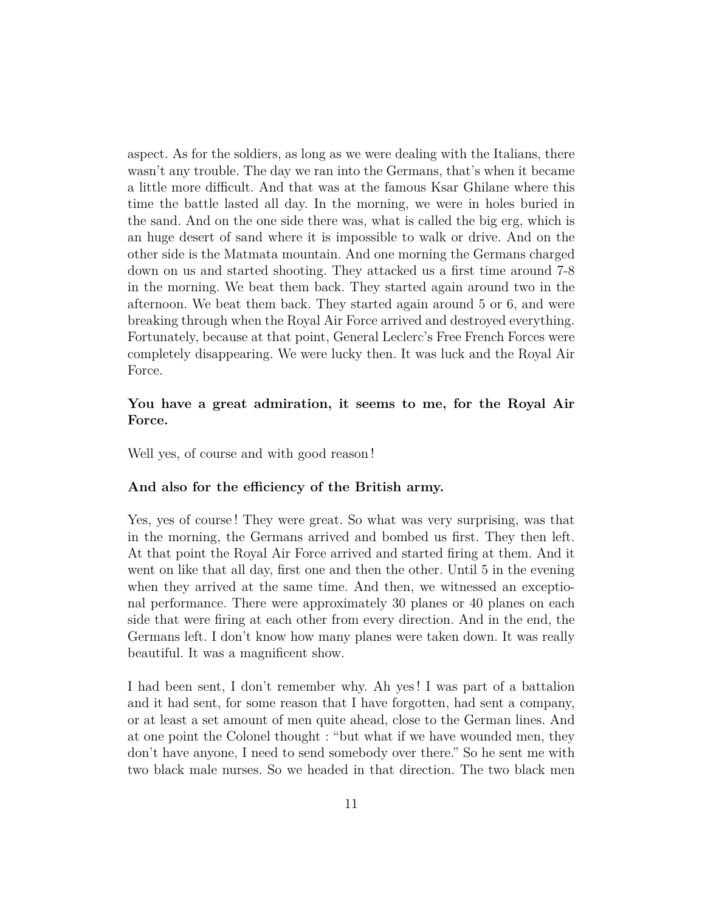aspect. As for the soldiers, as long as we were dealing with the Italians, there wasn't any trouble. The day we ran into the Germans, that's when it became a little more difficult. And that was at the famous Ksar Ghilane where this time the battle lasted all day. In the morning, we were in holes buried in the sand. And on the one side there was, what is called the big erg, which is an huge desert of sand where it is impossible to walk or drive. And on the other side is the Matmata mountain. And one morning the Germans charged down on us and started shooting. They attacked us a first time around 7-8 in the morning. We beat them back. They started again around two in the afternoon. We beat them back. They started again around 5 or 6, and were breaking through when the Royal Air Force arrived and destroyed everything. Fortunately, because at that point, General Leclerc's Free French Forces were completely disappearing. We were lucky then. It was luck and the Royal Air Force.

**You have a great admiration, it seems to me, for the Royal Air Force.**

Well yes, of course and with good reason!

**And also for the efficiency of the British army.**

Yes, yes of course! They were great. So what was very surprising, was that in the morning, the Germans arrived and bombed us first. They then left. At that point the Royal Air Force arrived and started firing at them. And it went on like that all day, first one and then the other. Until 5 in the evening when they arrived at the same time. And then, we witnessed an exceptional performance. There were approximately 30 planes or 40 planes on each side that were firing at each other from every direction. And in the end, the Germans left. I don't know how many planes were taken down. It was really beautiful. It was a magnificent show.

I had been sent, I don't remember why. Ah yes! I was part of a battalion and it had sent, for some reason that I have forgotten, had sent a company, or at least a set amount of men quite ahead, close to the German lines. And at one point the Colonel thought : "but what if we have wounded men, they don't have anyone, I need to send somebody over there." So he sent me with two black male nurses. So we headed in that direction. The two black men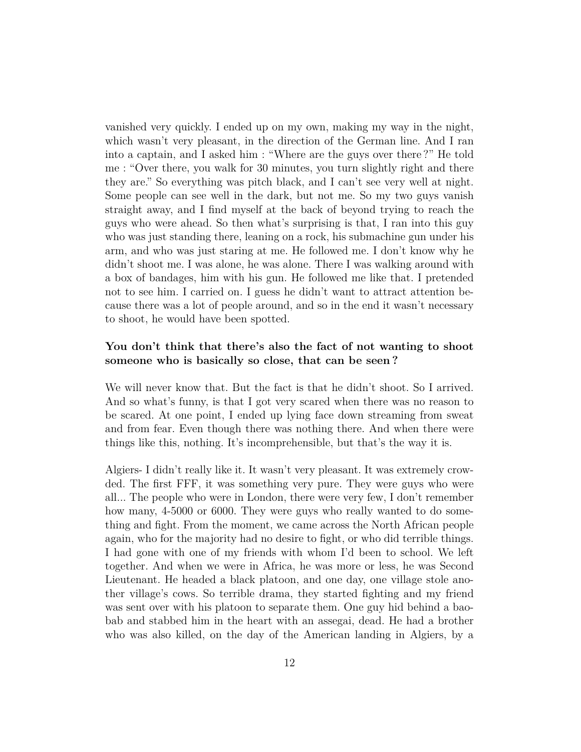vanished very quickly. I ended up on my own, making my way in the night, which wasn't very pleasant, in the direction of the German line. And I ran into a captain, and I asked him : "Where are the guys over there ?" He told me : "Over there, you walk for 30 minutes, you turn slightly right and there they are." So everything was pitch black, and I can't see very well at night. Some people can see well in the dark, but not me. So my two guys vanish straight away, and I find myself at the back of beyond trying to reach the guys who were ahead. So then what's surprising is that, I ran into this guy who was just standing there, leaning on a rock, his submachine gun under his arm, and who was just staring at me. He followed me. I don't know why he didn't shoot me. I was alone, he was alone. There I was walking around with a box of bandages, him with his gun. He followed me like that. I pretended not to see him. I carried on. I guess he didn't want to attract attention because there was a lot of people around, and so in the end it wasn't necessary to shoot, he would have been spotted.

**You don't think that there's also the fact of not wanting to shoot someone who is basically so close, that can be seen ?**

We will never know that. But the fact is that he didn't shoot. So I arrived. And so what's funny, is that I got very scared when there was no reason to be scared. At one point, I ended up lying face down streaming from sweat and from fear. Even though there was nothing there. And when there were things like this, nothing. It's incomprehensible, but that's the way it is.

Algiers- I didn't really like it. It wasn't very pleasant. It was extremely crowded. The first FFF, it was something very pure. They were guys who were all... The people who were in London, there were very few, I don't remember how many, 4-5000 or 6000. They were guys who really wanted to do something and fight. From the moment, we came across the North African people again, who for the majority had no desire to fight, or who did terrible things. I had gone with one of my friends with whom I'd been to school. We left together. And when we were in Africa, he was more or less, he was Second Lieutenant. He headed a black platoon, and one day, one village stole another village's cows. So terrible drama, they started fighting and my friend was sent over with his platoon to separate them. One guy hid behind a baobab and stabbed him in the heart with an assegai, dead. He had a brother who was also killed, on the day of the American landing in Algiers, by a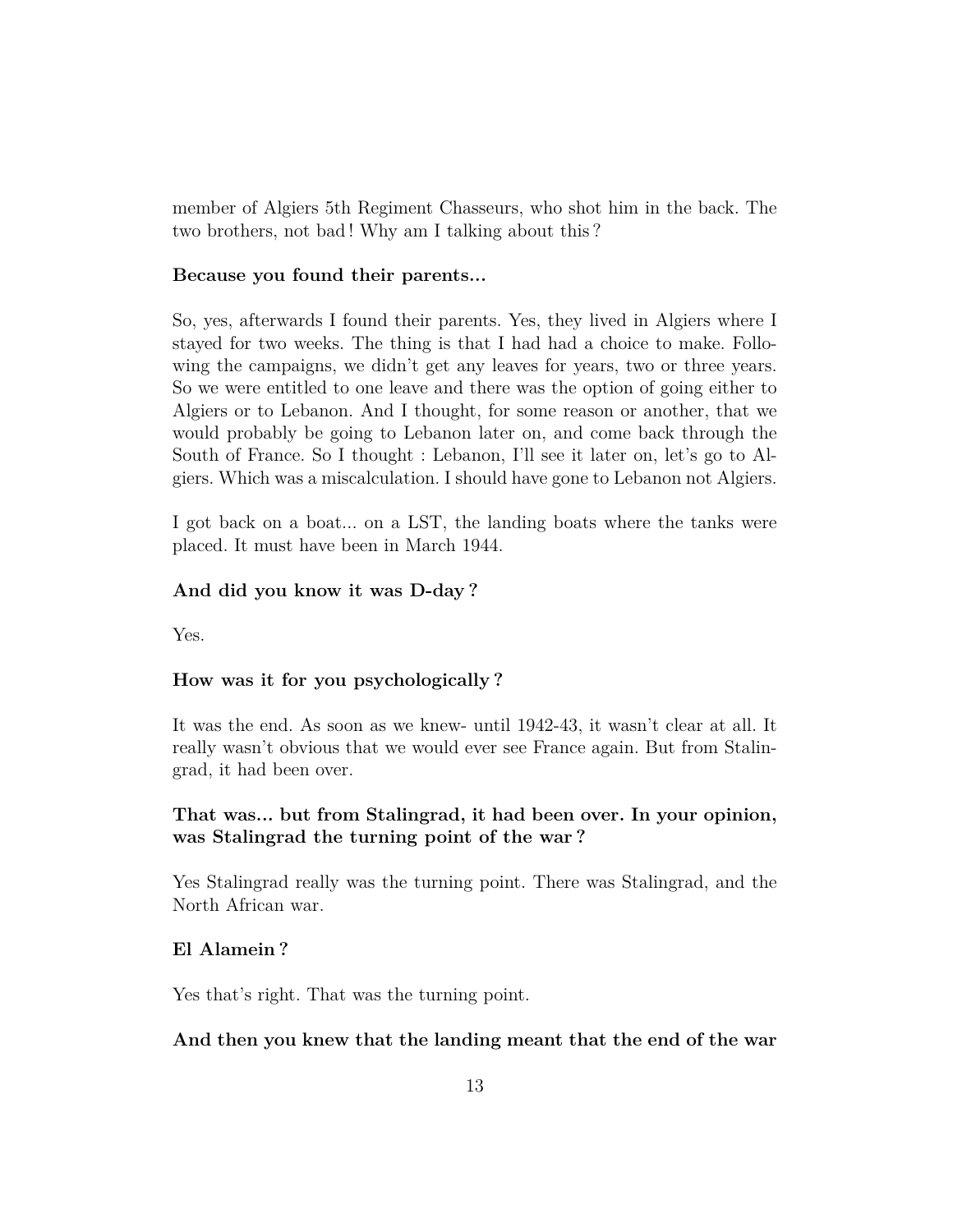member of Algiers 5th Regiment Chasseurs, who shot him in the back. The two brothers, not bad ! Why am I talking about this ?

**Because you found their parents...**

So, yes, afterwards I found their parents. Yes, they lived in Algiers where I stayed for two weeks. The thing is that I had had a choice to make. Following the campaigns, we didn't get any leaves for years, two or three years. So we were entitled to one leave and there was the option of going either to Algiers or to Lebanon. And I thought, for some reason or another, that we would probably be going to Lebanon later on, and come back through the South of France. So I thought : Lebanon, I'll see it later on, let's go to Algiers. Which was a miscalculation. I should have gone to Lebanon not Algiers.

I got back on a boat... on a LST, the landing boats where the tanks were placed. It must have been in March 1944.

**And did you know it was D-day ?**

Yes.

**How was it for you psychologically ?**

It was the end. As soon as we knew- until 1942-43, it wasn't clear at all. It really wasn't obvious that we would ever see France again. But from Stalingrad, it had been over.

**That was... but from Stalingrad, it had been over. In your opinion, was Stalingrad the turning point of the war ?**

Yes Stalingrad really was the turning point. There was Stalingrad, and the North African war.

**El Alamein ?**

Yes that's right. That was the turning point.

**And then you knew that the landing meant that the end of the war**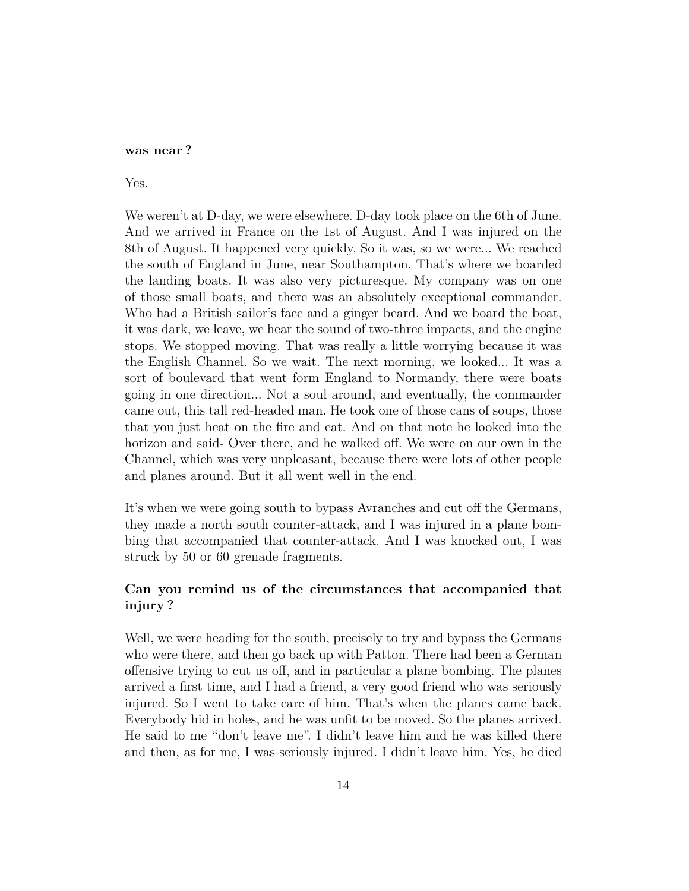**was near ?**

Yes.

We weren't at D-day, we were elsewhere. D-day took place on the 6th of June. And we arrived in France on the 1st of August. And I was injured on the 8th of August. It happened very quickly. So it was, so we were... We reached the south of England in June, near Southampton. That's where we boarded the landing boats. It was also very picturesque. My company was on one of those small boats, and there was an absolutely exceptional commander. Who had a British sailor's face and a ginger beard. And we board the boat, it was dark, we leave, we hear the sound of two-three impacts, and the engine stops. We stopped moving. That was really a little worrying because it was the English Channel. So we wait. The next morning, we looked... It was a sort of boulevard that went form England to Normandy, there were boats going in one direction... Not a soul around, and eventually, the commander came out, this tall red-headed man. He took one of those cans of soups, those that you just heat on the fire and eat. And on that note he looked into the horizon and said- Over there, and he walked off. We were on our own in the Channel, which was very unpleasant, because there were lots of other people and planes around. But it all went well in the end.

It's when we were going south to bypass Avranches and cut off the Germans, they made a north south counter-attack, and I was injured in a plane bombing that accompanied that counter-attack. And I was knocked out, I was struck by 50 or 60 grenade fragments.

**Can you remind us of the circumstances that accompanied that injury ?**

Well, we were heading for the south, precisely to try and bypass the Germans who were there, and then go back up with Patton. There had been a German offensive trying to cut us off, and in particular a plane bombing. The planes arrived a first time, and I had a friend, a very good friend who was seriously injured. So I went to take care of him. That's when the planes came back. Everybody hid in holes, and he was unfit to be moved. So the planes arrived. He said to me "don't leave me". I didn't leave him and he was killed there and then, as for me, I was seriously injured. I didn't leave him. Yes, he died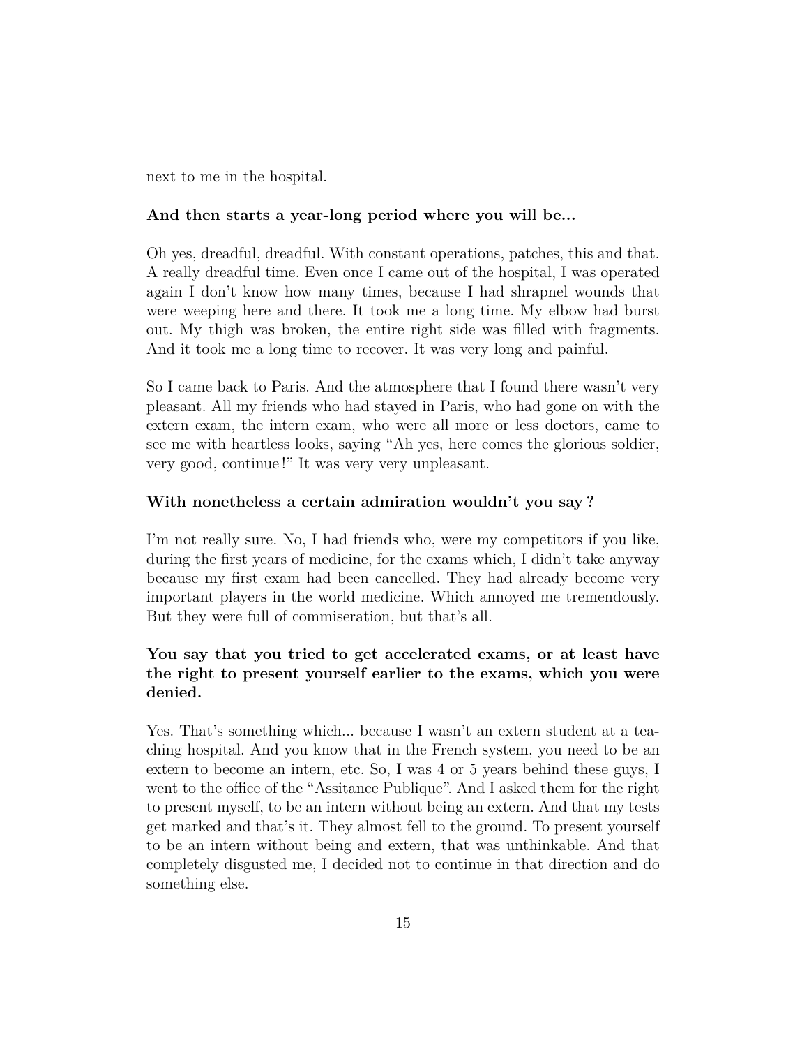next to me in the hospital.

**And then starts a year-long period where you will be...**

Oh yes, dreadful, dreadful. With constant operations, patches, this and that. A really dreadful time. Even once I came out of the hospital, I was operated again I don't know how many times, because I had shrapnel wounds that were weeping here and there. It took me a long time. My elbow had burst out. My thigh was broken, the entire right side was filled with fragments. And it took me a long time to recover. It was very long and painful.

So I came back to Paris. And the atmosphere that I found there wasn't very pleasant. All my friends who had stayed in Paris, who had gone on with the extern exam, the intern exam, who were all more or less doctors, came to see me with heartless looks, saying "Ah yes, here comes the glorious soldier, very good, continue !" It was very very unpleasant.

**With nonetheless a certain admiration wouldn't you say ?**

I'm not really sure. No, I had friends who, were my competitors if you like, during the first years of medicine, for the exams which, I didn't take anyway because my first exam had been cancelled. They had already become very important players in the world medicine. Which annoyed me tremendously. But they were full of commiseration, but that's all.

**You say that you tried to get accelerated exams, or at least have the right to present yourself earlier to the exams, which you were denied.**

Yes. That's something which... because I wasn't an extern student at a teaching hospital. And you know that in the French system, you need to be an extern to become an intern, etc. So, I was 4 or 5 years behind these guys, I went to the office of the "Assitance Publique". And I asked them for the right to present myself, to be an intern without being an extern. And that my tests get marked and that's it. They almost fell to the ground. To present yourself to be an intern without being and extern, that was unthinkable. And that completely disgusted me, I decided not to continue in that direction and do something else.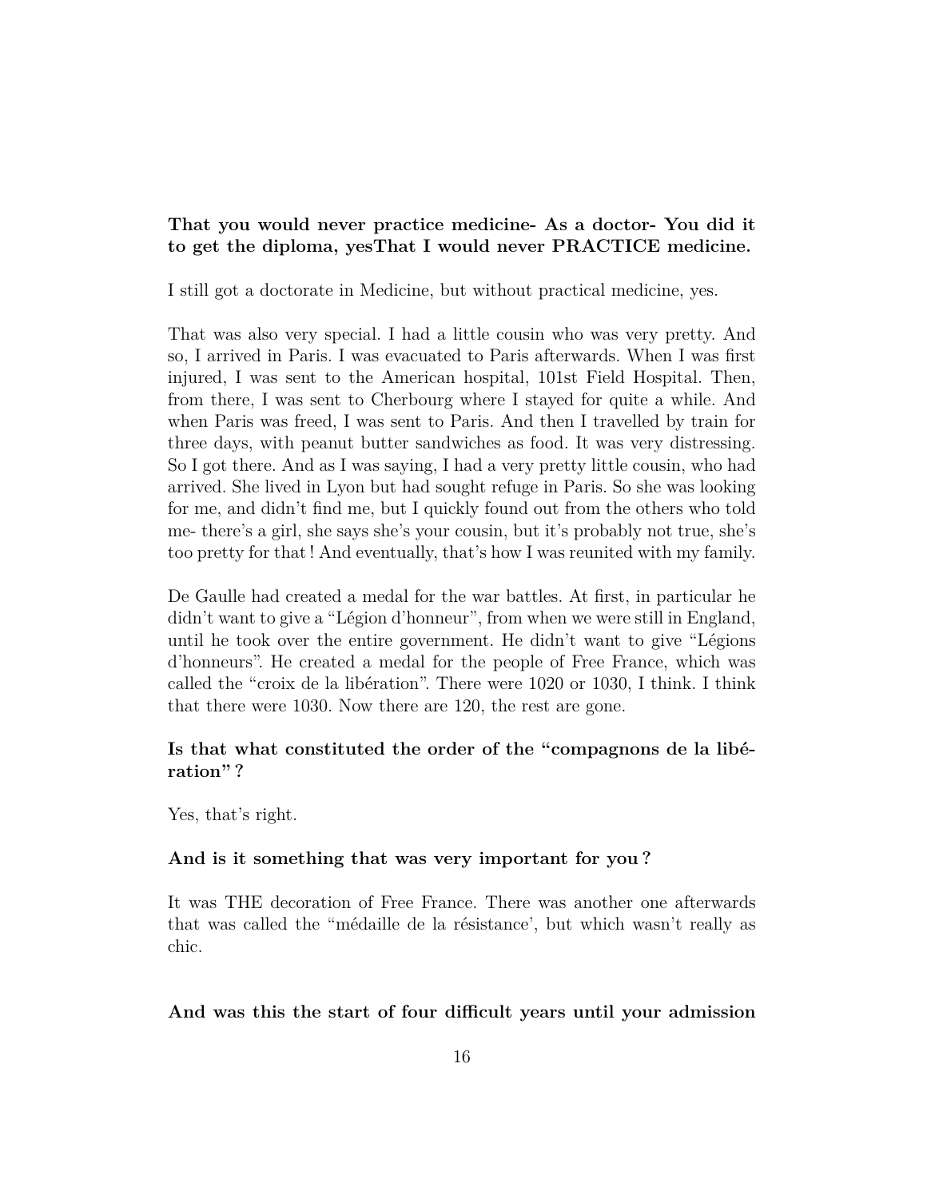**That you would never practice medicine- As a doctor- You did it to get the diploma, yesThat I would never PRACTICE medicine.**

I still got a doctorate in Medicine, but without practical medicine, yes.

That was also very special. I had a little cousin who was very pretty. And so, I arrived in Paris. I was evacuated to Paris afterwards. When I was first injured, I was sent to the American hospital, 101st Field Hospital. Then, from there, I was sent to Cherbourg where I stayed for quite a while. And when Paris was freed, I was sent to Paris. And then I travelled by train for three days, with peanut butter sandwiches as food. It was very distressing. So I got there. And as I was saying, I had a very pretty little cousin, who had arrived. She lived in Lyon but had sought refuge in Paris. So she was looking for me, and didn't find me, but I quickly found out from the others who told me- there's a girl, she says she's your cousin, but it's probably not true, she's too pretty for that ! And eventually, that's how I was reunited with my family.

De Gaulle had created a medal for the war battles. At first, in particular he didn't want to give a "Légion d'honneur", from when we were still in England, until he took over the entire government. He didn't want to give "Légions d'honneurs". He created a medal for the people of Free France, which was called the "croix de la libération". There were 1020 or 1030, I think. I think that there were 1030. Now there are 120, the rest are gone.

**Is that what constituted the order of the "compagnons de la libération" ?**

Yes, that's right.

**And is it something that was very important for you ?**

It was THE decoration of Free France. There was another one afterwards that was called the "médaille de la résistance', but which wasn't really as chic.

**And was this the start of four difficult years until your admission**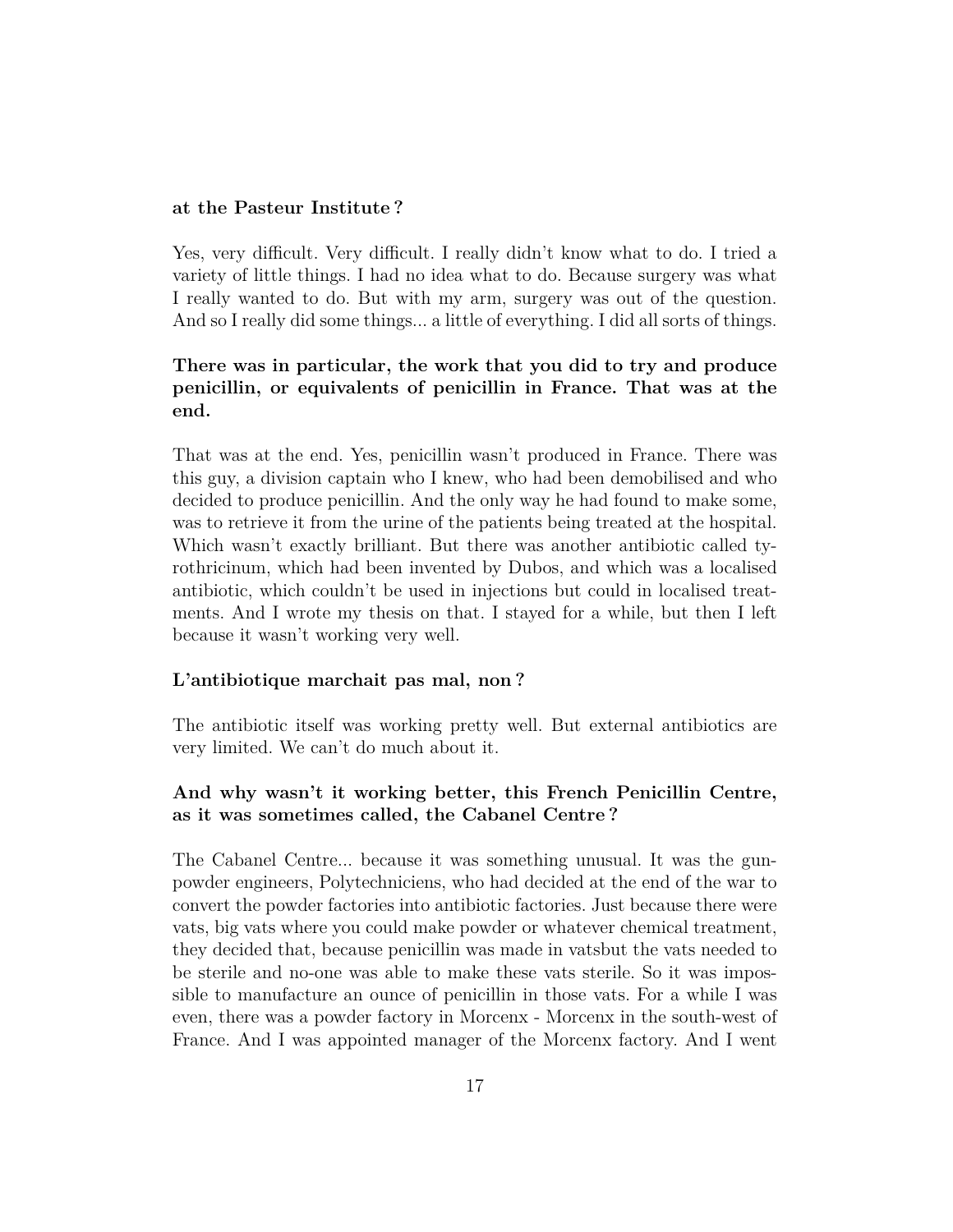**at the Pasteur Institute ?**

Yes, very difficult. Very difficult. I really didn't know what to do. I tried a variety of little things. I had no idea what to do. Because surgery was what I really wanted to do. But with my arm, surgery was out of the question. And so I really did some things... a little of everything. I did all sorts of things.

**There was in particular, the work that you did to try and produce penicillin, or equivalents of penicillin in France. That was at the end.**

That was at the end. Yes, penicillin wasn't produced in France. There was this guy, a division captain who I knew, who had been demobilised and who decided to produce penicillin. And the only way he had found to make some, was to retrieve it from the urine of the patients being treated at the hospital. Which wasn't exactly brilliant. But there was another antibiotic called tyrothricinum, which had been invented by Dubos, and which was a localised antibiotic, which couldn't be used in injections but could in localised treatments. And I wrote my thesis on that. I stayed for a while, but then I left because it wasn't working very well.

**L'antibiotique marchait pas mal, non ?**

The antibiotic itself was working pretty well. But external antibiotics are very limited. We can't do much about it.

**And why wasn't it working better, this French Penicillin Centre, as it was sometimes called, the Cabanel Centre ?**

The Cabanel Centre... because it was something unusual. It was the gunpowder engineers, Polytechniciens, who had decided at the end of the war to convert the powder factories into antibiotic factories. Just because there were vats, big vats where you could make powder or whatever chemical treatment, they decided that, because penicillin was made in vatsbut the vats needed to be sterile and no-one was able to make these vats sterile. So it was impossible to manufacture an ounce of penicillin in those vats. For a while I was even, there was a powder factory in Morcenx - Morcenx in the south-west of France. And I was appointed manager of the Morcenx factory. And I went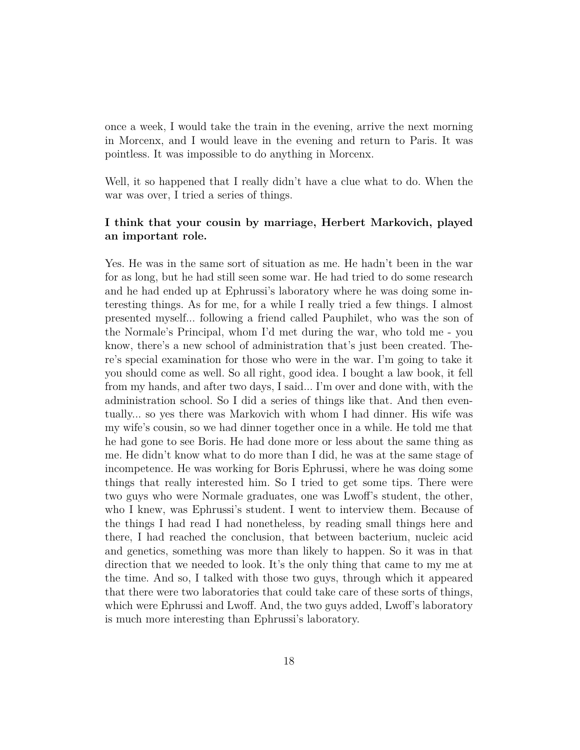once a week, I would take the train in the evening, arrive the next morning in Morcenx, and I would leave in the evening and return to Paris. It was pointless. It was impossible to do anything in Morcenx.

Well, it so happened that I really didn't have a clue what to do. When the war was over, I tried a series of things.

**I think that your cousin by marriage, Herbert Markovich, played an important role.**

Yes. He was in the same sort of situation as me. He hadn't been in the war for as long, but he had still seen some war. He had tried to do some research and he had ended up at Ephrussi's laboratory where he was doing some interesting things. As for me, for a while I really tried a few things. I almost presented myself... following a friend called Pauphilet, who was the son of the Normale's Principal, whom I'd met during the war, who told me - you know, there's a new school of administration that's just been created. There's special examination for those who were in the war. I'm going to take it you should come as well. So all right, good idea. I bought a law book, it fell from my hands, and after two days, I said... I'm over and done with, with the administration school. So I did a series of things like that. And then eventually... so yes there was Markovich with whom I had dinner. His wife was my wife's cousin, so we had dinner together once in a while. He told me that he had gone to see Boris. He had done more or less about the same thing as me. He didn't know what to do more than I did, he was at the same stage of incompetence. He was working for Boris Ephrussi, where he was doing some things that really interested him. So I tried to get some tips. There were two guys who were Normale graduates, one was Lwoff's student, the other, who I knew, was Ephrussi's student. I went to interview them. Because of the things I had read I had nonetheless, by reading small things here and there, I had reached the conclusion, that between bacterium, nucleic acid and genetics, something was more than likely to happen. So it was in that direction that we needed to look. It's the only thing that came to my me at the time. And so, I talked with those two guys, through which it appeared that there were two laboratories that could take care of these sorts of things, which were Ephrussi and Lwoff. And, the two guys added, Lwoff's laboratory is much more interesting than Ephrussi's laboratory.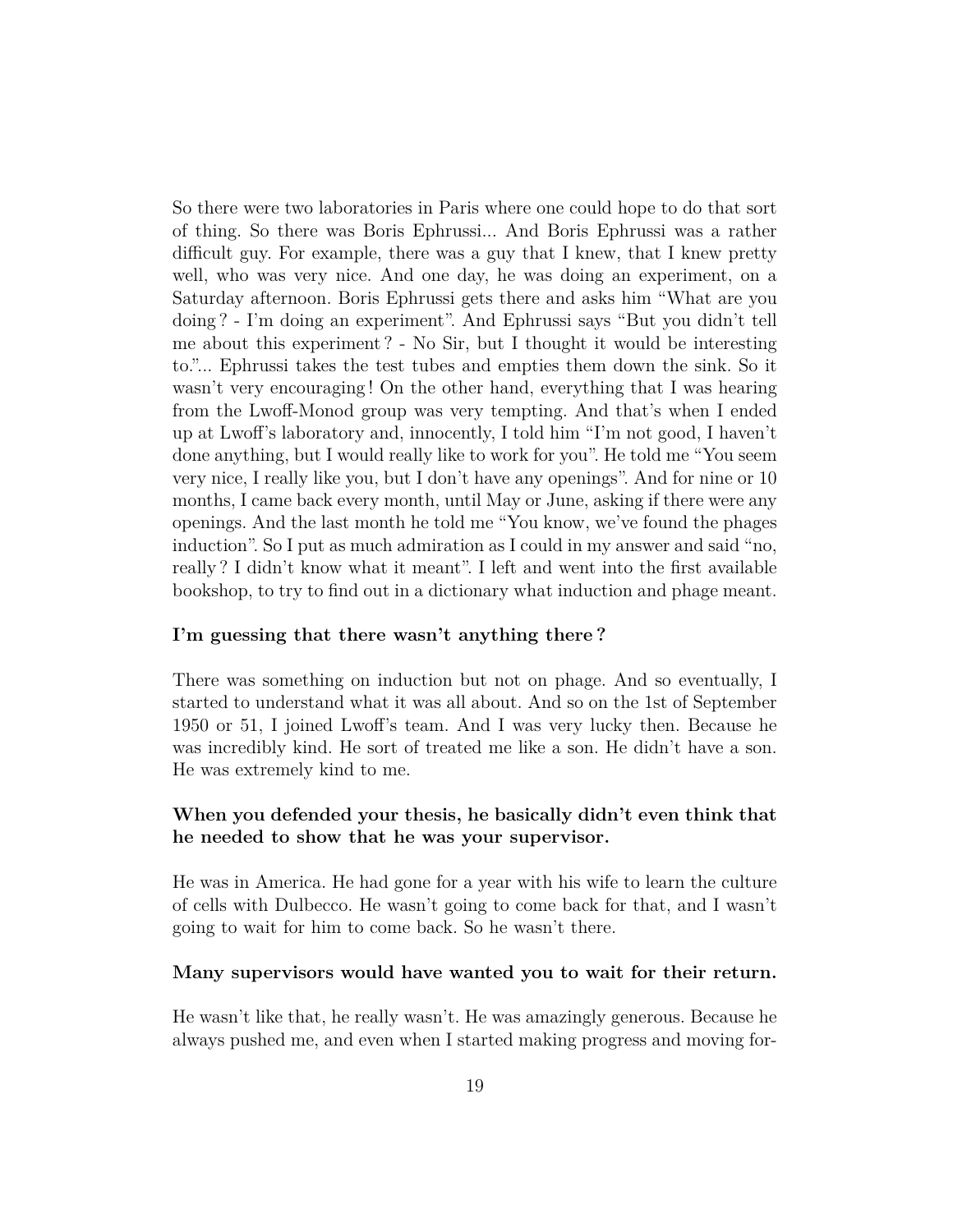So there were two laboratories in Paris where one could hope to do that sort of thing. So there was Boris Ephrussi... And Boris Ephrussi was a rather difficult guy. For example, there was a guy that I knew, that I knew pretty well, who was very nice. And one day, he was doing an experiment, on a Saturday afternoon. Boris Ephrussi gets there and asks him "What are you doing ? - I'm doing an experiment". And Ephrussi says "But you didn't tell me about this experiment ? - No Sir, but I thought it would be interesting to."... Ephrussi takes the test tubes and empties them down the sink. So it wasn't very encouraging ! On the other hand, everything that I was hearing from the Lwoff-Monod group was very tempting. And that's when I ended up at Lwoff's laboratory and, innocently, I told him "I'm not good, I haven't done anything, but I would really like to work for you". He told me "You seem very nice, I really like you, but I don't have any openings". And for nine or 10 months, I came back every month, until May or June, asking if there were any openings. And the last month he told me "You know, we've found the phages induction". So I put as much admiration as I could in my answer and said "no, really ? I didn't know what it meant". I left and went into the first available bookshop, to try to find out in a dictionary what induction and phage meant.

**I'm guessing that there wasn't anything there ?**

There was something on induction but not on phage. And so eventually, I started to understand what it was all about. And so on the 1st of September 1950 or 51, I joined Lwoff's team. And I was very lucky then. Because he was incredibly kind. He sort of treated me like a son. He didn't have a son. He was extremely kind to me.

**When you defended your thesis, he basically didn't even think that he needed to show that he was your supervisor.**

He was in America. He had gone for a year with his wife to learn the culture of cells with Dulbecco. He wasn't going to come back for that, and I wasn't going to wait for him to come back. So he wasn't there.

**Many supervisors would have wanted you to wait for their return.**

He wasn't like that, he really wasn't. He was amazingly generous. Because he always pushed me, and even when I started making progress and moving for-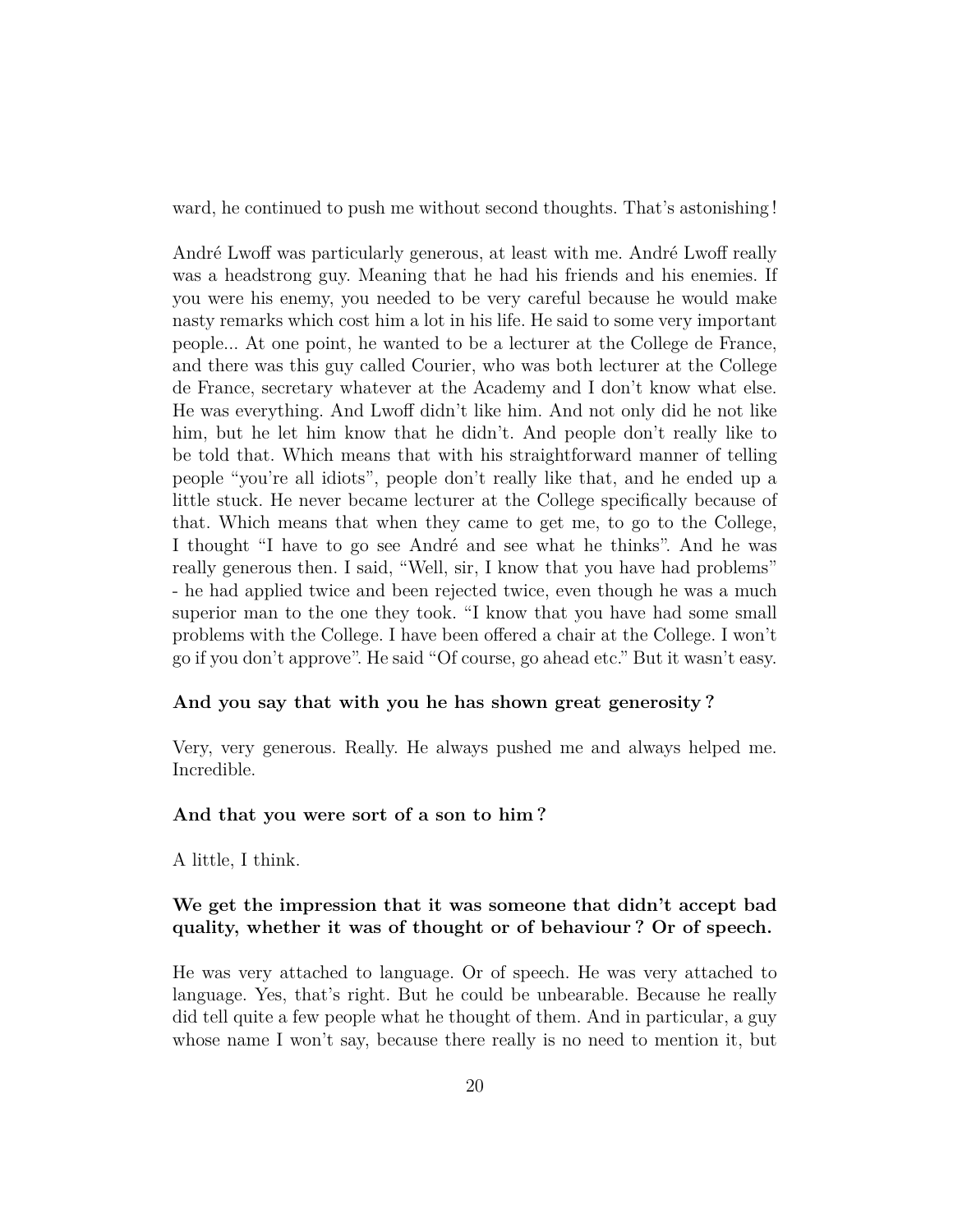ward, he continued to push me without second thoughts. That's astonishing!

André Lwoff was particularly generous, at least with me. André Lwoff really was a headstrong guy. Meaning that he had his friends and his enemies. If you were his enemy, you needed to be very careful because he would make nasty remarks which cost him a lot in his life. He said to some very important people... At one point, he wanted to be a lecturer at the College de France, and there was this guy called Courier, who was both lecturer at the College de France, secretary whatever at the Academy and I don't know what else. He was everything. And Lwoff didn't like him. And not only did he not like him, but he let him know that he didn't. And people don't really like to be told that. Which means that with his straightforward manner of telling people "you're all idiots", people don't really like that, and he ended up a little stuck. He never became lecturer at the College specifically because of that. Which means that when they came to get me, to go to the College, I thought "I have to go see André and see what he thinks". And he was really generous then. I said, "Well, sir, I know that you have had problems" - he had applied twice and been rejected twice, even though he was a much superior man to the one they took. "I know that you have had some small problems with the College. I have been offered a chair at the College. I won't go if you don't approve". He said "Of course, go ahead etc." But it wasn't easy.

**And you say that with you he has shown great generosity?**

Very, very generous. Really. He always pushed me and always helped me. Incredible.

**And that you were sort of a son to him?**

A little, I think.

**We get the impression that it was someone that didn't accept bad quality, whether it was of thought or of behaviour? Or of speech.**

He was very attached to language. Or of speech. He was very attached to language. Yes, that's right. But he could be unbearable. Because he really did tell quite a few people what he thought of them. And in particular, a guy whose name I won't say, because there really is no need to mention it, but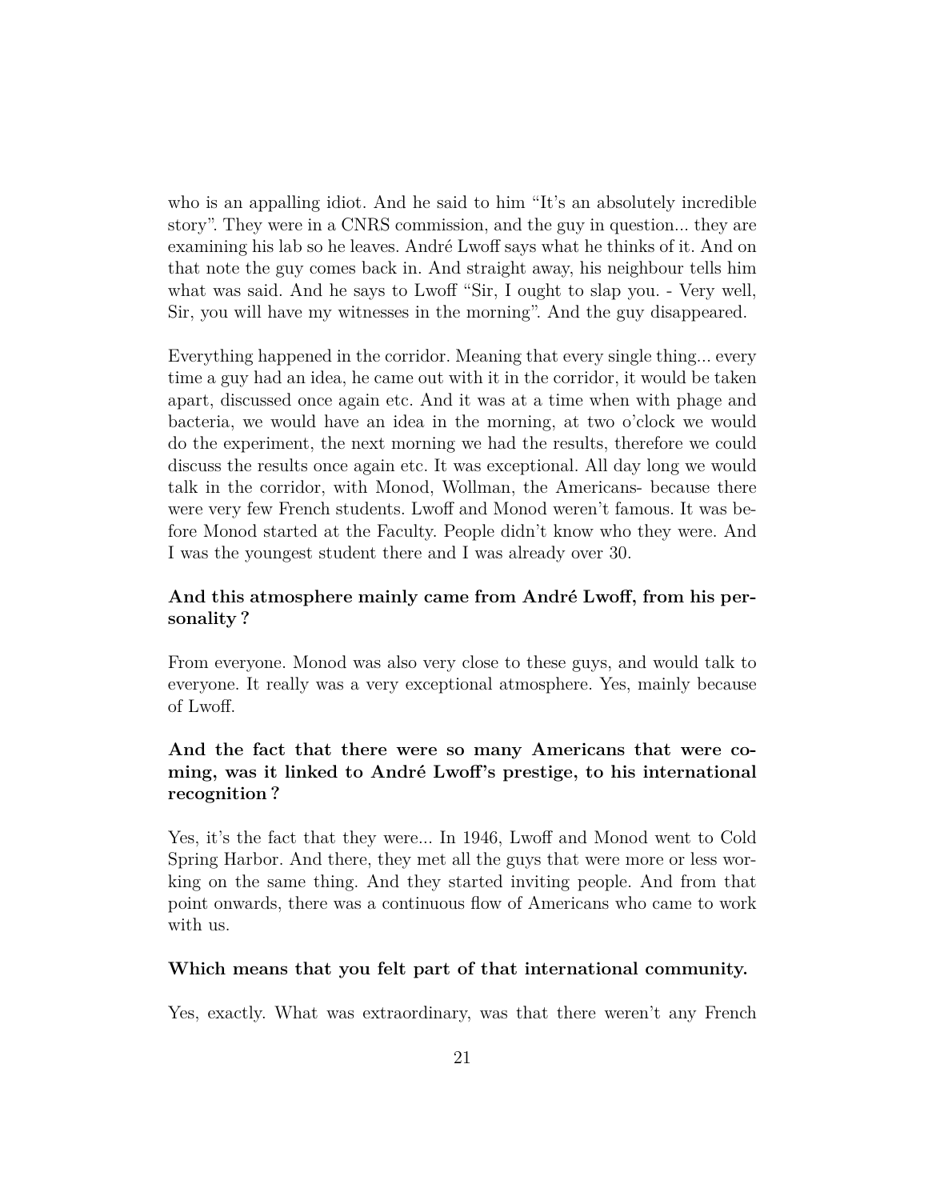who is an appalling idiot. And he said to him “It’s an absolutely incredible story”. They were in a CNRS commission, and the guy in question... they are examining his lab so he leaves. André Lwoff says what he thinks of it. And on that note the guy comes back in. And straight away, his neighbour tells him what was said. And he says to Lwoff “Sir, I ought to slap you. - Very well, Sir, you will have my witnesses in the morning”. And the guy disappeared.

Everything happened in the corridor. Meaning that every single thing... every time a guy had an idea, he came out with it in the corridor, it would be taken apart, discussed once again etc. And it was at a time when with phage and bacteria, we would have an idea in the morning, at two o’clock we would do the experiment, the next morning we had the results, therefore we could discuss the results once again etc. It was exceptional. All day long we would talk in the corridor, with Monod, Wollman, the Americans- because there were very few French students. Lwoff and Monod weren’t famous. It was before Monod started at the Faculty. People didn’t know who they were. And I was the youngest student there and I was already over 30.

**And this atmosphere mainly came from André Lwoff, from his personality ?**

From everyone. Monod was also very close to these guys, and would talk to everyone. It really was a very exceptional atmosphere. Yes, mainly because of Lwoff.

**And the fact that there were so many Americans that were coming, was it linked to André Lwoff’s prestige, to his international recognition ?**

Yes, it’s the fact that they were... In 1946, Lwoff and Monod went to Cold Spring Harbor. And there, they met all the guys that were more or less working on the same thing. And they started inviting people. And from that point onwards, there was a continuous flow of Americans who came to work with us.

**Which means that you felt part of that international community.**

Yes, exactly. What was extraordinary, was that there weren’t any French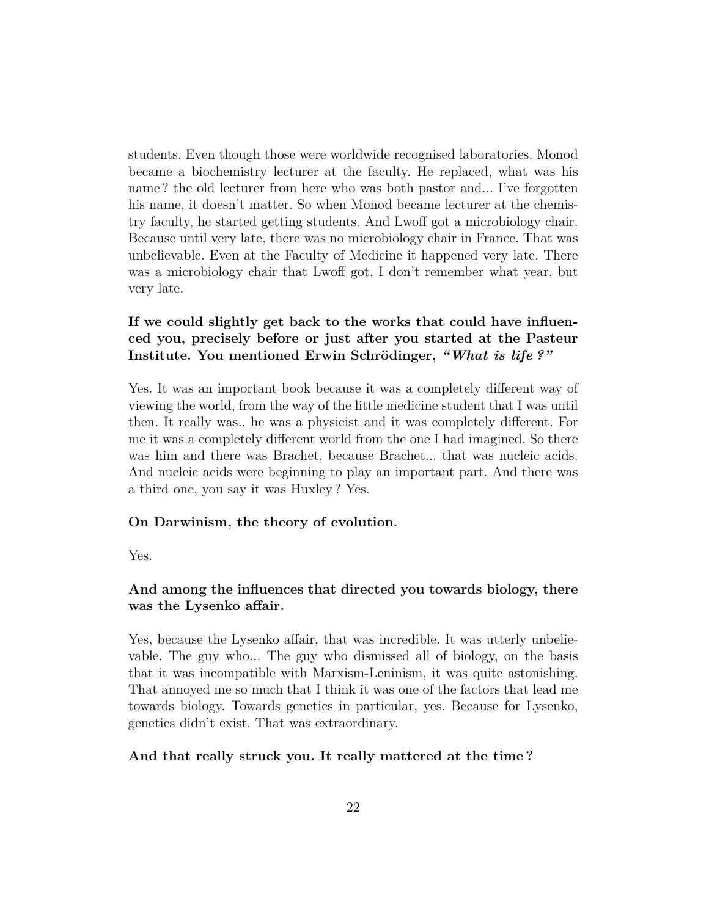students. Even though those were worldwide recognised laboratories. Monod became a biochemistry lecturer at the faculty. He replaced, what was his name? the old lecturer from here who was both pastor and... I've forgotten his name, it doesn't matter. So when Monod became lecturer at the chemistry faculty, he started getting students. And Lwoff got a microbiology chair. Because until very late, there was no microbiology chair in France. That was unbelievable. Even at the Faculty of Medicine it happened very late. There was a microbiology chair that Lwoff got, I don't remember what year, but very late.

**If we could slightly get back to the works that could have influenced you, precisely before or just after you started at the Pasteur Institute. You mentioned Erwin Schrödinger, *"What is life?"***

Yes. It was an important book because it was a completely different way of viewing the world, from the way of the little medicine student that I was until then. It really was.. he was a physicist and it was completely different. For me it was a completely different world from the one I had imagined. So there was him and there was Brachet, because Brachet... that was nucleic acids. And nucleic acids were beginning to play an important part. And there was a third one, you say it was Huxley? Yes.

**On Darwinism, the theory of evolution.**

Yes.

**And among the influences that directed you towards biology, there was the Lysenko affair.**

Yes, because the Lysenko affair, that was incredible. It was utterly unbelievable. The guy who... The guy who dismissed all of biology, on the basis that it was incompatible with Marxism-Leninism, it was quite astonishing. That annoyed me so much that I think it was one of the factors that lead me towards biology. Towards genetics in particular, yes. Because for Lysenko, genetics didn't exist. That was extraordinary.

**And that really struck you. It really mattered at the time?**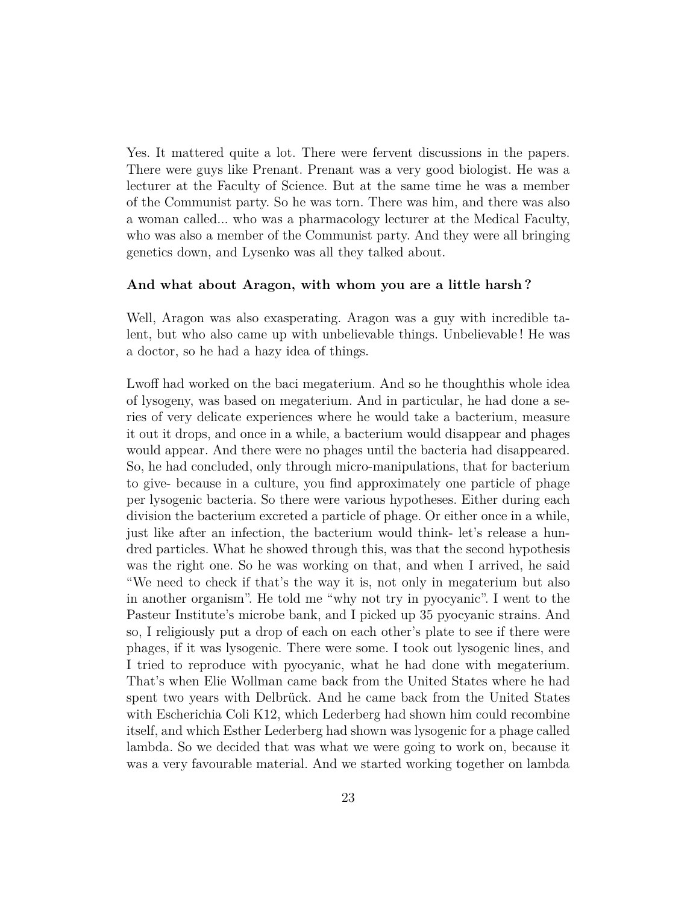Yes. It mattered quite a lot. There were fervent discussions in the papers. There were guys like Prenant. Prenant was a very good biologist. He was a lecturer at the Faculty of Science. But at the same time he was a member of the Communist party. So he was torn. There was him, and there was also a woman called... who was a pharmacology lecturer at the Medical Faculty, who was also a member of the Communist party. And they were all bringing genetics down, and Lysenko was all they talked about.

**And what about Aragon, with whom you are a little harsh ?**

Well, Aragon was also exasperating. Aragon was a guy with incredible talent, but who also came up with unbelievable things. Unbelievable ! He was a doctor, so he had a hazy idea of things.

Lwoff had worked on the baci megaterium. And so he thoughthis whole idea of lysogeny, was based on megaterium. And in particular, he had done a series of very delicate experiences where he would take a bacterium, measure it out it drops, and once in a while, a bacterium would disappear and phages would appear. And there were no phages until the bacteria had disappeared. So, he had concluded, only through micro-manipulations, that for bacterium to give- because in a culture, you find approximately one particle of phage per lysogenic bacteria. So there were various hypotheses. Either during each division the bacterium excreted a particle of phage. Or either once in a while, just like after an infection, the bacterium would think- let's release a hundred particles. What he showed through this, was that the second hypothesis was the right one. So he was working on that, and when I arrived, he said "We need to check if that's the way it is, not only in megaterium but also in another organism". He told me "why not try in pyocyanic". I went to the Pasteur Institute's microbe bank, and I picked up 35 pyocyanic strains. And so, I religiously put a drop of each on each other's plate to see if there were phages, if it was lysogenic. There were some. I took out lysogenic lines, and I tried to reproduce with pyocyanic, what he had done with megaterium. That's when Elie Wollman came back from the United States where he had spent two years with Delbrück. And he came back from the United States with Escherichia Coli K12, which Lederberg had shown him could recombine itself, and which Esther Lederberg had shown was lysogenic for a phage called lambda. So we decided that was what we were going to work on, because it was a very favourable material. And we started working together on lambda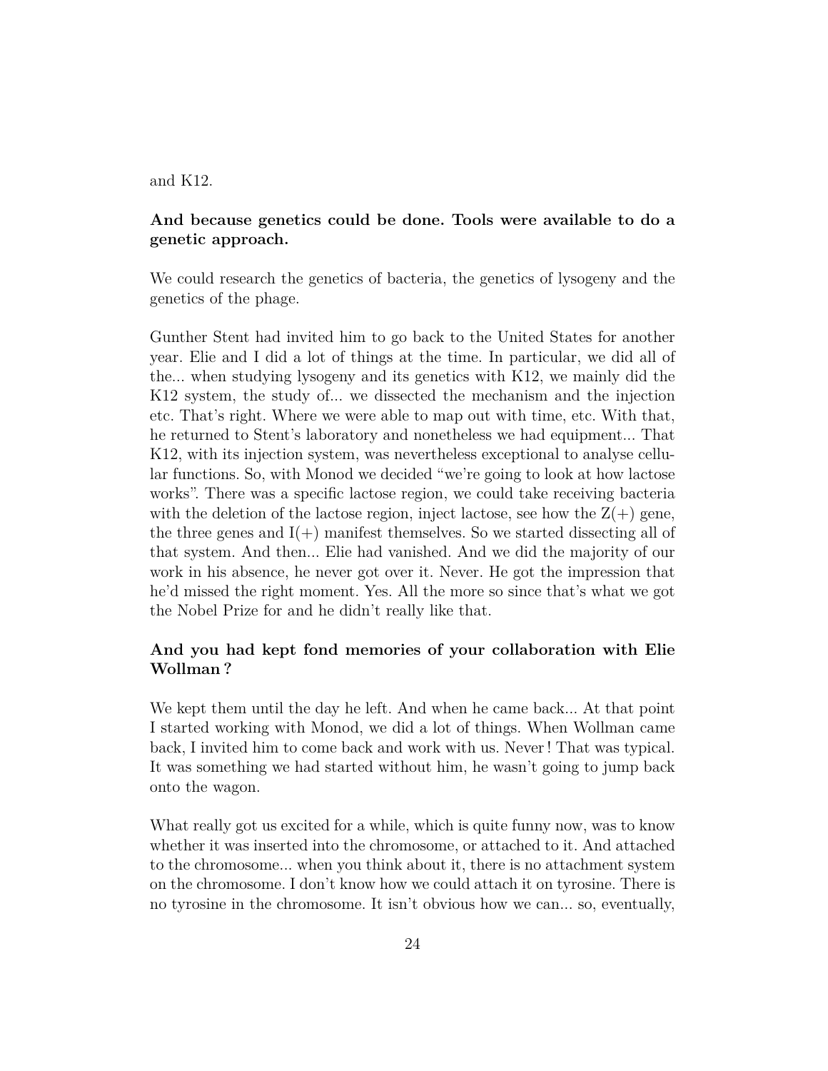and K12.

**And because genetics could be done. Tools were available to do a genetic approach.**

We could research the genetics of bacteria, the genetics of lysogeny and the genetics of the phage.

Gunther Stent had invited him to go back to the United States for another year. Elie and I did a lot of things at the time. In particular, we did all of the... when studying lysogeny and its genetics with K12, we mainly did the K12 system, the study of... we dissected the mechanism and the injection etc. That's right. Where we were able to map out with time, etc. With that, he returned to Stent's laboratory and nonetheless we had equipment... That K12, with its injection system, was nevertheless exceptional to analyse cellular functions. So, with Monod we decided "we're going to look at how lactose works". There was a specific lactose region, we could take receiving bacteria with the deletion of the lactose region, inject lactose, see how the Z(+) gene, the three genes and I(+) manifest themselves. So we started dissecting all of that system. And then... Elie had vanished. And we did the majority of our work in his absence, he never got over it. Never. He got the impression that he'd missed the right moment. Yes. All the more so since that's what we got the Nobel Prize for and he didn't really like that.

**And you had kept fond memories of your collaboration with Elie Wollman ?**

We kept them until the day he left. And when he came back... At that point I started working with Monod, we did a lot of things. When Wollman came back, I invited him to come back and work with us. Never ! That was typical. It was something we had started without him, he wasn't going to jump back onto the wagon.

What really got us excited for a while, which is quite funny now, was to know whether it was inserted into the chromosome, or attached to it. And attached to the chromosome... when you think about it, there is no attachment system on the chromosome. I don't know how we could attach it on tyrosine. There is no tyrosine in the chromosome. It isn't obvious how we can... so, eventually,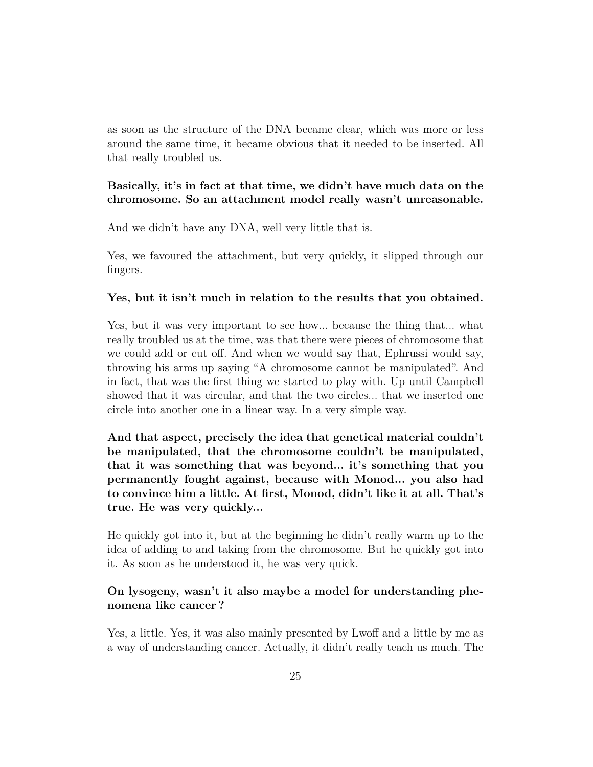as soon as the structure of the DNA became clear, which was more or less around the same time, it became obvious that it needed to be inserted. All that really troubled us.

**Basically, it's in fact at that time, we didn't have much data on the chromosome. So an attachment model really wasn't unreasonable.**

And we didn't have any DNA, well very little that is.

Yes, we favoured the attachment, but very quickly, it slipped through our fingers.

**Yes, but it isn't much in relation to the results that you obtained.**

Yes, but it was very important to see how... because the thing that... what really troubled us at the time, was that there were pieces of chromosome that we could add or cut off. And when we would say that, Ephrussi would say, throwing his arms up saying "A chromosome cannot be manipulated". And in fact, that was the first thing we started to play with. Up until Campbell showed that it was circular, and that the two circles... that we inserted one circle into another one in a linear way. In a very simple way.

**And that aspect, precisely the idea that genetical material couldn't be manipulated, that the chromosome couldn't be manipulated, that it was something that was beyond... it's something that you permanently fought against, because with Monod... you also had to convince him a little. At first, Monod, didn't like it at all. That's true. He was very quickly...**

He quickly got into it, but at the beginning he didn't really warm up to the idea of adding to and taking from the chromosome. But he quickly got into it. As soon as he understood it, he was very quick.

**On lysogeny, wasn't it also maybe a model for understanding phenomena like cancer?**

Yes, a little. Yes, it was also mainly presented by Lwoff and a little by me as a way of understanding cancer. Actually, it didn't really teach us much. The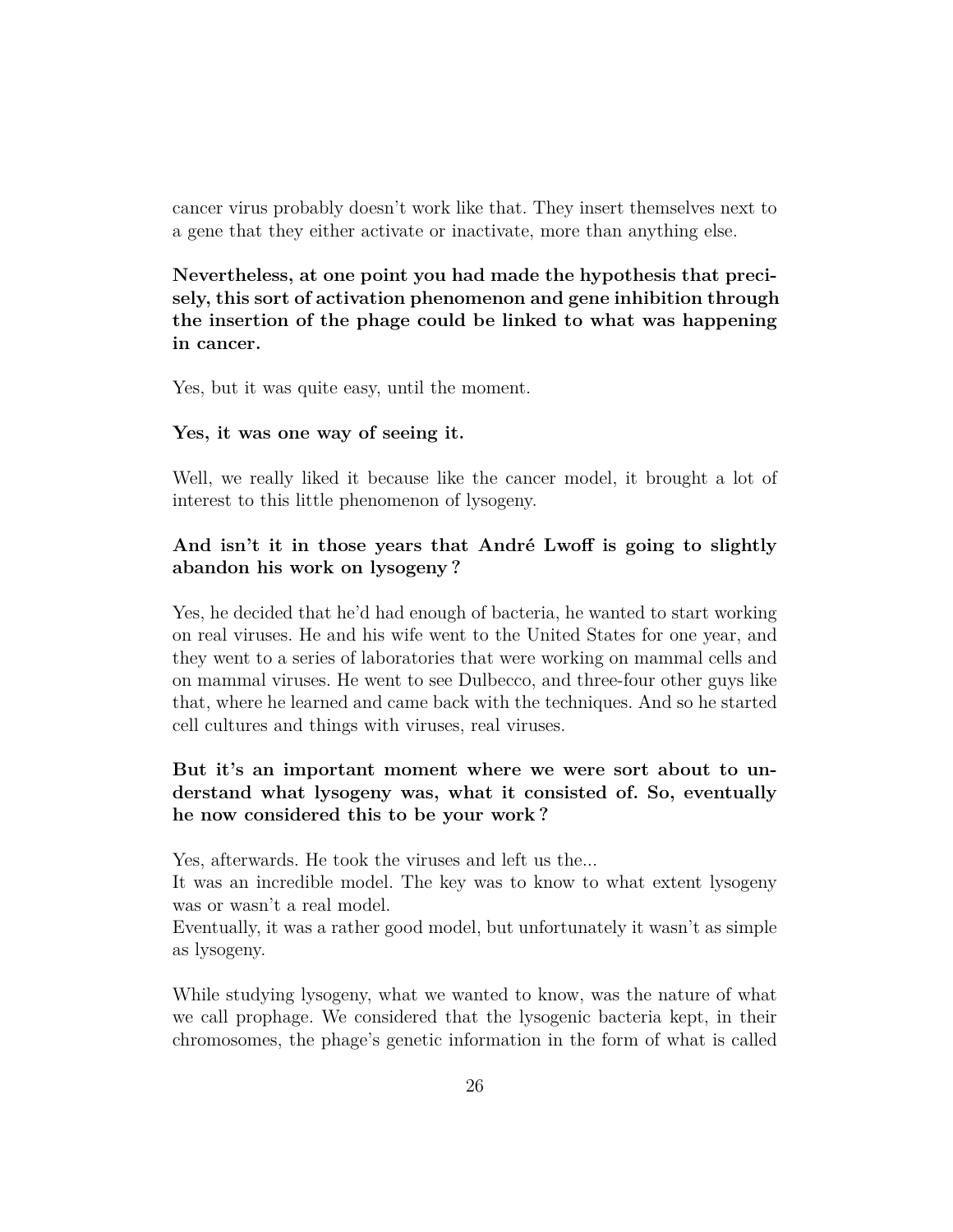cancer virus probably doesn't work like that. They insert themselves next to a gene that they either activate or inactivate, more than anything else.

**Nevertheless, at one point you had made the hypothesis that precisely, this sort of activation phenomenon and gene inhibition through the insertion of the phage could be linked to what was happening in cancer.**

Yes, but it was quite easy, until the moment.

**Yes, it was one way of seeing it.**

Well, we really liked it because like the cancer model, it brought a lot of interest to this little phenomenon of lysogeny.

**And isn't it in those years that André Lwoff is going to slightly abandon his work on lysogeny ?**

Yes, he decided that he'd had enough of bacteria, he wanted to start working on real viruses. He and his wife went to the United States for one year, and they went to a series of laboratories that were working on mammal cells and on mammal viruses. He went to see Dulbecco, and three-four other guys like that, where he learned and came back with the techniques. And so he started cell cultures and things with viruses, real viruses.

**But it's an important moment where we were sort about to understand what lysogeny was, what it consisted of. So, eventually he now considered this to be your work ?**

Yes, afterwards. He took the viruses and left us the...
It was an incredible model. The key was to know to what extent lysogeny was or wasn't a real model.
Eventually, it was a rather good model, but unfortunately it wasn't as simple as lysogeny.

While studying lysogeny, what we wanted to know, was the nature of what we call prophage. We considered that the lysogenic bacteria kept, in their chromosomes, the phage's genetic information in the form of what is called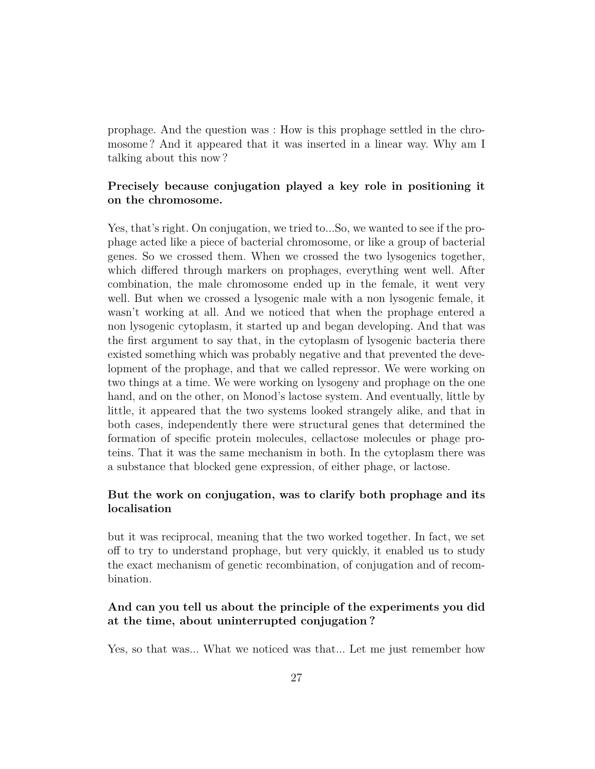prophage. And the question was : How is this prophage settled in the chromosome ? And it appeared that it was inserted in a linear way. Why am I talking about this now ?

**Precisely because conjugation played a key role in positioning it on the chromosome.**

Yes, that's right. On conjugation, we tried to...So, we wanted to see if the prophage acted like a piece of bacterial chromosome, or like a group of bacterial genes. So we crossed them. When we crossed the two lysogenics together, which differed through markers on prophages, everything went well. After combination, the male chromosome ended up in the female, it went very well. But when we crossed a lysogenic male with a non lysogenic female, it wasn't working at all. And we noticed that when the prophage entered a non lysogenic cytoplasm, it started up and began developing. And that was the first argument to say that, in the cytoplasm of lysogenic bacteria there existed something which was probably negative and that prevented the development of the prophage, and that we called repressor. We were working on two things at a time. We were working on lysogeny and prophage on the one hand, and on the other, on Monod's lactose system. And eventually, little by little, it appeared that the two systems looked strangely alike, and that in both cases, independently there were structural genes that determined the formation of specific protein molecules, cellactose molecules or phage proteins. That it was the same mechanism in both. In the cytoplasm there was a substance that blocked gene expression, of either phage, or lactose.

**But the work on conjugation, was to clarify both prophage and its localisation**

but it was reciprocal, meaning that the two worked together. In fact, we set off to try to understand prophage, but very quickly, it enabled us to study the exact mechanism of genetic recombination, of conjugation and of recombination.

**And can you tell us about the principle of the experiments you did at the time, about uninterrupted conjugation ?**

Yes, so that was... What we noticed was that... Let me just remember how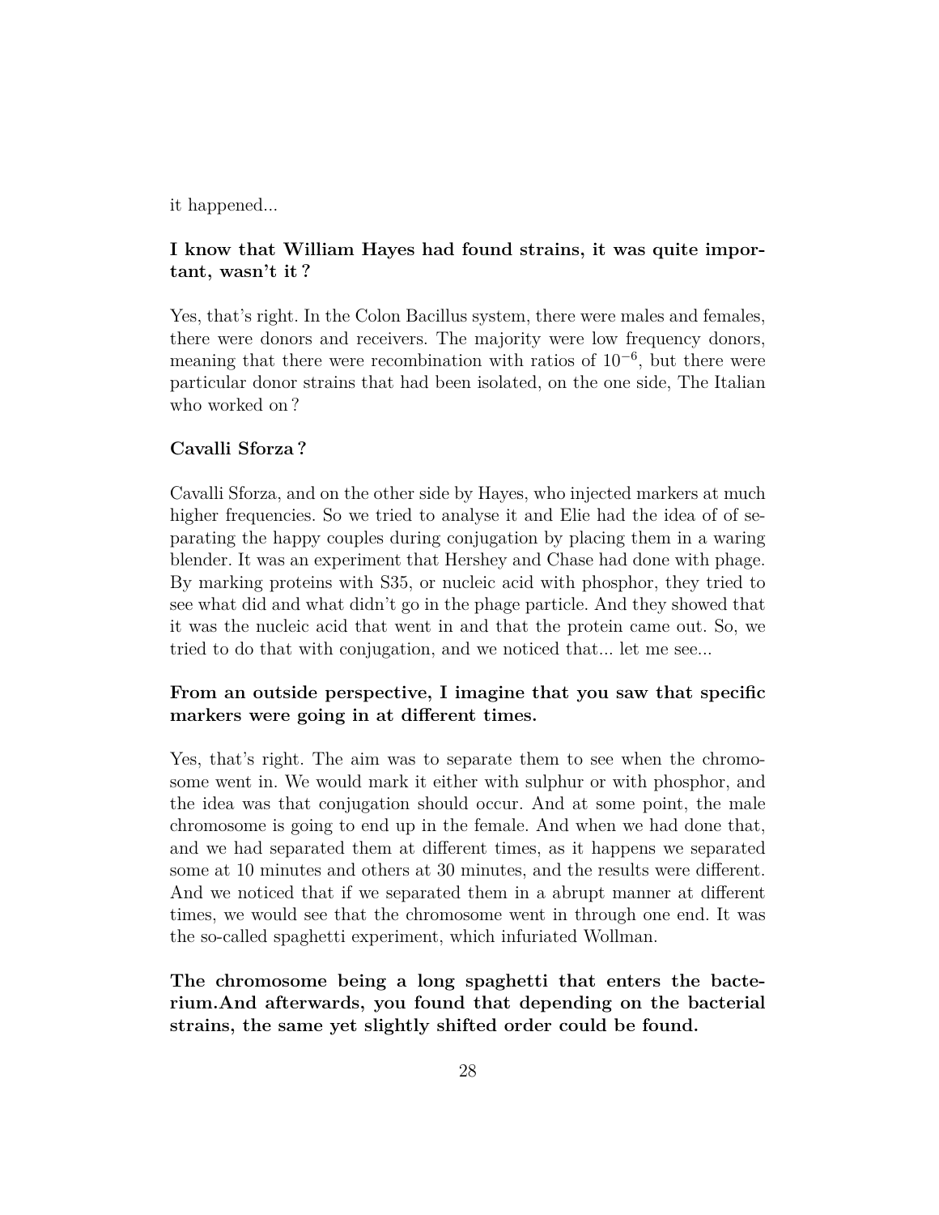it happened...

**I know that William Hayes had found strains, it was quite important, wasn't it ?**

Yes, that's right. In the Colon Bacillus system, there were males and females, there were donors and receivers. The majority were low frequency donors, meaning that there were recombination with ratios of $10^{-6}$, but there were particular donor strains that had been isolated, on the one side, The Italian who worked on ?

**Cavalli Sforza ?**

Cavalli Sforza, and on the other side by Hayes, who injected markers at much higher frequencies. So we tried to analyse it and Elie had the idea of of separating the happy couples during conjugation by placing them in a waring blender. It was an experiment that Hershey and Chase had done with phage. By marking proteins with S35, or nucleic acid with phosphor, they tried to see what did and what didn't go in the phage particle. And they showed that it was the nucleic acid that went in and that the protein came out. So, we tried to do that with conjugation, and we noticed that... let me see...

**From an outside perspective, I imagine that you saw that specific markers were going in at different times.**

Yes, that's right. The aim was to separate them to see when the chromosome went in. We would mark it either with sulphur or with phosphor, and the idea was that conjugation should occur. And at some point, the male chromosome is going to end up in the female. And when we had done that, and we had separated them at different times, as it happens we separated some at 10 minutes and others at 30 minutes, and the results were different. And we noticed that if we separated them in a abrupt manner at different times, we would see that the chromosome went in through one end. It was the so-called spaghetti experiment, which infuriated Wollman.

**The chromosome being a long spaghetti that enters the bacterium.And afterwards, you found that depending on the bacterial strains, the same yet slightly shifted order could be found.**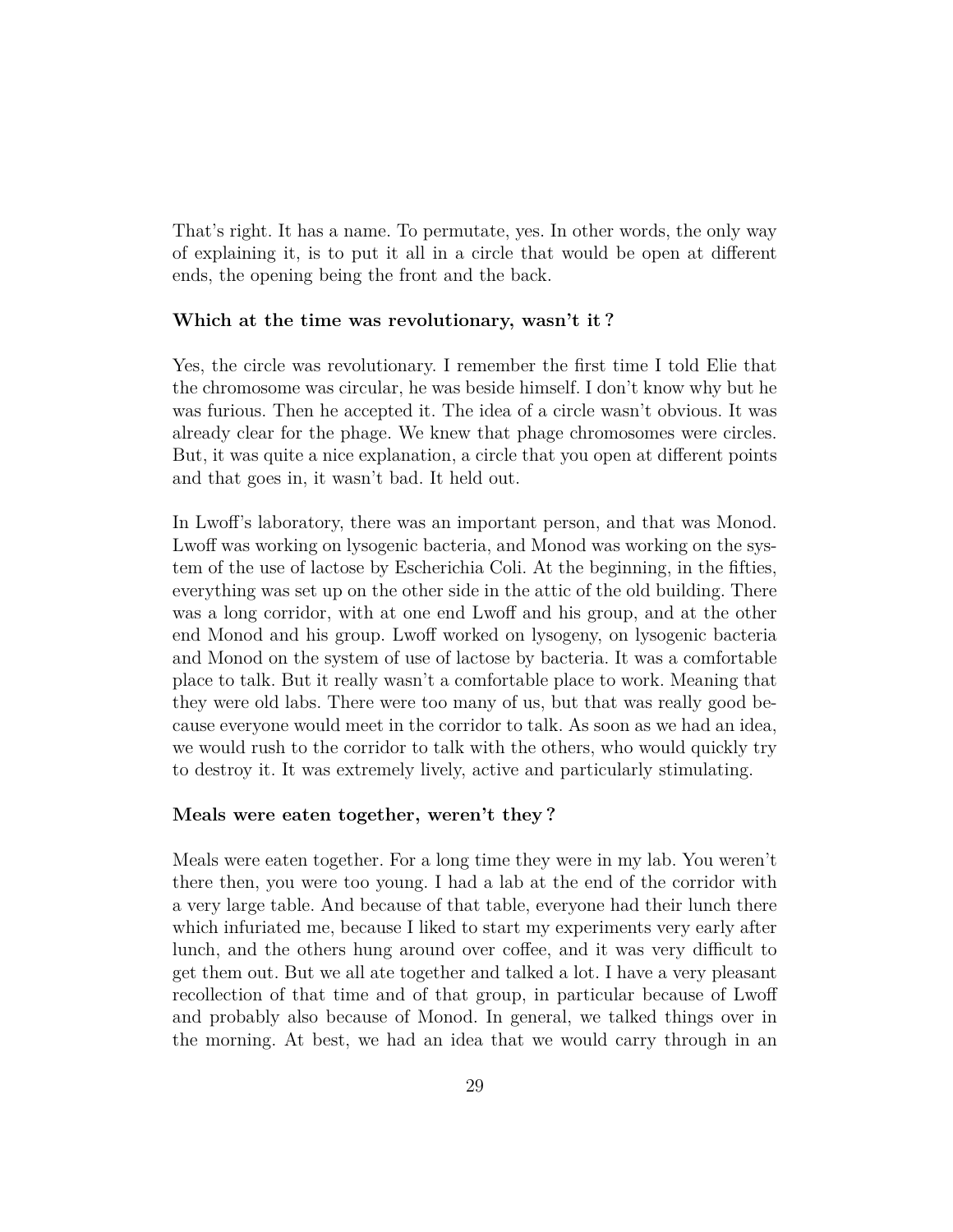That's right. It has a name. To permutate, yes. In other words, the only way of explaining it, is to put it all in a circle that would be open at different ends, the opening being the front and the back.

**Which at the time was revolutionary, wasn't it ?**

Yes, the circle was revolutionary. I remember the first time I told Elie that the chromosome was circular, he was beside himself. I don't know why but he was furious. Then he accepted it. The idea of a circle wasn't obvious. It was already clear for the phage. We knew that phage chromosomes were circles. But, it was quite a nice explanation, a circle that you open at different points and that goes in, it wasn't bad. It held out.

In Lwoff's laboratory, there was an important person, and that was Monod. Lwoff was working on lysogenic bacteria, and Monod was working on the system of the use of lactose by Escherichia Coli. At the beginning, in the fifties, everything was set up on the other side in the attic of the old building. There was a long corridor, with at one end Lwoff and his group, and at the other end Monod and his group. Lwoff worked on lysogeny, on lysogenic bacteria and Monod on the system of use of lactose by bacteria. It was a comfortable place to talk. But it really wasn't a comfortable place to work. Meaning that they were old labs. There were too many of us, but that was really good because everyone would meet in the corridor to talk. As soon as we had an idea, we would rush to the corridor to talk with the others, who would quickly try to destroy it. It was extremely lively, active and particularly stimulating.

**Meals were eaten together, weren't they ?**

Meals were eaten together. For a long time they were in my lab. You weren't there then, you were too young. I had a lab at the end of the corridor with a very large table. And because of that table, everyone had their lunch there which infuriated me, because I liked to start my experiments very early after lunch, and the others hung around over coffee, and it was very difficult to get them out. But we all ate together and talked a lot. I have a very pleasant recollection of that time and of that group, in particular because of Lwoff and probably also because of Monod. In general, we talked things over in the morning. At best, we had an idea that we would carry through in an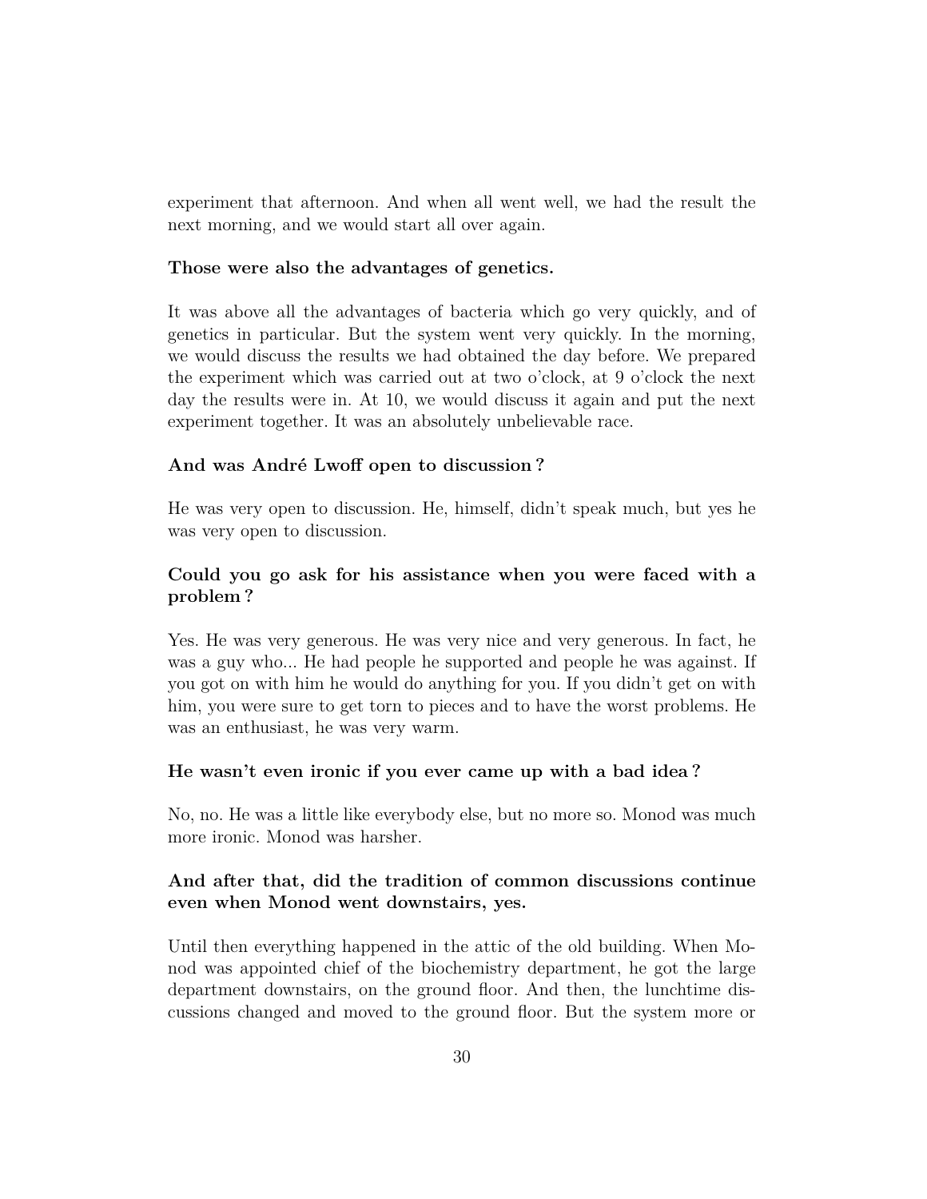experiment that afternoon. And when all went well, we had the result the next morning, and we would start all over again.

**Those were also the advantages of genetics.**

It was above all the advantages of bacteria which go very quickly, and of genetics in particular. But the system went very quickly. In the morning, we would discuss the results we had obtained the day before. We prepared the experiment which was carried out at two o'clock, at 9 o'clock the next day the results were in. At 10, we would discuss it again and put the next experiment together. It was an absolutely unbelievable race.

**And was André Lwoff open to discussion ?**

He was very open to discussion. He, himself, didn't speak much, but yes he was very open to discussion.

**Could you go ask for his assistance when you were faced with a problem ?**

Yes. He was very generous. He was very nice and very generous. In fact, he was a guy who... He had people he supported and people he was against. If you got on with him he would do anything for you. If you didn't get on with him, you were sure to get torn to pieces and to have the worst problems. He was an enthusiast, he was very warm.

**He wasn't even ironic if you ever came up with a bad idea ?**

No, no. He was a little like everybody else, but no more so. Monod was much more ironic. Monod was harsher.

**And after that, did the tradition of common discussions continue even when Monod went downstairs, yes.**

Until then everything happened in the attic of the old building. When Monod was appointed chief of the biochemistry department, he got the large department downstairs, on the ground floor. And then, the lunchtime discussions changed and moved to the ground floor. But the system more or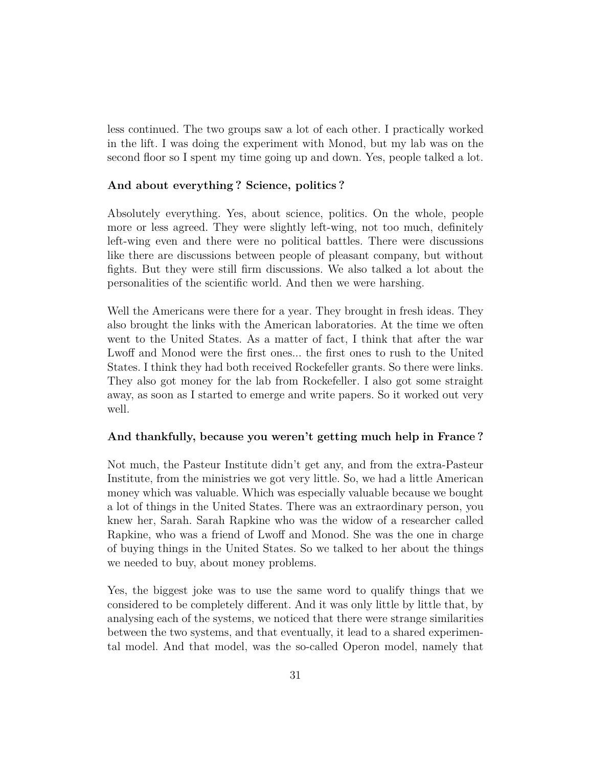less continued. The two groups saw a lot of each other. I practically worked in the lift. I was doing the experiment with Monod, but my lab was on the second floor so I spent my time going up and down. Yes, people talked a lot.

**And about everything ? Science, politics ?**

Absolutely everything. Yes, about science, politics. On the whole, people more or less agreed. They were slightly left-wing, not too much, definitely left-wing even and there were no political battles. There were discussions like there are discussions between people of pleasant company, but without fights. But they were still firm discussions. We also talked a lot about the personalities of the scientific world. And then we were harshing.

Well the Americans were there for a year. They brought in fresh ideas. They also brought the links with the American laboratories. At the time we often went to the United States. As a matter of fact, I think that after the war Lwoff and Monod were the first ones... the first ones to rush to the United States. I think they had both received Rockefeller grants. So there were links. They also got money for the lab from Rockefeller. I also got some straight away, as soon as I started to emerge and write papers. So it worked out very well.

**And thankfully, because you weren't getting much help in France ?**

Not much, the Pasteur Institute didn't get any, and from the extra-Pasteur Institute, from the ministries we got very little. So, we had a little American money which was valuable. Which was especially valuable because we bought a lot of things in the United States. There was an extraordinary person, you knew her, Sarah. Sarah Rapkine who was the widow of a researcher called Rapkine, who was a friend of Lwoff and Monod. She was the one in charge of buying things in the United States. So we talked to her about the things we needed to buy, about money problems.

Yes, the biggest joke was to use the same word to qualify things that we considered to be completely different. And it was only little by little that, by analysing each of the systems, we noticed that there were strange similarities between the two systems, and that eventually, it lead to a shared experimental model. And that model, was the so-called Operon model, namely that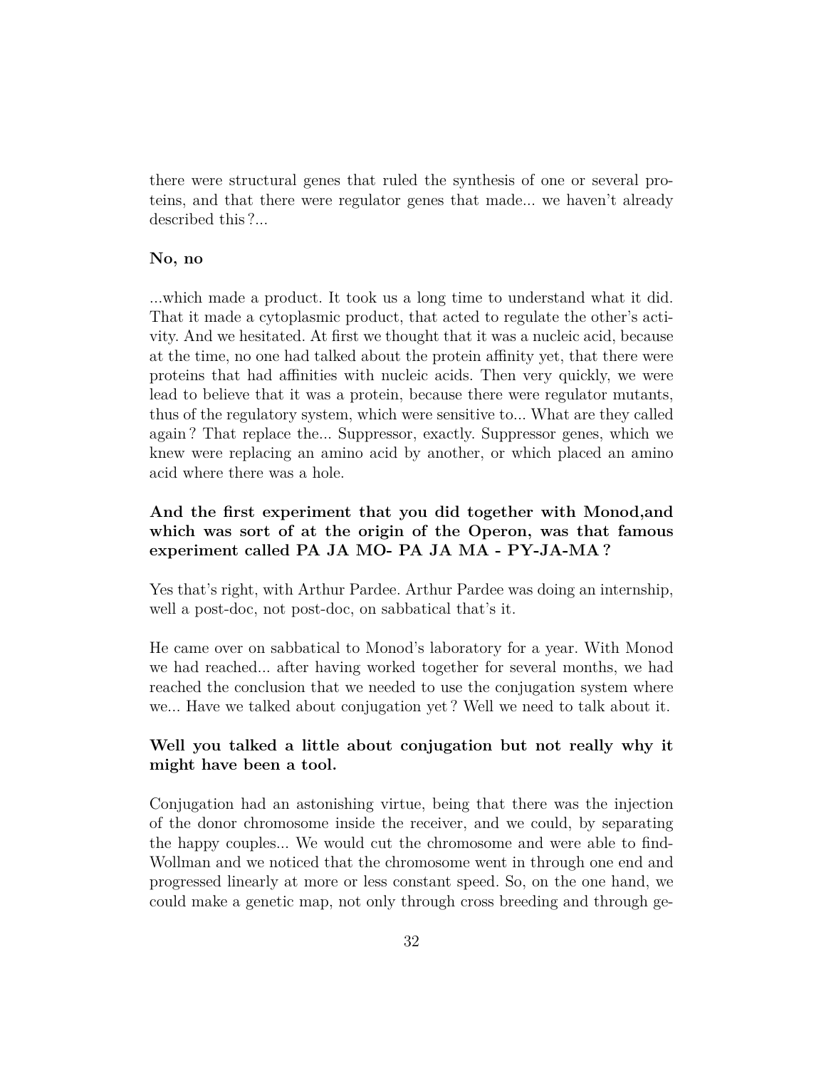there were structural genes that ruled the synthesis of one or several proteins, and that there were regulator genes that made... we haven't already described this ?...

**No, no**

...which made a product. It took us a long time to understand what it did. That it made a cytoplasmic product, that acted to regulate the other's activity. And we hesitated. At first we thought that it was a nucleic acid, because at the time, no one had talked about the protein affinity yet, that there were proteins that had affinities with nucleic acids. Then very quickly, we were lead to believe that it was a protein, because there were regulator mutants, thus of the regulatory system, which were sensitive to... What are they called again ? That replace the... Suppressor, exactly. Suppressor genes, which we knew were replacing an amino acid by another, or which placed an amino acid where there was a hole.

**And the first experiment that you did together with Monod,and which was sort of at the origin of the Operon, was that famous experiment called PA JA MO- PA JA MA - PY-JA-MA ?**

Yes that's right, with Arthur Pardee. Arthur Pardee was doing an internship, well a post-doc, not post-doc, on sabbatical that's it.

He came over on sabbatical to Monod's laboratory for a year. With Monod we had reached... after having worked together for several months, we had reached the conclusion that we needed to use the conjugation system where we... Have we talked about conjugation yet ? Well we need to talk about it.

**Well you talked a little about conjugation but not really why it might have been a tool.**

Conjugation had an astonishing virtue, being that there was the injection of the donor chromosome inside the receiver, and we could, by separating the happy couples... We would cut the chromosome and were able to find-Wollman and we noticed that the chromosome went in through one end and progressed linearly at more or less constant speed. So, on the one hand, we could make a genetic map, not only through cross breeding and through ge-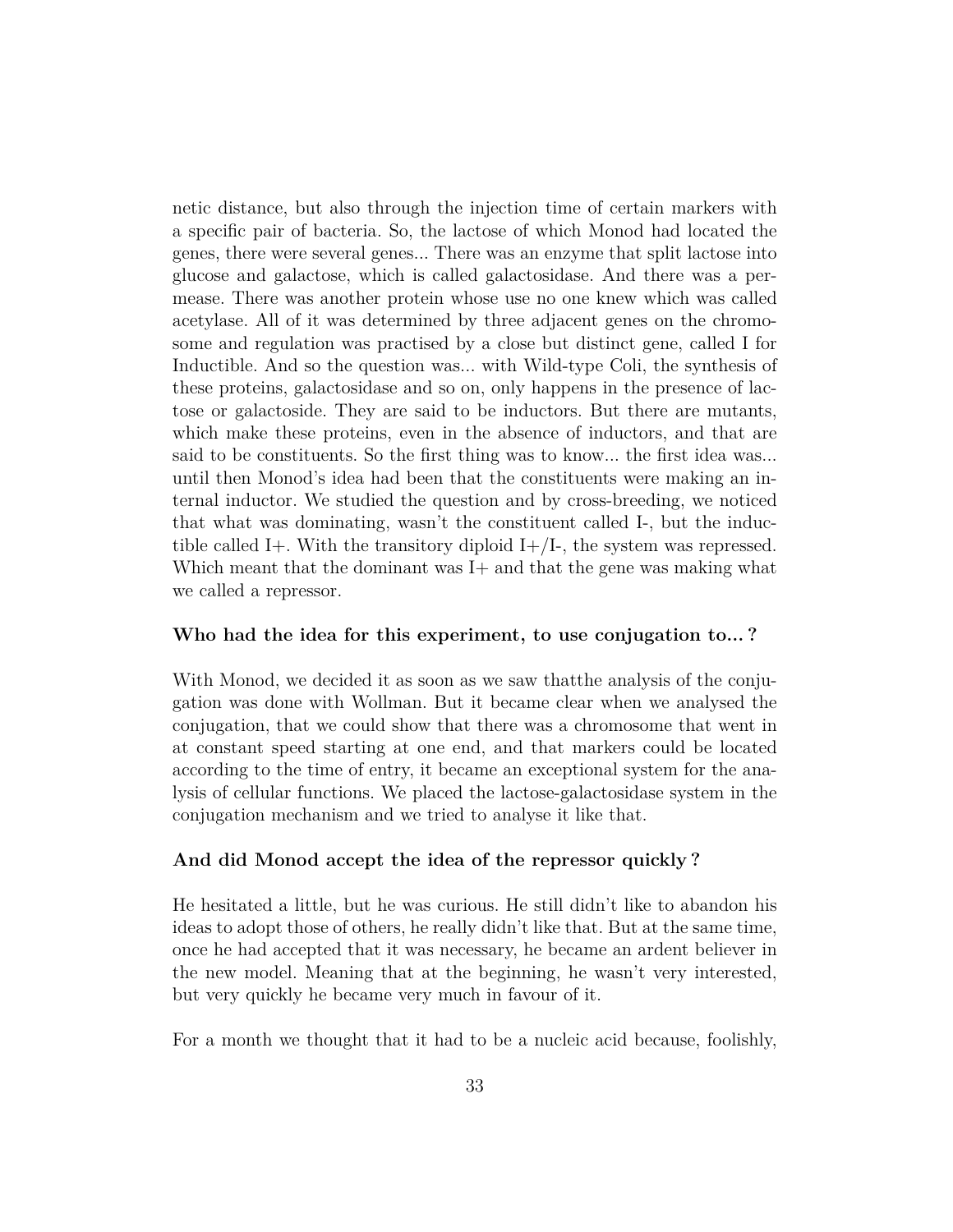netic distance, but also through the injection time of certain markers with a specific pair of bacteria. So, the lactose of which Monod had located the genes, there were several genes... There was an enzyme that split lactose into glucose and galactose, which is called galactosidase. And there was a permease. There was another protein whose use no one knew which was called acetylase. All of it was determined by three adjacent genes on the chromosome and regulation was practised by a close but distinct gene, called I for Inductible. And so the question was... with Wild-type Coli, the synthesis of these proteins, galactosidase and so on, only happens in the presence of lactose or galactoside. They are said to be inductors. But there are mutants, which make these proteins, even in the absence of inductors, and that are said to be constituents. So the first thing was to know... the first idea was... until then Monod's idea had been that the constituents were making an internal inductor. We studied the question and by cross-breeding, we noticed that what was dominating, wasn't the constituent called I-, but the inductible called I+. With the transitory diploid I+/I-, the system was repressed. Which meant that the dominant was I+ and that the gene was making what we called a repressor.

**Who had the idea for this experiment, to use conjugation to... ?**

With Monod, we decided it as soon as we saw thatthe analysis of the conjugation was done with Wollman. But it became clear when we analysed the conjugation, that we could show that there was a chromosome that went in at constant speed starting at one end, and that markers could be located according to the time of entry, it became an exceptional system for the analysis of cellular functions. We placed the lactose-galactosidase system in the conjugation mechanism and we tried to analyse it like that.

**And did Monod accept the idea of the repressor quickly ?**

He hesitated a little, but he was curious. He still didn't like to abandon his ideas to adopt those of others, he really didn't like that. But at the same time, once he had accepted that it was necessary, he became an ardent believer in the new model. Meaning that at the beginning, he wasn't very interested, but very quickly he became very much in favour of it.

For a month we thought that it had to be a nucleic acid because, foolishly,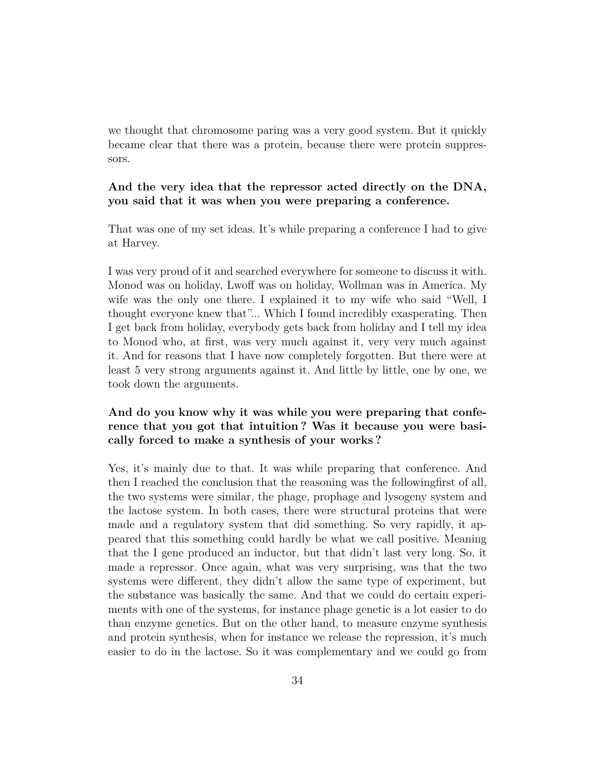we thought that chromosome paring was a very good system. But it quickly became clear that there was a protein, because there were protein suppressors.

**And the very idea that the repressor acted directly on the DNA, you said that it was when you were preparing a conference.**

That was one of my set ideas. It's while preparing a conference I had to give at Harvey.

I was very proud of it and searched everywhere for someone to discuss it with. Monod was on holiday, Lwoff was on holiday, Wollman was in America. My wife was the only one there. I explained it to my wife who said "Well, I thought everyone knew that"... Which I found incredibly exasperating. Then I get back from holiday, everybody gets back from holiday and I tell my idea to Monod who, at first, was very much against it, very very much against it. And for reasons that I have now completely forgotten. But there were at least 5 very strong arguments against it. And little by little, one by one, we took down the arguments.

**And do you know why it was while you were preparing that conference that you got that intuition ? Was it because you were basically forced to make a synthesis of your works ?**

Yes, it's mainly due to that. It was while preparing that conference. And then I reached the conclusion that the reasoning was the followingfirst of all, the two systems were similar, the phage, prophage and lysogeny system and the lactose system. In both cases, there were structural proteins that were made and a regulatory system that did something. So very rapidly, it appeared that this something could hardly be what we call positive. Meaning that the I gene produced an inductor, but that didn't last very long. So, it made a repressor. Once again, what was very surprising, was that the two systems were different, they didn't allow the same type of experiment, but the substance was basically the same. And that we could do certain experiments with one of the systems, for instance phage genetic is a lot easier to do than enzyme genetics. But on the other hand, to measure enzyme synthesis and protein synthesis, when for instance we release the repression, it's much easier to do in the lactose. So it was complementary and we could go from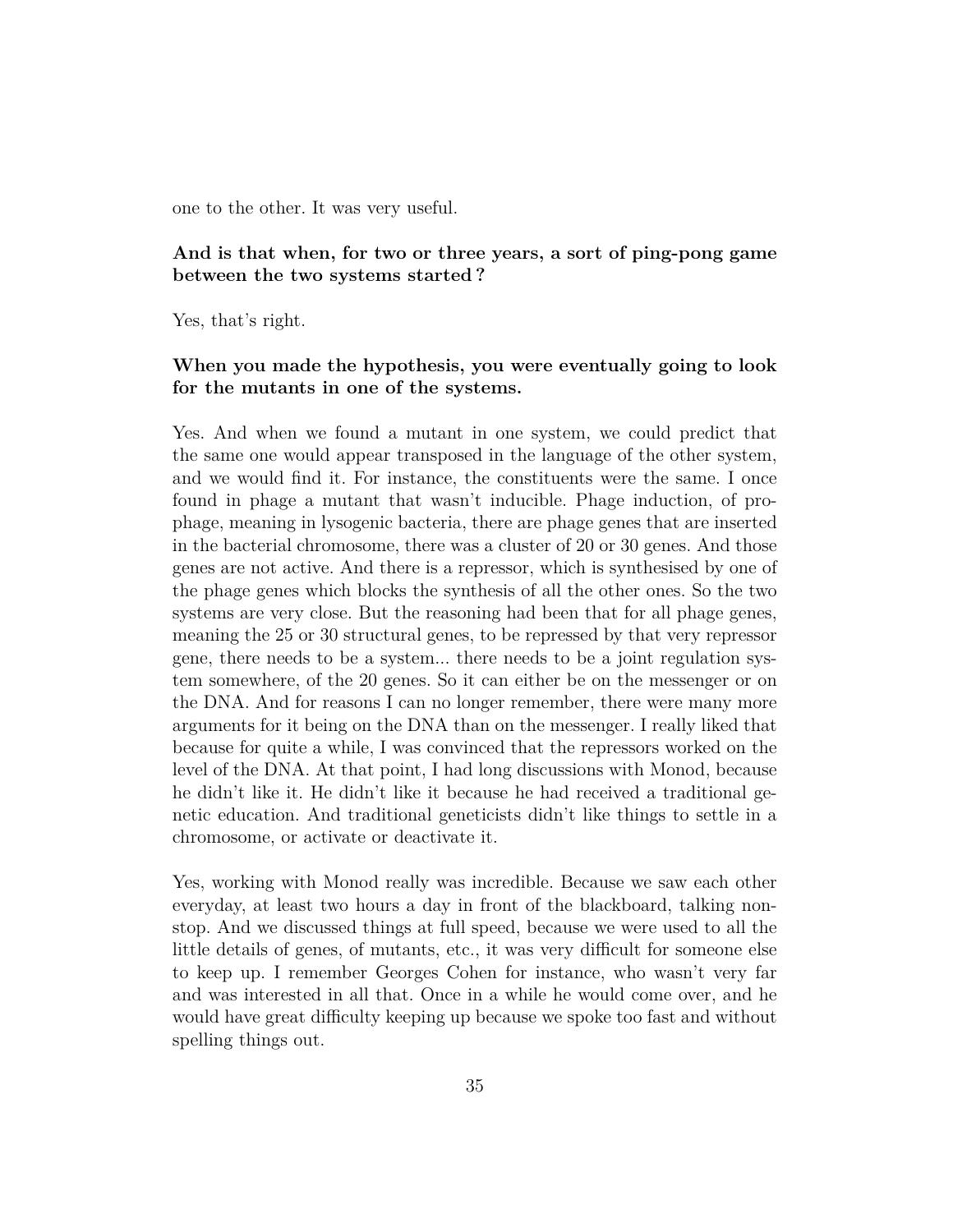one to the other. It was very useful.

**And is that when, for two or three years, a sort of ping-pong game between the two systems started?**

Yes, that's right.

**When you made the hypothesis, you were eventually going to look for the mutants in one of the systems.**

Yes. And when we found a mutant in one system, we could predict that the same one would appear transposed in the language of the other system, and we would find it. For instance, the constituents were the same. I once found in phage a mutant that wasn't inducible. Phage induction, of prophage, meaning in lysogenic bacteria, there are phage genes that are inserted in the bacterial chromosome, there was a cluster of 20 or 30 genes. And those genes are not active. And there is a repressor, which is synthesised by one of the phage genes which blocks the synthesis of all the other ones. So the two systems are very close. But the reasoning had been that for all phage genes, meaning the 25 or 30 structural genes, to be repressed by that very repressor gene, there needs to be a system... there needs to be a joint regulation system somewhere, of the 20 genes. So it can either be on the messenger or on the DNA. And for reasons I can no longer remember, there were many more arguments for it being on the DNA than on the messenger. I really liked that because for quite a while, I was convinced that the repressors worked on the level of the DNA. At that point, I had long discussions with Monod, because he didn't like it. He didn't like it because he had received a traditional genetic education. And traditional geneticists didn't like things to settle in a chromosome, or activate or deactivate it.

Yes, working with Monod really was incredible. Because we saw each other everyday, at least two hours a day in front of the blackboard, talking non-stop. And we discussed things at full speed, because we were used to all the little details of genes, of mutants, etc., it was very difficult for someone else to keep up. I remember Georges Cohen for instance, who wasn't very far and was interested in all that. Once in a while he would come over, and he would have great difficulty keeping up because we spoke too fast and without spelling things out.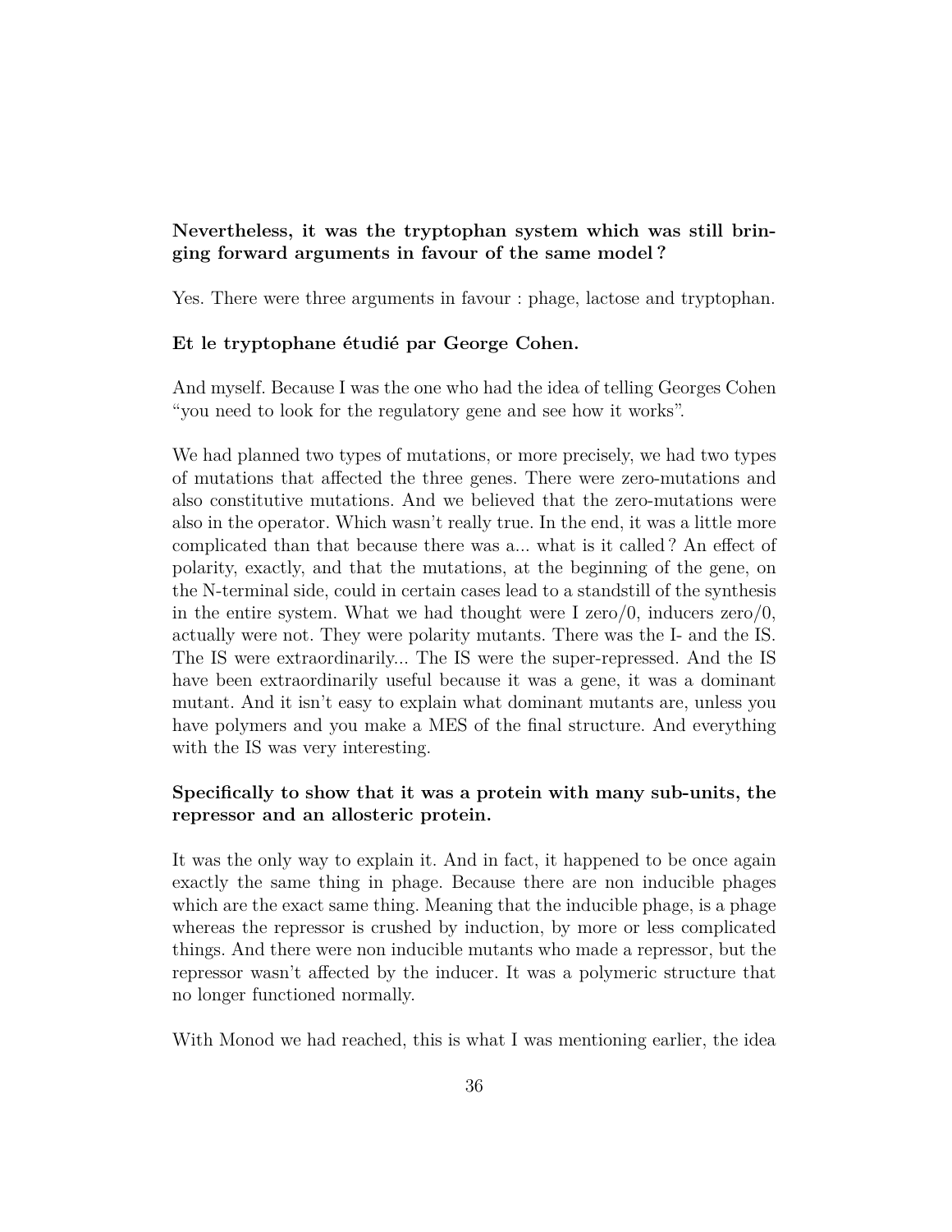**Nevertheless, it was the tryptophan system which was still bringing forward arguments in favour of the same model ?**

Yes. There were three arguments in favour : phage, lactose and tryptophan.

**Et le tryptophane étudié par George Cohen.**

And myself. Because I was the one who had the idea of telling Georges Cohen "you need to look for the regulatory gene and see how it works".

We had planned two types of mutations, or more precisely, we had two types of mutations that affected the three genes. There were zero-mutations and also constitutive mutations. And we believed that the zero-mutations were also in the operator. Which wasn't really true. In the end, it was a little more complicated than that because there was a... what is it called ? An effect of polarity, exactly, and that the mutations, at the beginning of the gene, on the N-terminal side, could in certain cases lead to a standstill of the synthesis in the entire system. What we had thought were I zero/0, inducers zero/0, actually were not. They were polarity mutants. There was the I- and the IS. The IS were extraordinarily... The IS were the super-repressed. And the IS have been extraordinarily useful because it was a gene, it was a dominant mutant. And it isn't easy to explain what dominant mutants are, unless you have polymers and you make a MES of the final structure. And everything with the IS was very interesting.

**Specifically to show that it was a protein with many sub-units, the repressor and an allosteric protein.**

It was the only way to explain it. And in fact, it happened to be once again exactly the same thing in phage. Because there are non inducible phages which are the exact same thing. Meaning that the inducible phage, is a phage whereas the repressor is crushed by induction, by more or less complicated things. And there were non inducible mutants who made a repressor, but the repressor wasn't affected by the inducer. It was a polymeric structure that no longer functioned normally.

With Monod we had reached, this is what I was mentioning earlier, the idea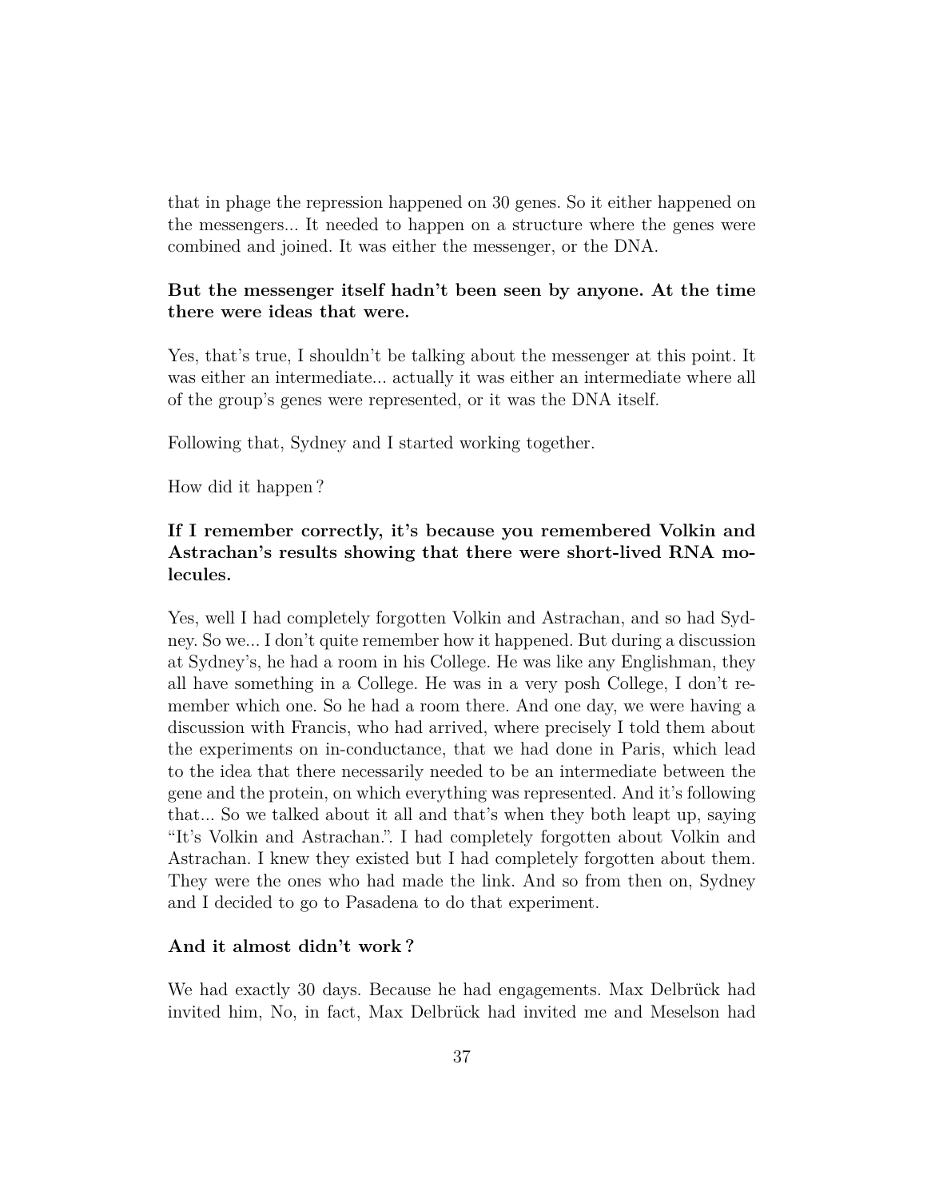that in phage the repression happened on 30 genes. So it either happened on the messengers... It needed to happen on a structure where the genes were combined and joined. It was either the messenger, or the DNA.

**But the messenger itself hadn't been seen by anyone. At the time there were ideas that were.**

Yes, that's true, I shouldn't be talking about the messenger at this point. It was either an intermediate... actually it was either an intermediate where all of the group's genes were represented, or it was the DNA itself.

Following that, Sydney and I started working together.

How did it happen ?

**If I remember correctly, it's because you remembered Volkin and Astrachan's results showing that there were short-lived RNA molecules.**

Yes, well I had completely forgotten Volkin and Astrachan, and so had Sydney. So we... I don't quite remember how it happened. But during a discussion at Sydney's, he had a room in his College. He was like any Englishman, they all have something in a College. He was in a very posh College, I don't remember which one. So he had a room there. And one day, we were having a discussion with Francis, who had arrived, where precisely I told them about the experiments on in-conductance, that we had done in Paris, which lead to the idea that there necessarily needed to be an intermediate between the gene and the protein, on which everything was represented. And it's following that... So we talked about it all and that's when they both leapt up, saying "It's Volkin and Astrachan.". I had completely forgotten about Volkin and Astrachan. I knew they existed but I had completely forgotten about them. They were the ones who had made the link. And so from then on, Sydney and I decided to go to Pasadena to do that experiment.

**And it almost didn't work ?**

We had exactly 30 days. Because he had engagements. Max Delbrück had invited him, No, in fact, Max Delbrück had invited me and Meselson had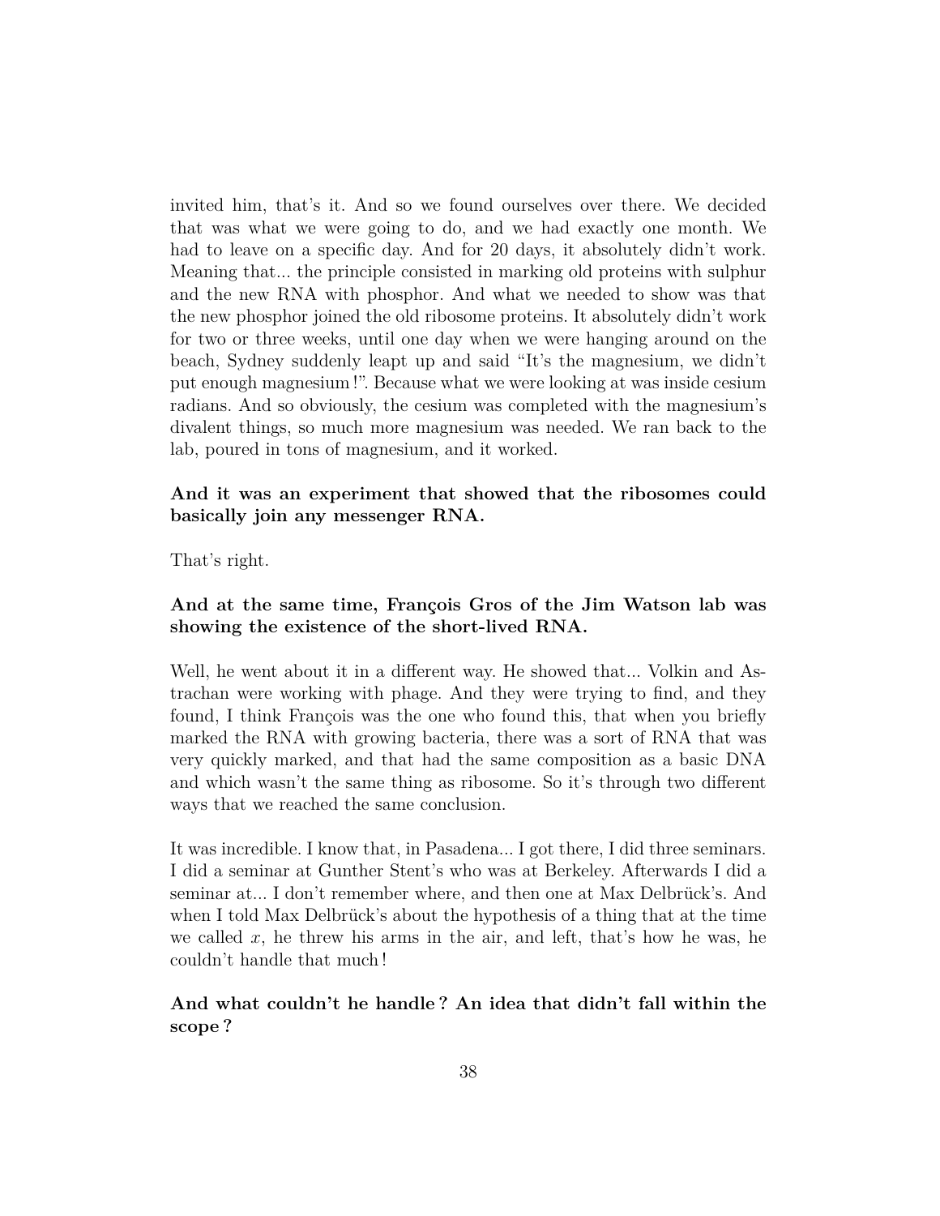invited him, that's it. And so we found ourselves over there. We decided that was what we were going to do, and we had exactly one month. We had to leave on a specific day. And for 20 days, it absolutely didn't work. Meaning that... the principle consisted in marking old proteins with sulphur and the new RNA with phosphor. And what we needed to show was that the new phosphor joined the old ribosome proteins. It absolutely didn't work for two or three weeks, until one day when we were hanging around on the beach, Sydney suddenly leapt up and said "It's the magnesium, we didn't put enough magnesium !". Because what we were looking at was inside cesium radians. And so obviously, the cesium was completed with the magnesium's divalent things, so much more magnesium was needed. We ran back to the lab, poured in tons of magnesium, and it worked.

**And it was an experiment that showed that the ribosomes could basically join any messenger RNA.**

That's right.

**And at the same time, François Gros of the Jim Watson lab was showing the existence of the short-lived RNA.**

Well, he went about it in a different way. He showed that... Volkin and Astrachan were working with phage. And they were trying to find, and they found, I think François was the one who found this, that when you briefly marked the RNA with growing bacteria, there was a sort of RNA that was very quickly marked, and that had the same composition as a basic DNA and which wasn't the same thing as ribosome. So it's through two different ways that we reached the same conclusion.

It was incredible. I know that, in Pasadena... I got there, I did three seminars. I did a seminar at Gunther Stent's who was at Berkeley. Afterwards I did a seminar at... I don't remember where, and then one at Max Delbrück's. And when I told Max Delbrück's about the hypothesis of a thing that at the time we called $x$, he threw his arms in the air, and left, that's how he was, he couldn't handle that much !

**And what couldn't he handle ? An idea that didn't fall within the scope ?**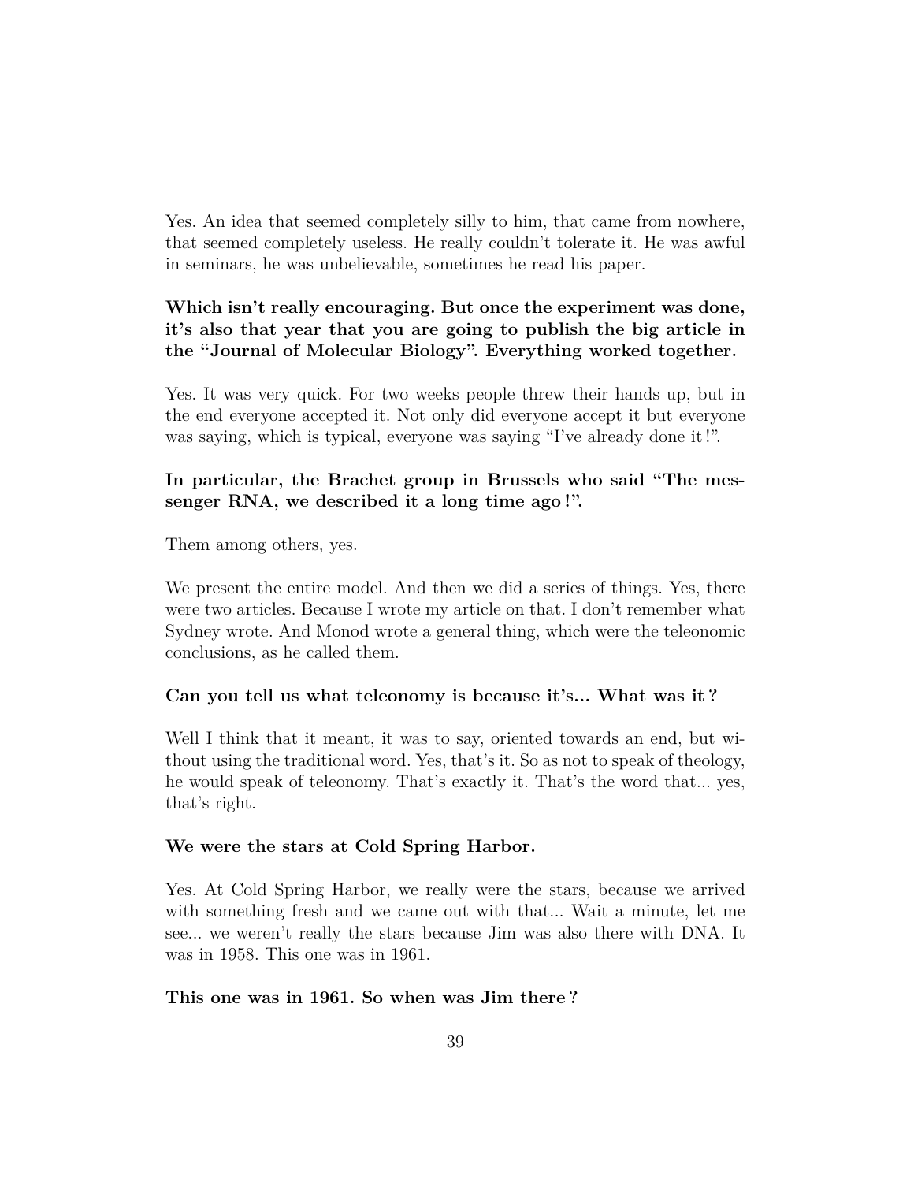Yes. An idea that seemed completely silly to him, that came from nowhere, that seemed completely useless. He really couldn't tolerate it. He was awful in seminars, he was unbelievable, sometimes he read his paper.

**Which isn't really encouraging. But once the experiment was done, it's also that year that you are going to publish the big article in the "Journal of Molecular Biology". Everything worked together.**

Yes. It was very quick. For two weeks people threw their hands up, but in the end everyone accepted it. Not only did everyone accept it but everyone was saying, which is typical, everyone was saying "I've already done it !".

**In particular, the Brachet group in Brussels who said "The messenger RNA, we described it a long time ago !".**

Them among others, yes.

We present the entire model. And then we did a series of things. Yes, there were two articles. Because I wrote my article on that. I don't remember what Sydney wrote. And Monod wrote a general thing, which were the teleonomic conclusions, as he called them.

**Can you tell us what teleonomy is because it's... What was it ?**

Well I think that it meant, it was to say, oriented towards an end, but without using the traditional word. Yes, that's it. So as not to speak of theology, he would speak of teleonomy. That's exactly it. That's the word that... yes, that's right.

**We were the stars at Cold Spring Harbor.**

Yes. At Cold Spring Harbor, we really were the stars, because we arrived with something fresh and we came out with that... Wait a minute, let me see... we weren't really the stars because Jim was also there with DNA. It was in 1958. This one was in 1961.

**This one was in 1961. So when was Jim there ?**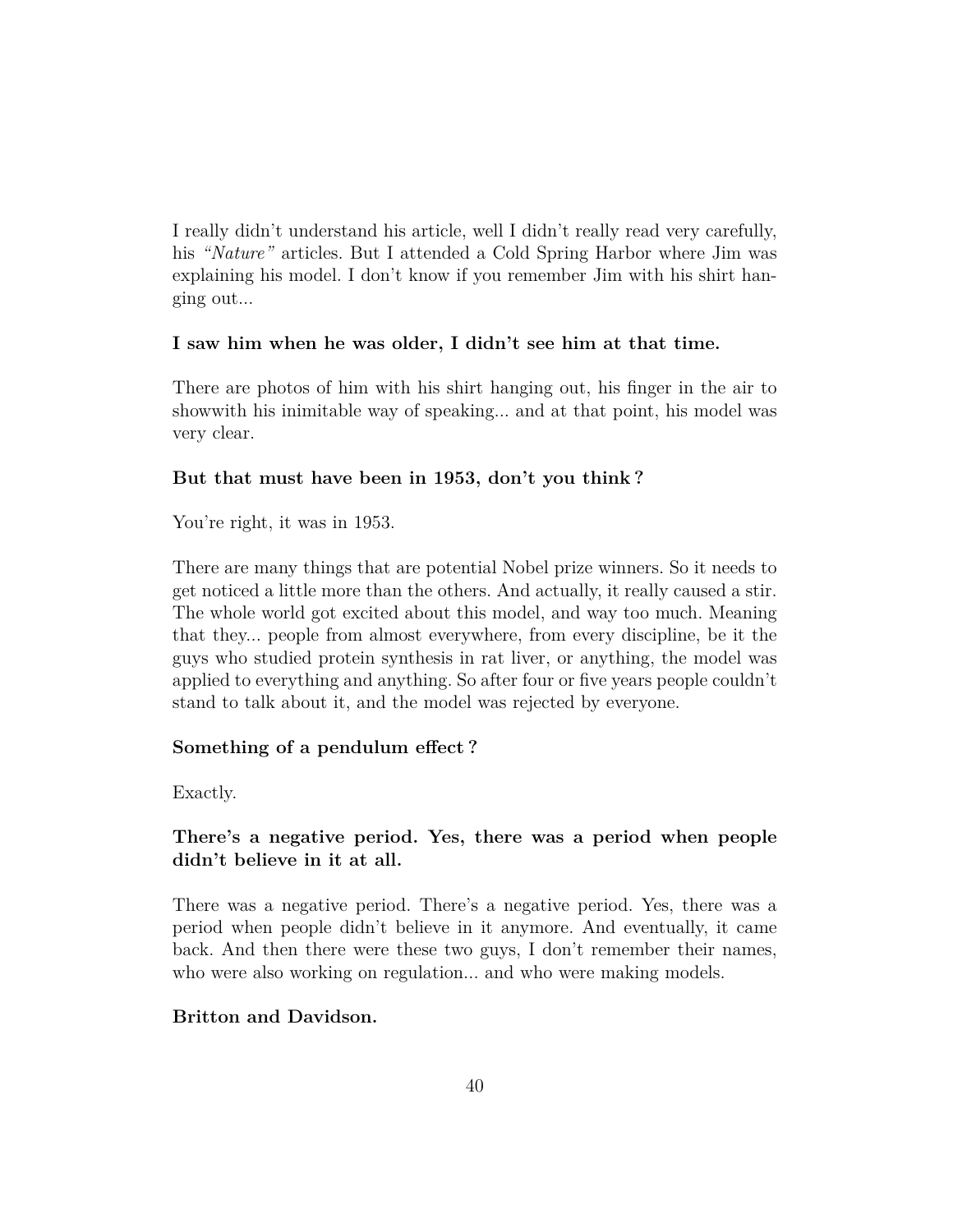I really didn't understand his article, well I didn't really read very carefully, his *"Nature"* articles. But I attended a Cold Spring Harbor where Jim was explaining his model. I don't know if you remember Jim with his shirt hanging out...

**I saw him when he was older, I didn't see him at that time.**

There are photos of him with his shirt hanging out, his finger in the air to showwith his inimitable way of speaking... and at that point, his model was very clear.

**But that must have been in 1953, don't you think ?**

You're right, it was in 1953.

There are many things that are potential Nobel prize winners. So it needs to get noticed a little more than the others. And actually, it really caused a stir. The whole world got excited about this model, and way too much. Meaning that they... people from almost everywhere, from every discipline, be it the guys who studied protein synthesis in rat liver, or anything, the model was applied to everything and anything. So after four or five years people couldn't stand to talk about it, and the model was rejected by everyone.

**Something of a pendulum effect ?**

Exactly.

**There's a negative period. Yes, there was a period when people didn't believe in it at all.**

There was a negative period. There's a negative period. Yes, there was a period when people didn't believe in it anymore. And eventually, it came back. And then there were these two guys, I don't remember their names, who were also working on regulation... and who were making models.

**Britton and Davidson.**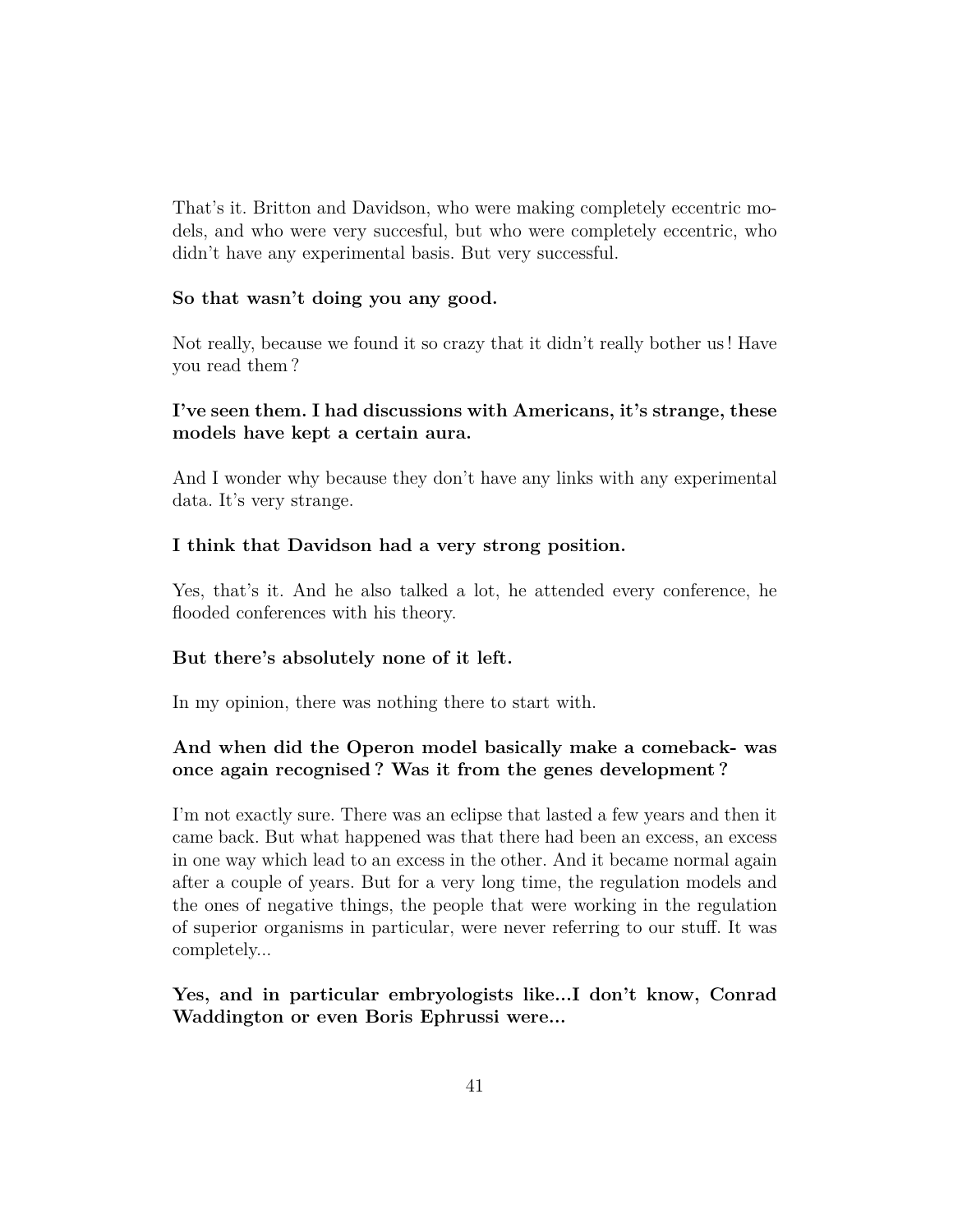That's it. Britton and Davidson, who were making completely eccentric models, and who were very succesful, but who were completely eccentric, who didn't have any experimental basis. But very successful.

**So that wasn't doing you any good.**

Not really, because we found it so crazy that it didn't really bother us! Have you read them?

**I've seen them. I had discussions with Americans, it's strange, these models have kept a certain aura.**

And I wonder why because they don't have any links with any experimental data. It's very strange.

**I think that Davidson had a very strong position.**

Yes, that's it. And he also talked a lot, he attended every conference, he flooded conferences with his theory.

**But there's absolutely none of it left.**

In my opinion, there was nothing there to start with.

**And when did the Operon model basically make a comeback- was once again recognised? Was it from the genes development?**

I'm not exactly sure. There was an eclipse that lasted a few years and then it came back. But what happened was that there had been an excess, an excess in one way which lead to an excess in the other. And it became normal again after a couple of years. But for a very long time, the regulation models and the ones of negative things, the people that were working in the regulation of superior organisms in particular, were never referring to our stuff. It was completely...

**Yes, and in particular embryologists like...I don't know, Conrad Waddington or even Boris Ephrussi were...**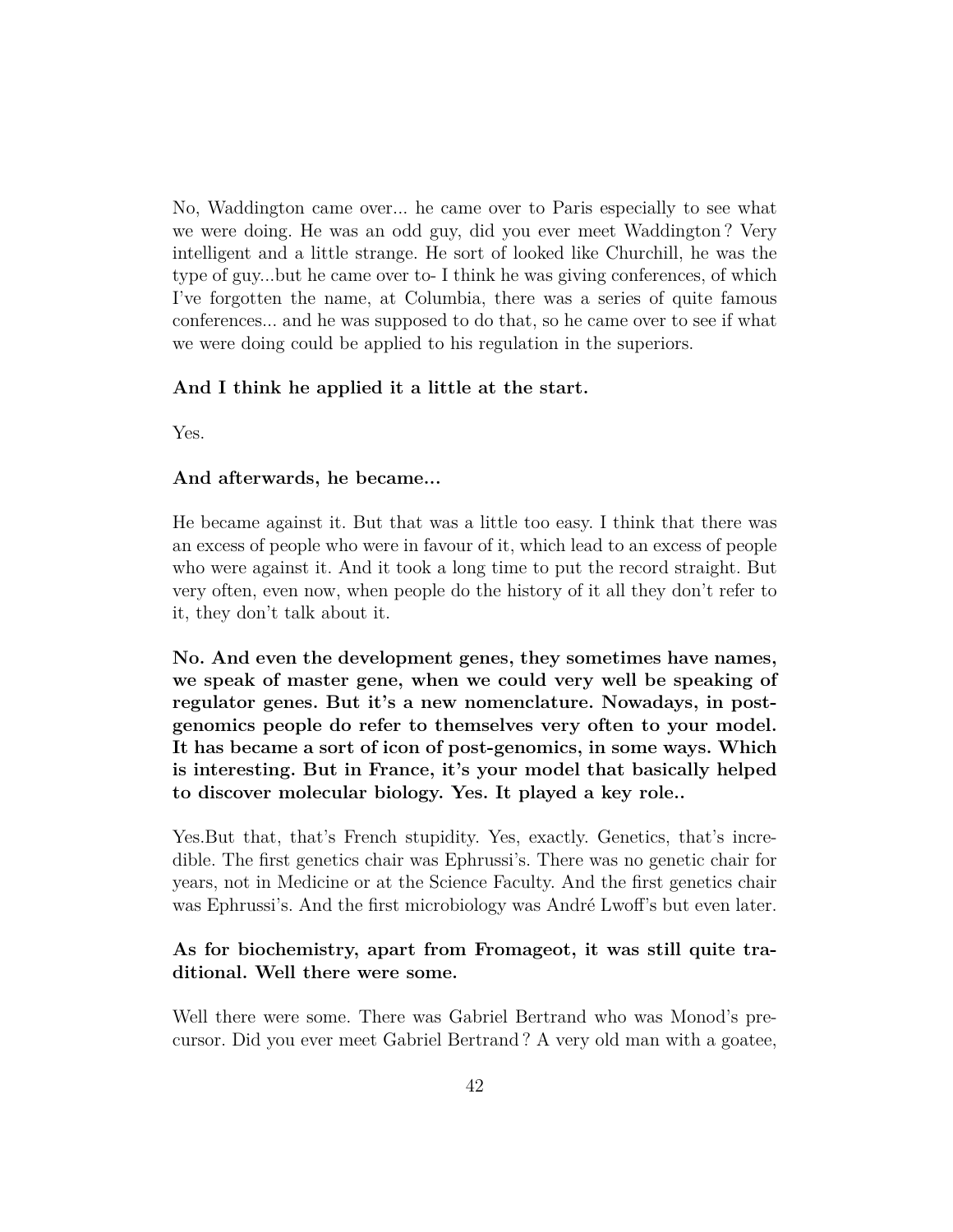No, Waddington came over... he came over to Paris especially to see what we were doing. He was an odd guy, did you ever meet Waddington? Very intelligent and a little strange. He sort of looked like Churchill, he was the type of guy...but he came over to- I think he was giving conferences, of which I've forgotten the name, at Columbia, there was a series of quite famous conferences... and he was supposed to do that, so he came over to see if what we were doing could be applied to his regulation in the superiors.

**And I think he applied it a little at the start.**

Yes.

**And afterwards, he became...**

He became against it. But that was a little too easy. I think that there was an excess of people who were in favour of it, which lead to an excess of people who were against it. And it took a long time to put the record straight. But very often, even now, when people do the history of it all they don't refer to it, they don't talk about it.

**No. And even the development genes, they sometimes have names, we speak of master gene, when we could very well be speaking of regulator genes. But it's a new nomenclature. Nowadays, in post-genomics people do refer to themselves very often to your model. It has became a sort of icon of post-genomics, in some ways. Which is interesting. But in France, it's your model that basically helped to discover molecular biology. Yes. It played a key role..**

Yes.But that, that's French stupidity. Yes, exactly. Genetics, that's incredible. The first genetics chair was Ephrussi's. There was no genetic chair for years, not in Medicine or at the Science Faculty. And the first genetics chair was Ephrussi's. And the first microbiology was André Lwoff's but even later.

**As for biochemistry, apart from Fromageot, it was still quite traditional. Well there were some.**

Well there were some. There was Gabriel Bertrand who was Monod's precursor. Did you ever meet Gabriel Bertrand? A very old man with a goatee,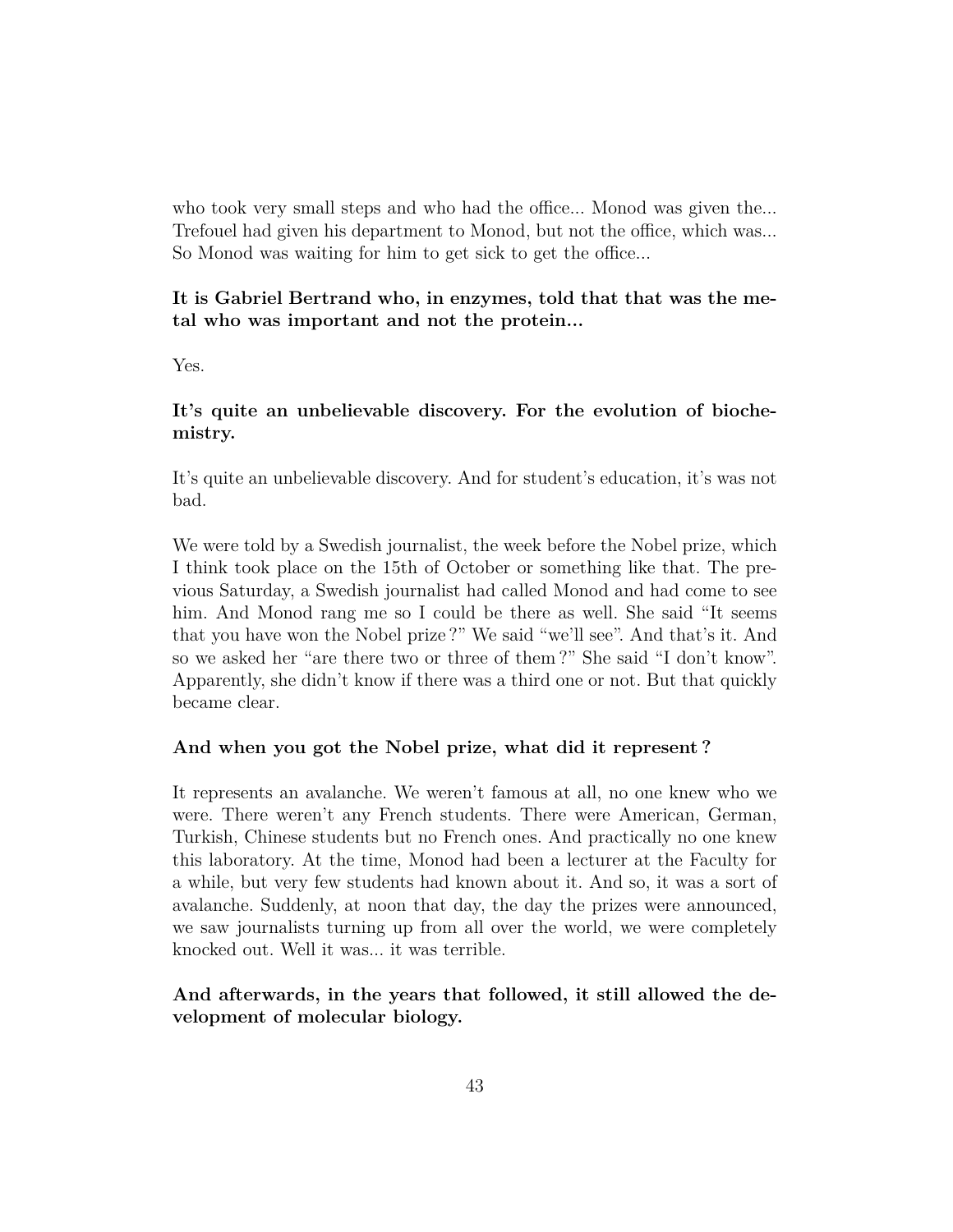who took very small steps and who had the office... Monod was given the... Trefouel had given his department to Monod, but not the office, which was... So Monod was waiting for him to get sick to get the office...

**It is Gabriel Bertrand who, in enzymes, told that that was the metal who was important and not the protein...**

Yes.

**It's quite an unbelievable discovery. For the evolution of biochemistry.**

It's quite an unbelievable discovery. And for student's education, it's was not bad.

We were told by a Swedish journalist, the week before the Nobel prize, which I think took place on the 15th of October or something like that. The previous Saturday, a Swedish journalist had called Monod and had come to see him. And Monod rang me so I could be there as well. She said "It seems that you have won the Nobel prize ?" We said "we'll see". And that's it. And so we asked her "are there two or three of them ?" She said "I don't know". Apparently, she didn't know if there was a third one or not. But that quickly became clear.

**And when you got the Nobel prize, what did it represent ?**

It represents an avalanche. We weren't famous at all, no one knew who we were. There weren't any French students. There were American, German, Turkish, Chinese students but no French ones. And practically no one knew this laboratory. At the time, Monod had been a lecturer at the Faculty for a while, but very few students had known about it. And so, it was a sort of avalanche. Suddenly, at noon that day, the day the prizes were announced, we saw journalists turning up from all over the world, we were completely knocked out. Well it was... it was terrible.

**And afterwards, in the years that followed, it still allowed the development of molecular biology.**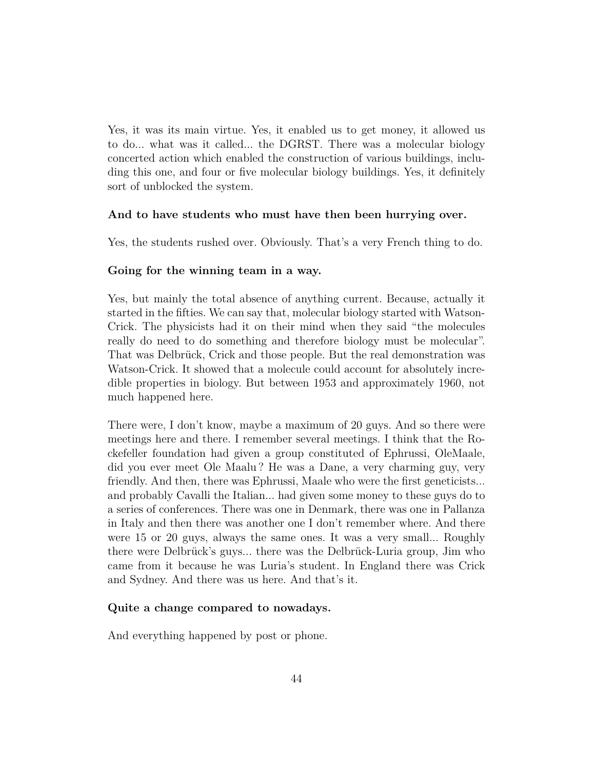Yes, it was its main virtue. Yes, it enabled us to get money, it allowed us to do... what was it called... the DGRST. There was a molecular biology concerted action which enabled the construction of various buildings, including this one, and four or five molecular biology buildings. Yes, it definitely sort of unblocked the system.

**And to have students who must have then been hurrying over.**

Yes, the students rushed over. Obviously. That's a very French thing to do.

**Going for the winning team in a way.**

Yes, but mainly the total absence of anything current. Because, actually it started in the fifties. We can say that, molecular biology started with Watson-Crick. The physicists had it on their mind when they said "the molecules really do need to do something and therefore biology must be molecular". That was Delbrück, Crick and those people. But the real demonstration was Watson-Crick. It showed that a molecule could account for absolutely incredible properties in biology. But between 1953 and approximately 1960, not much happened here.

There were, I don't know, maybe a maximum of 20 guys. And so there were meetings here and there. I remember several meetings. I think that the Rockefeller foundation had given a group constituted of Ephrussi, OleMaale, did you ever meet Ole Maalu ? He was a Dane, a very charming guy, very friendly. And then, there was Ephrussi, Maale who were the first geneticists... and probably Cavalli the Italian... had given some money to these guys do to a series of conferences. There was one in Denmark, there was one in Pallanza in Italy and then there was another one I don't remember where. And there were 15 or 20 guys, always the same ones. It was a very small... Roughly there were Delbrück's guys... there was the Delbrück-Luria group, Jim who came from it because he was Luria's student. In England there was Crick and Sydney. And there was us here. And that's it.

**Quite a change compared to nowadays.**

And everything happened by post or phone.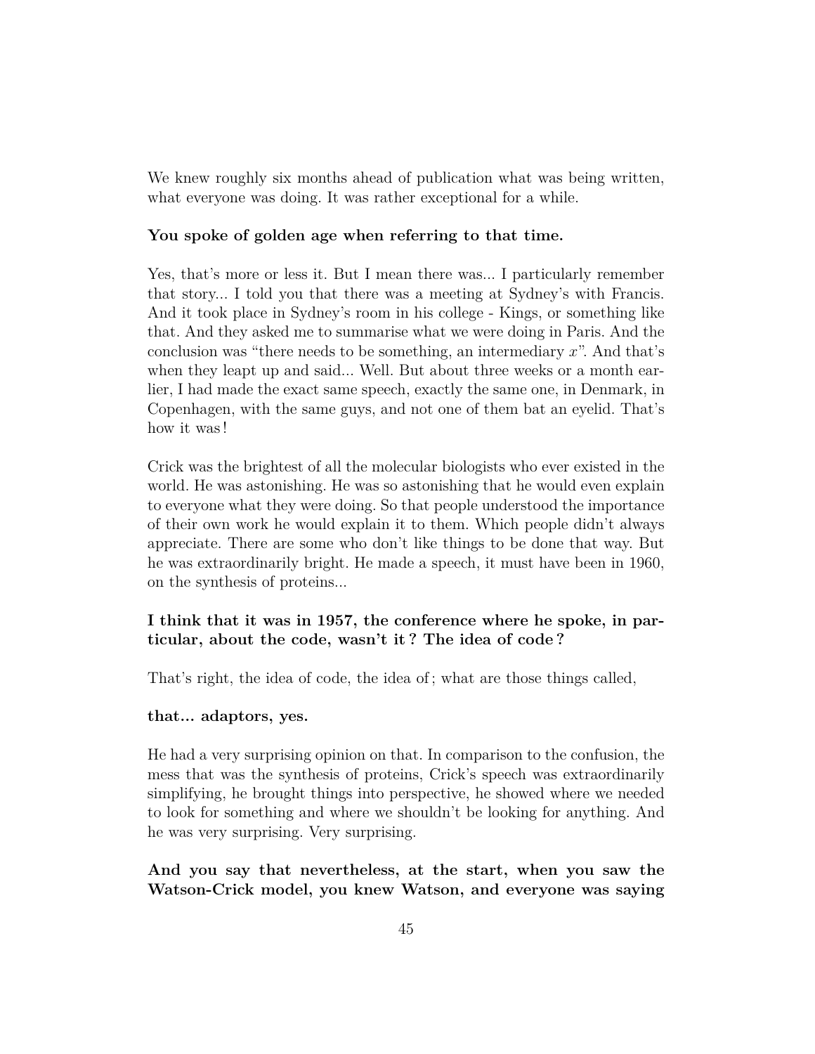We knew roughly six months ahead of publication what was being written, what everyone was doing. It was rather exceptional for a while.

**You spoke of golden age when referring to that time.**

Yes, that's more or less it. But I mean there was... I particularly remember that story... I told you that there was a meeting at Sydney's with Francis. And it took place in Sydney's room in his college - Kings, or something like that. And they asked me to summarise what we were doing in Paris. And the conclusion was "there needs to be something, an intermediary $x$". And that's when they leapt up and said... Well. But about three weeks or a month earlier, I had made the exact same speech, exactly the same one, in Denmark, in Copenhagen, with the same guys, and not one of them bat an eyelid. That's how it was!

Crick was the brightest of all the molecular biologists who ever existed in the world. He was astonishing. He was so astonishing that he would even explain to everyone what they were doing. So that people understood the importance of their own work he would explain it to them. Which people didn't always appreciate. There are some who don't like things to be done that way. But he was extraordinarily bright. He made a speech, it must have been in 1960, on the synthesis of proteins...

**I think that it was in 1957, the conference where he spoke, in particular, about the code, wasn't it? The idea of code?**

That's right, the idea of code, the idea of; what are those things called,

**that... adaptors, yes.**

He had a very surprising opinion on that. In comparison to the confusion, the mess that was the synthesis of proteins, Crick's speech was extraordinarily simplifying, he brought things into perspective, he showed where we needed to look for something and where we shouldn't be looking for anything. And he was very surprising. Very surprising.

**And you say that nevertheless, at the start, when you saw the Watson-Crick model, you knew Watson, and everyone was saying**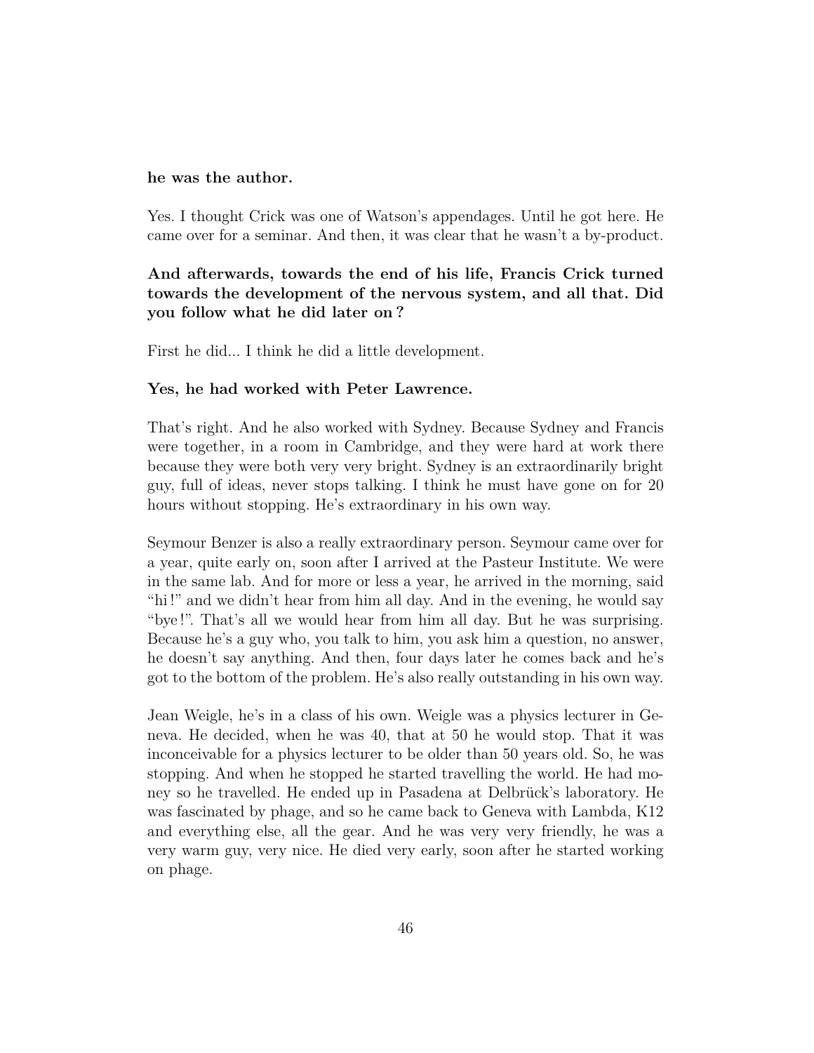**he was the author.**

Yes. I thought Crick was one of Watson's appendages. Until he got here. He came over for a seminar. And then, it was clear that he wasn't a by-product.

**And afterwards, towards the end of his life, Francis Crick turned towards the development of the nervous system, and all that. Did you follow what he did later on?**

First he did... I think he did a little development.

**Yes, he had worked with Peter Lawrence.**

That's right. And he also worked with Sydney. Because Sydney and Francis were together, in a room in Cambridge, and they were hard at work there because they were both very very bright. Sydney is an extraordinarily bright guy, full of ideas, never stops talking. I think he must have gone on for 20 hours without stopping. He's extraordinary in his own way.

Seymour Benzer is also a really extraordinary person. Seymour came over for a year, quite early on, soon after I arrived at the Pasteur Institute. We were in the same lab. And for more or less a year, he arrived in the morning, said "hi!" and we didn't hear from him all day. And in the evening, he would say "bye!". That's all we would hear from him all day. But he was surprising. Because he's a guy who, you talk to him, you ask him a question, no answer, he doesn't say anything. And then, four days later he comes back and he's got to the bottom of the problem. He's also really outstanding in his own way.

Jean Weigle, he's in a class of his own. Weigle was a physics lecturer in Geneva. He decided, when he was 40, that at 50 he would stop. That it was inconceivable for a physics lecturer to be older than 50 years old. So, he was stopping. And when he stopped he started travelling the world. He had money so he travelled. He ended up in Pasadena at Delbrück's laboratory. He was fascinated by phage, and so he came back to Geneva with Lambda, K12 and everything else, all the gear. And he was very very friendly, he was a very warm guy, very nice. He died very early, soon after he started working on phage.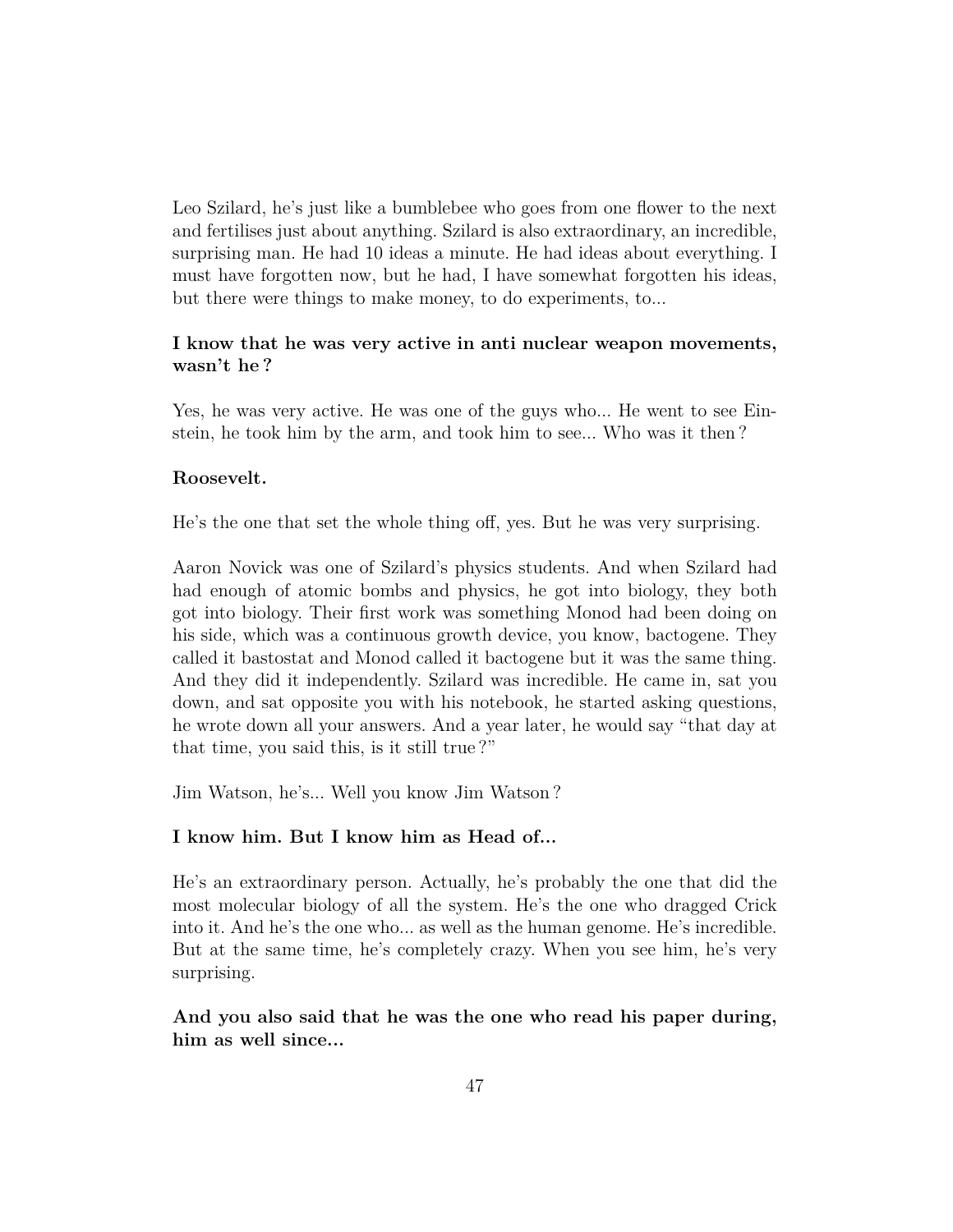Leo Szilard, he's just like a bumblebee who goes from one flower to the next and fertilises just about anything. Szilard is also extraordinary, an incredible, surprising man. He had 10 ideas a minute. He had ideas about everything. I must have forgotten now, but he had, I have somewhat forgotten his ideas, but there were things to make money, to do experiments, to...

**I know that he was very active in anti nuclear weapon movements, wasn't he ?**

Yes, he was very active. He was one of the guys who... He went to see Einstein, he took him by the arm, and took him to see... Who was it then ?

**Roosevelt.**

He's the one that set the whole thing off, yes. But he was very surprising.

Aaron Novick was one of Szilard's physics students. And when Szilard had had enough of atomic bombs and physics, he got into biology, they both got into biology. Their first work was something Monod had been doing on his side, which was a continuous growth device, you know, bactogene. They called it bastostat and Monod called it bactogene but it was the same thing. And they did it independently. Szilard was incredible. He came in, sat you down, and sat opposite you with his notebook, he started asking questions, he wrote down all your answers. And a year later, he would say "that day at that time, you said this, is it still true ?"

Jim Watson, he's... Well you know Jim Watson ?

**I know him. But I know him as Head of...**

He's an extraordinary person. Actually, he's probably the one that did the most molecular biology of all the system. He's the one who dragged Crick into it. And he's the one who... as well as the human genome. He's incredible. But at the same time, he's completely crazy. When you see him, he's very surprising.

**And you also said that he was the one who read his paper during, him as well since...**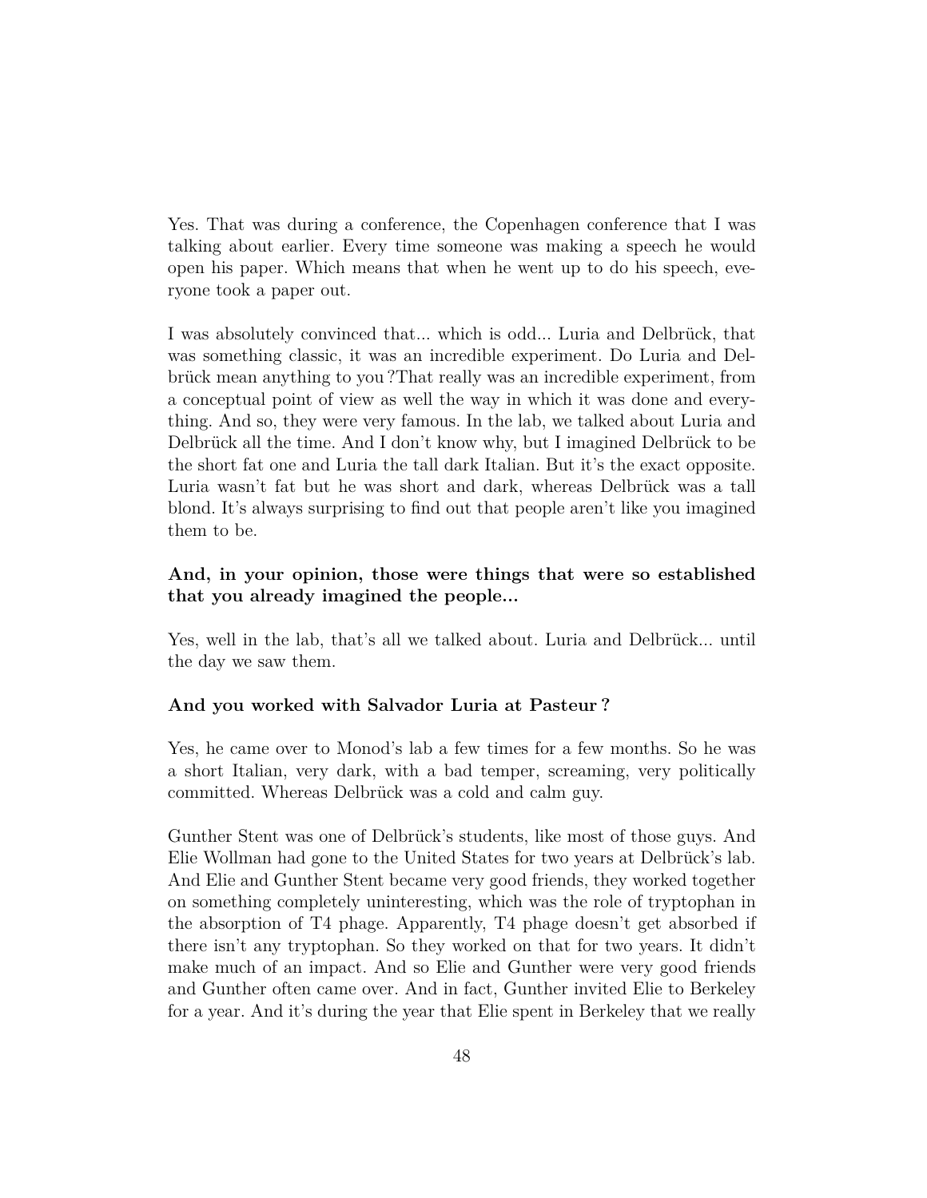Yes. That was during a conference, the Copenhagen conference that I was talking about earlier. Every time someone was making a speech he would open his paper. Which means that when he went up to do his speech, everyone took a paper out.

I was absolutely convinced that... which is odd... Luria and Delbrück, that was something classic, it was an incredible experiment. Do Luria and Delbrück mean anything to you ?That really was an incredible experiment, from a conceptual point of view as well the way in which it was done and everything. And so, they were very famous. In the lab, we talked about Luria and Delbrück all the time. And I don't know why, but I imagined Delbrück to be the short fat one and Luria the tall dark Italian. But it's the exact opposite. Luria wasn't fat but he was short and dark, whereas Delbrück was a tall blond. It's always surprising to find out that people aren't like you imagined them to be.

**And, in your opinion, those were things that were so established that you already imagined the people...**

Yes, well in the lab, that's all we talked about. Luria and Delbrück... until the day we saw them.

**And you worked with Salvador Luria at Pasteur ?**

Yes, he came over to Monod's lab a few times for a few months. So he was a short Italian, very dark, with a bad temper, screaming, very politically committed. Whereas Delbrück was a cold and calm guy.

Gunther Stent was one of Delbrück's students, like most of those guys. And Elie Wollman had gone to the United States for two years at Delbrück's lab. And Elie and Gunther Stent became very good friends, they worked together on something completely uninteresting, which was the role of tryptophan in the absorption of T4 phage. Apparently, T4 phage doesn't get absorbed if there isn't any tryptophan. So they worked on that for two years. It didn't make much of an impact. And so Elie and Gunther were very good friends and Gunther often came over. And in fact, Gunther invited Elie to Berkeley for a year. And it's during the year that Elie spent in Berkeley that we really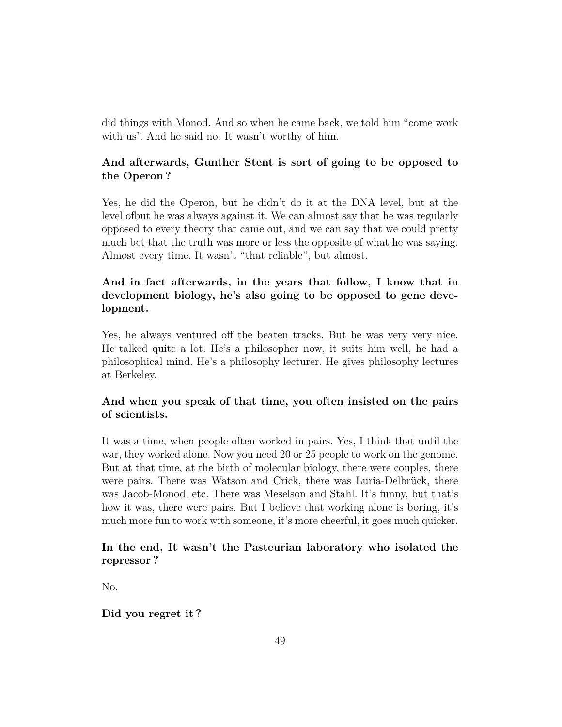did things with Monod. And so when he came back, we told him "come work with us". And he said no. It wasn't worthy of him.

**And afterwards, Gunther Stent is sort of going to be opposed to the Operon ?**

Yes, he did the Operon, but he didn't do it at the DNA level, but at the level ofbut he was always against it. We can almost say that he was regularly opposed to every theory that came out, and we can say that we could pretty much bet that the truth was more or less the opposite of what he was saying. Almost every time. It wasn't "that reliable", but almost.

**And in fact afterwards, in the years that follow, I know that in development biology, he's also going to be opposed to gene development.**

Yes, he always ventured off the beaten tracks. But he was very very nice. He talked quite a lot. He's a philosopher now, it suits him well, he had a philosophical mind. He's a philosophy lecturer. He gives philosophy lectures at Berkeley.

**And when you speak of that time, you often insisted on the pairs of scientists.**

It was a time, when people often worked in pairs. Yes, I think that until the war, they worked alone. Now you need 20 or 25 people to work on the genome. But at that time, at the birth of molecular biology, there were couples, there were pairs. There was Watson and Crick, there was Luria-Delbrück, there was Jacob-Monod, etc. There was Meselson and Stahl. It's funny, but that's how it was, there were pairs. But I believe that working alone is boring, it's much more fun to work with someone, it's more cheerful, it goes much quicker.

**In the end, It wasn't the Pasteurian laboratory who isolated the repressor ?**

No.

**Did you regret it ?**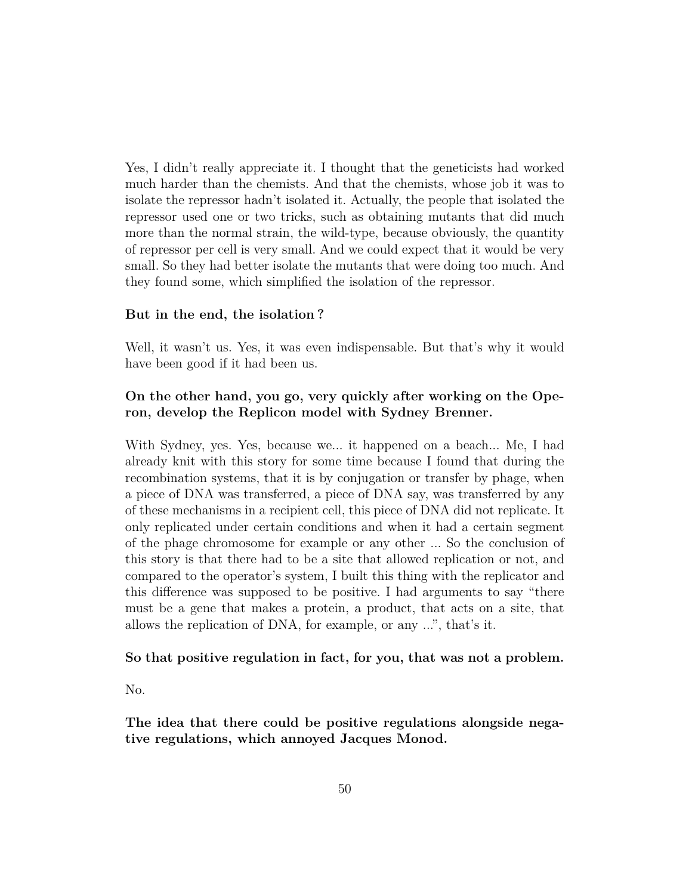Yes, I didn't really appreciate it. I thought that the geneticists had worked much harder than the chemists. And that the chemists, whose job it was to isolate the repressor hadn't isolated it. Actually, the people that isolated the repressor used one or two tricks, such as obtaining mutants that did much more than the normal strain, the wild-type, because obviously, the quantity of repressor per cell is very small. And we could expect that it would be very small. So they had better isolate the mutants that were doing too much. And they found some, which simplified the isolation of the repressor.

**But in the end, the isolation ?**

Well, it wasn't us. Yes, it was even indispensable. But that's why it would have been good if it had been us.

**On the other hand, you go, very quickly after working on the Operon, develop the Replicon model with Sydney Brenner.**

With Sydney, yes. Yes, because we... it happened on a beach... Me, I had already knit with this story for some time because I found that during the recombination systems, that it is by conjugation or transfer by phage, when a piece of DNA was transferred, a piece of DNA say, was transferred by any of these mechanisms in a recipient cell, this piece of DNA did not replicate. It only replicated under certain conditions and when it had a certain segment of the phage chromosome for example or any other ... So the conclusion of this story is that there had to be a site that allowed replication or not, and compared to the operator's system, I built this thing with the replicator and this difference was supposed to be positive. I had arguments to say "there must be a gene that makes a protein, a product, that acts on a site, that allows the replication of DNA, for example, or any ...", that's it.

**So that positive regulation in fact, for you, that was not a problem.**

No.

**The idea that there could be positive regulations alongside negative regulations, which annoyed Jacques Monod.**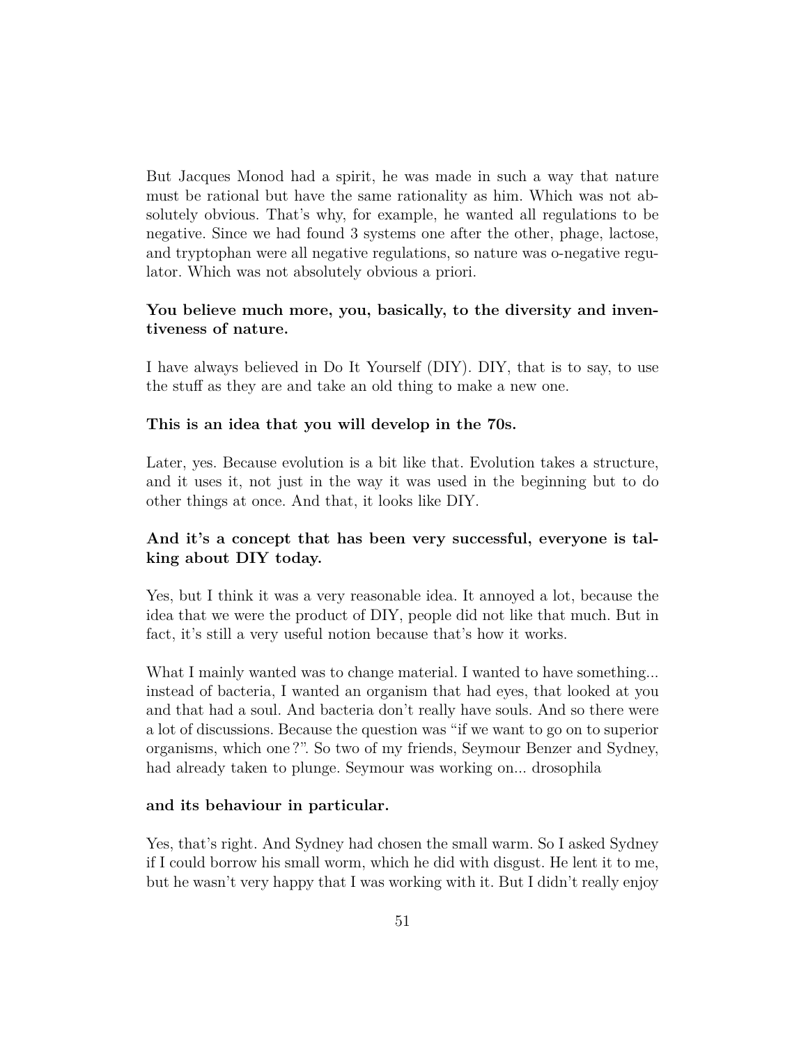But Jacques Monod had a spirit, he was made in such a way that nature must be rational but have the same rationality as him. Which was not absolutely obvious. That's why, for example, he wanted all regulations to be negative. Since we had found 3 systems one after the other, phage, lactose, and tryptophan were all negative regulations, so nature was o-negative regulator. Which was not absolutely obvious a priori.

**You believe much more, you, basically, to the diversity and inventiveness of nature.**

I have always believed in Do It Yourself (DIY). DIY, that is to say, to use the stuff as they are and take an old thing to make a new one.

**This is an idea that you will develop in the 70s.**

Later, yes. Because evolution is a bit like that. Evolution takes a structure, and it uses it, not just in the way it was used in the beginning but to do other things at once. And that, it looks like DIY.

**And it's a concept that has been very successful, everyone is talking about DIY today.**

Yes, but I think it was a very reasonable idea. It annoyed a lot, because the idea that we were the product of DIY, people did not like that much. But in fact, it's still a very useful notion because that's how it works.

What I mainly wanted was to change material. I wanted to have something... instead of bacteria, I wanted an organism that had eyes, that looked at you and that had a soul. And bacteria don't really have souls. And so there were a lot of discussions. Because the question was "if we want to go on to superior organisms, which one ?". So two of my friends, Seymour Benzer and Sydney, had already taken to plunge. Seymour was working on... drosophila

**and its behaviour in particular.**

Yes, that's right. And Sydney had chosen the small warm. So I asked Sydney if I could borrow his small worm, which he did with disgust. He lent it to me, but he wasn't very happy that I was working with it. But I didn't really enjoy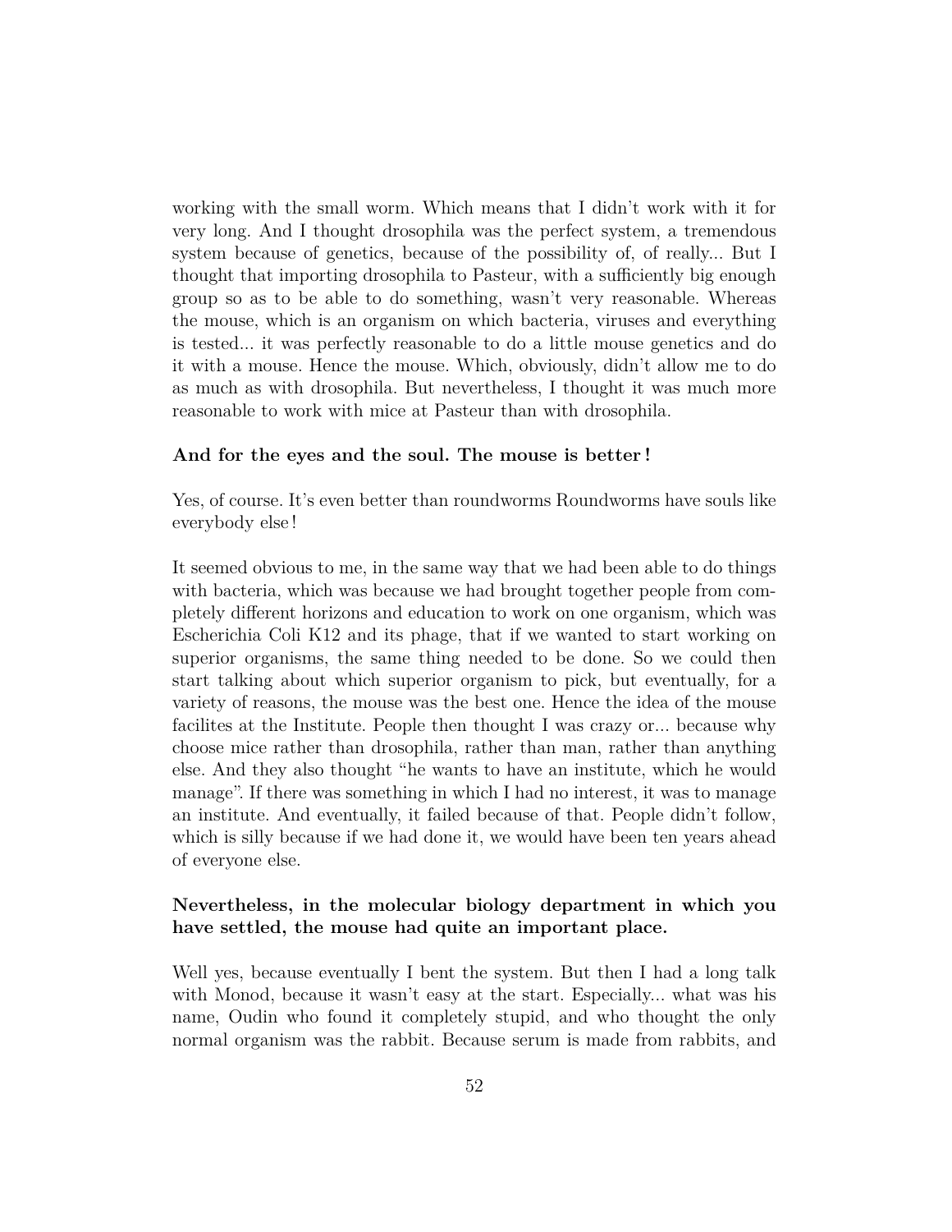working with the small worm. Which means that I didn't work with it for very long. And I thought drosophila was the perfect system, a tremendous system because of genetics, because of the possibility of, of really... But I thought that importing drosophila to Pasteur, with a sufficiently big enough group so as to be able to do something, wasn't very reasonable. Whereas the mouse, which is an organism on which bacteria, viruses and everything is tested... it was perfectly reasonable to do a little mouse genetics and do it with a mouse. Hence the mouse. Which, obviously, didn't allow me to do as much as with drosophila. But nevertheless, I thought it was much more reasonable to work with mice at Pasteur than with drosophila.

**And for the eyes and the soul. The mouse is better !**

Yes, of course. It's even better than roundworms Roundworms have souls like everybody else !

It seemed obvious to me, in the same way that we had been able to do things with bacteria, which was because we had brought together people from completely different horizons and education to work on one organism, which was Escherichia Coli K12 and its phage, that if we wanted to start working on superior organisms, the same thing needed to be done. So we could then start talking about which superior organism to pick, but eventually, for a variety of reasons, the mouse was the best one. Hence the idea of the mouse facilites at the Institute. People then thought I was crazy or... because why choose mice rather than drosophila, rather than man, rather than anything else. And they also thought "he wants to have an institute, which he would manage". If there was something in which I had no interest, it was to manage an institute. And eventually, it failed because of that. People didn't follow, which is silly because if we had done it, we would have been ten years ahead of everyone else.

**Nevertheless, in the molecular biology department in which you have settled, the mouse had quite an important place.**

Well yes, because eventually I bent the system. But then I had a long talk with Monod, because it wasn't easy at the start. Especially... what was his name, Oudin who found it completely stupid, and who thought the only normal organism was the rabbit. Because serum is made from rabbits, and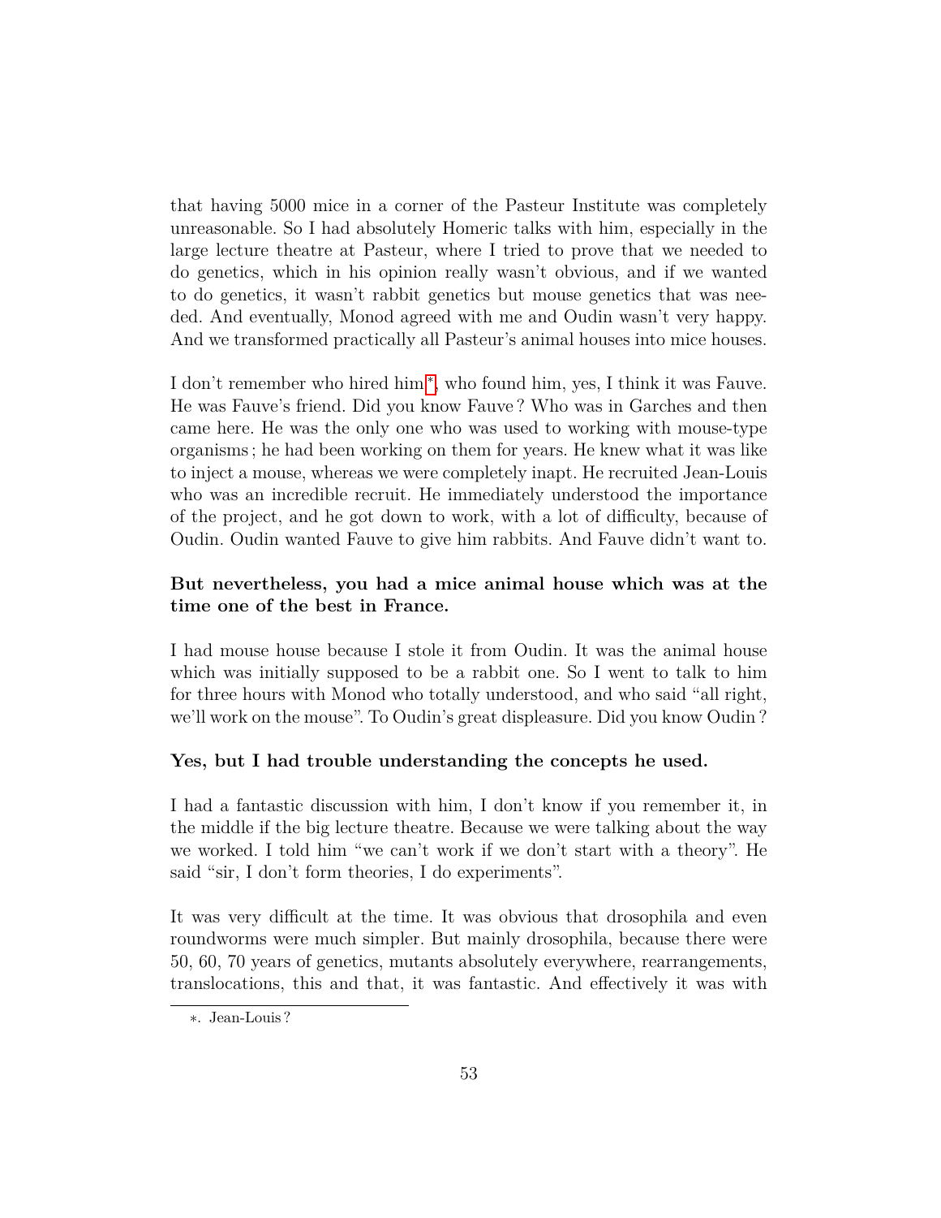that having 5000 mice in a corner of the Pasteur Institute was completely unreasonable. So I had absolutely Homeric talks with him, especially in the large lecture theatre at Pasteur, where I tried to prove that we needed to do genetics, which in his opinion really wasn't obvious, and if we wanted to do genetics, it wasn't rabbit genetics but mouse genetics that was needed. And eventually, Monod agreed with me and Oudin wasn't very happy. And we transformed practically all Pasteur's animal houses into mice houses.

I don't remember who hired him[*], who found him, yes, I think it was Fauve. He was Fauve's friend. Did you know Fauve ? Who was in Garches and then came here. He was the only one who was used to working with mouse-type organisms ; he had been working on them for years. He knew what it was like to inject a mouse, whereas we were completely inapt. He recruited Jean-Louis who was an incredible recruit. He immediately understood the importance of the project, and he got down to work, with a lot of difficulty, because of Oudin. Oudin wanted Fauve to give him rabbits. And Fauve didn't want to.

**But nevertheless, you had a mice animal house which was at the time one of the best in France.**

I had mouse house because I stole it from Oudin. It was the animal house which was initially supposed to be a rabbit one. So I went to talk to him for three hours with Monod who totally understood, and who said "all right, we'll work on the mouse". To Oudin's great displeasure. Did you know Oudin ?

**Yes, but I had trouble understanding the concepts he used.**

I had a fantastic discussion with him, I don't know if you remember it, in the middle if the big lecture theatre. Because we were talking about the way we worked. I told him "we can't work if we don't start with a theory". He said "sir, I don't form theories, I do experiments".

It was very difficult at the time. It was obvious that drosophila and even roundworms were much simpler. But mainly drosophila, because there were 50, 60, 70 years of genetics, mutants absolutely everywhere, rearrangements, translocations, this and that, it was fantastic. And effectively it was with

---

[*]. Jean-Louis ?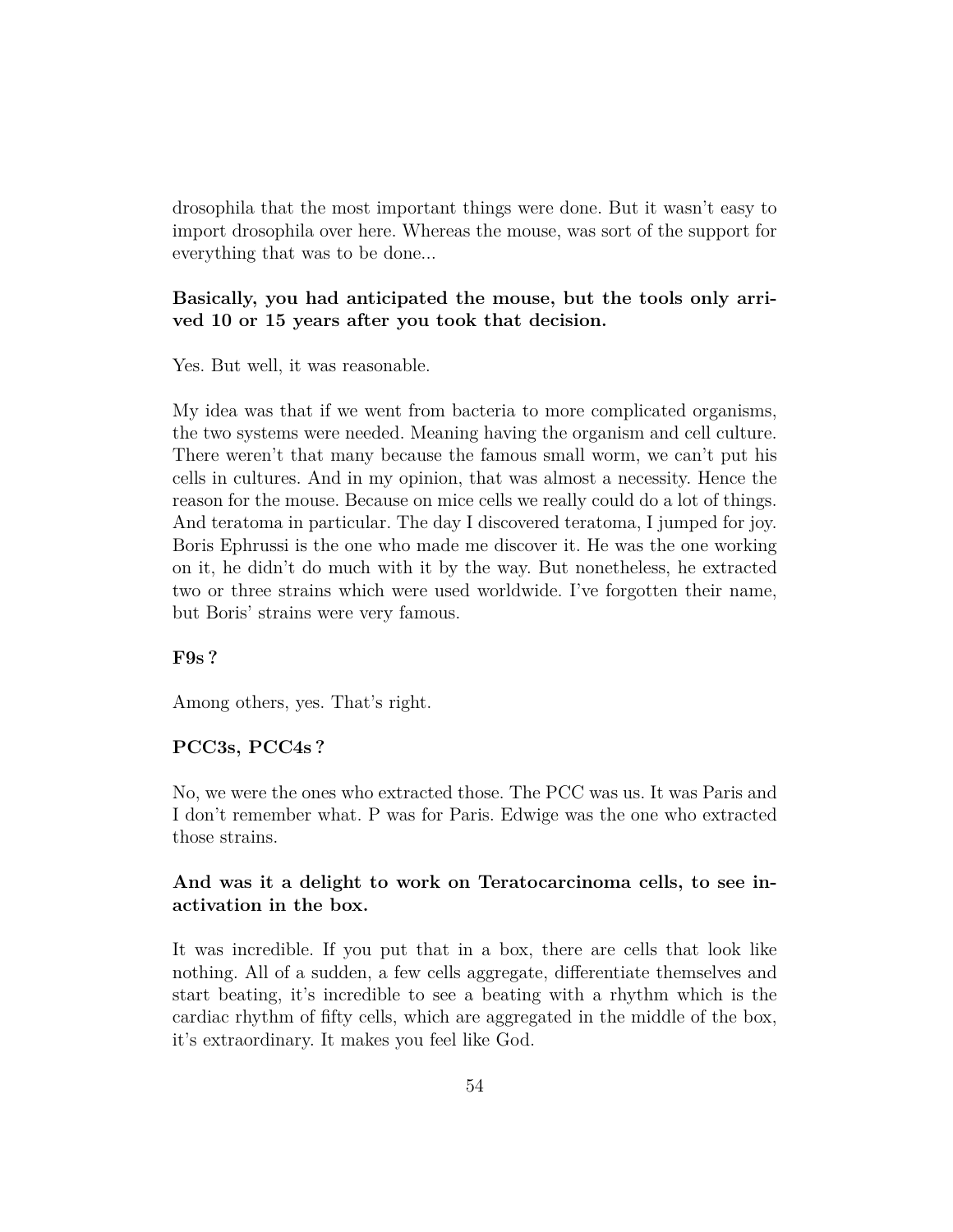drosophila that the most important things were done. But it wasn't easy to import drosophila over here. Whereas the mouse, was sort of the support for everything that was to be done...

**Basically, you had anticipated the mouse, but the tools only arrived 10 or 15 years after you took that decision.**

Yes. But well, it was reasonable.

My idea was that if we went from bacteria to more complicated organisms, the two systems were needed. Meaning having the organism and cell culture. There weren't that many because the famous small worm, we can't put his cells in cultures. And in my opinion, that was almost a necessity. Hence the reason for the mouse. Because on mice cells we really could do a lot of things. And teratoma in particular. The day I discovered teratoma, I jumped for joy. Boris Ephrussi is the one who made me discover it. He was the one working on it, he didn't do much with it by the way. But nonetheless, he extracted two or three strains which were used worldwide. I've forgotten their name, but Boris' strains were very famous.

**F9s ?**

Among others, yes. That's right.

**PCC3s, PCC4s ?**

No, we were the ones who extracted those. The PCC was us. It was Paris and I don't remember what. P was for Paris. Edwige was the one who extracted those strains.

**And was it a delight to work on Teratocarcinoma cells, to see inactivation in the box.**

It was incredible. If you put that in a box, there are cells that look like nothing. All of a sudden, a few cells aggregate, differentiate themselves and start beating, it's incredible to see a beating with a rhythm which is the cardiac rhythm of fifty cells, which are aggregated in the middle of the box, it's extraordinary. It makes you feel like God.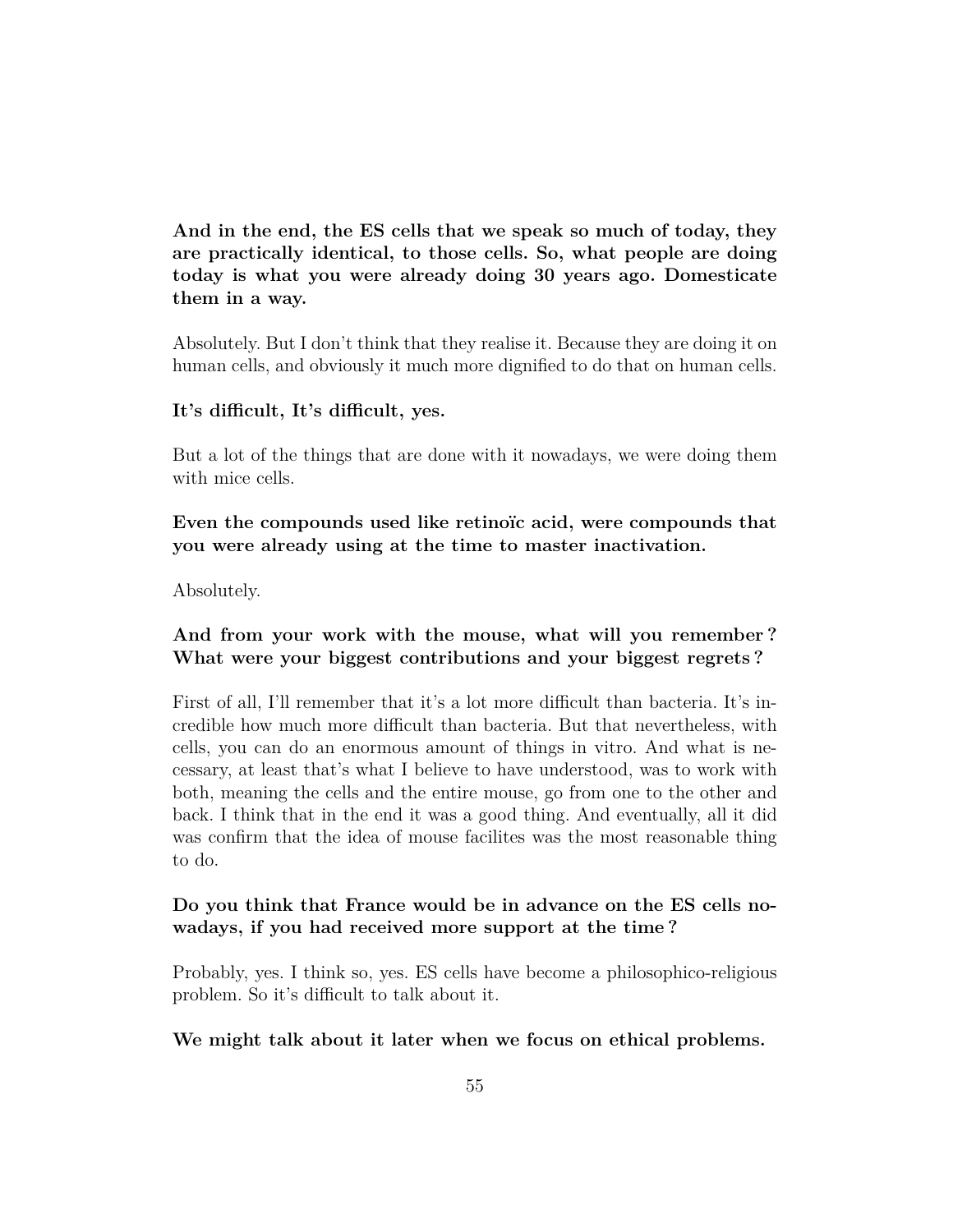**And in the end, the ES cells that we speak so much of today, they are practically identical, to those cells. So, what people are doing today is what you were already doing 30 years ago. Domesticate them in a way.**

Absolutely. But I don't think that they realise it. Because they are doing it on human cells, and obviously it much more dignified to do that on human cells.

**It's difficult, It's difficult, yes.**

But a lot of the things that are done with it nowadays, we were doing them with mice cells.

**Even the compounds used like retinoïc acid, were compounds that you were already using at the time to master inactivation.**

Absolutely.

**And from your work with the mouse, what will you remember ? What were your biggest contributions and your biggest regrets ?**

First of all, I'll remember that it's a lot more difficult than bacteria. It's incredible how much more difficult than bacteria. But that nevertheless, with cells, you can do an enormous amount of things in vitro. And what is necessary, at least that's what I believe to have understood, was to work with both, meaning the cells and the entire mouse, go from one to the other and back. I think that in the end it was a good thing. And eventually, all it did was confirm that the idea of mouse facilites was the most reasonable thing to do.

**Do you think that France would be in advance on the ES cells nowadays, if you had received more support at the time ?**

Probably, yes. I think so, yes. ES cells have become a philosophico-religious problem. So it's difficult to talk about it.

**We might talk about it later when we focus on ethical problems.**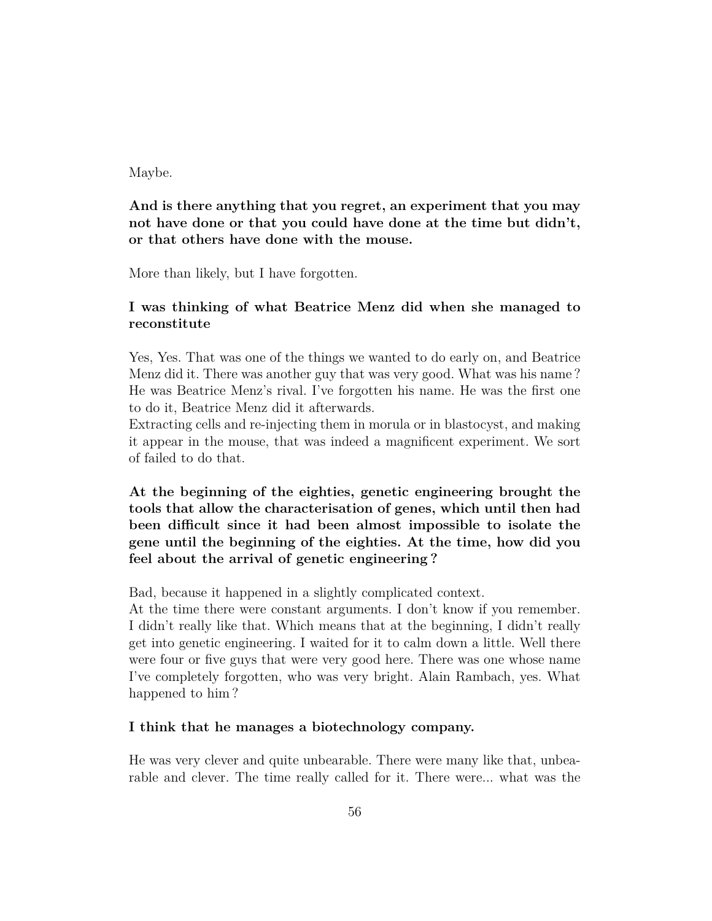Maybe.

**And is there anything that you regret, an experiment that you may not have done or that you could have done at the time but didn't, or that others have done with the mouse.**

More than likely, but I have forgotten.

**I was thinking of what Beatrice Menz did when she managed to reconstitute**

Yes, Yes. That was one of the things we wanted to do early on, and Beatrice Menz did it. There was another guy that was very good. What was his name ? He was Beatrice Menz's rival. I've forgotten his name. He was the first one to do it, Beatrice Menz did it afterwards.
Extracting cells and re-injecting them in morula or in blastocyst, and making it appear in the mouse, that was indeed a magnificent experiment. We sort of failed to do that.

**At the beginning of the eighties, genetic engineering brought the tools that allow the characterisation of genes, which until then had been difficult since it had been almost impossible to isolate the gene until the beginning of the eighties. At the time, how did you feel about the arrival of genetic engineering ?**

Bad, because it happened in a slightly complicated context.
At the time there were constant arguments. I don't know if you remember. I didn't really like that. Which means that at the beginning, I didn't really get into genetic engineering. I waited for it to calm down a little. Well there were four or five guys that were very good here. There was one whose name I've completely forgotten, who was very bright. Alain Rambach, yes. What happened to him ?

**I think that he manages a biotechnology company.**

He was very clever and quite unbearable. There were many like that, unbearable and clever. The time really called for it. There were... what was the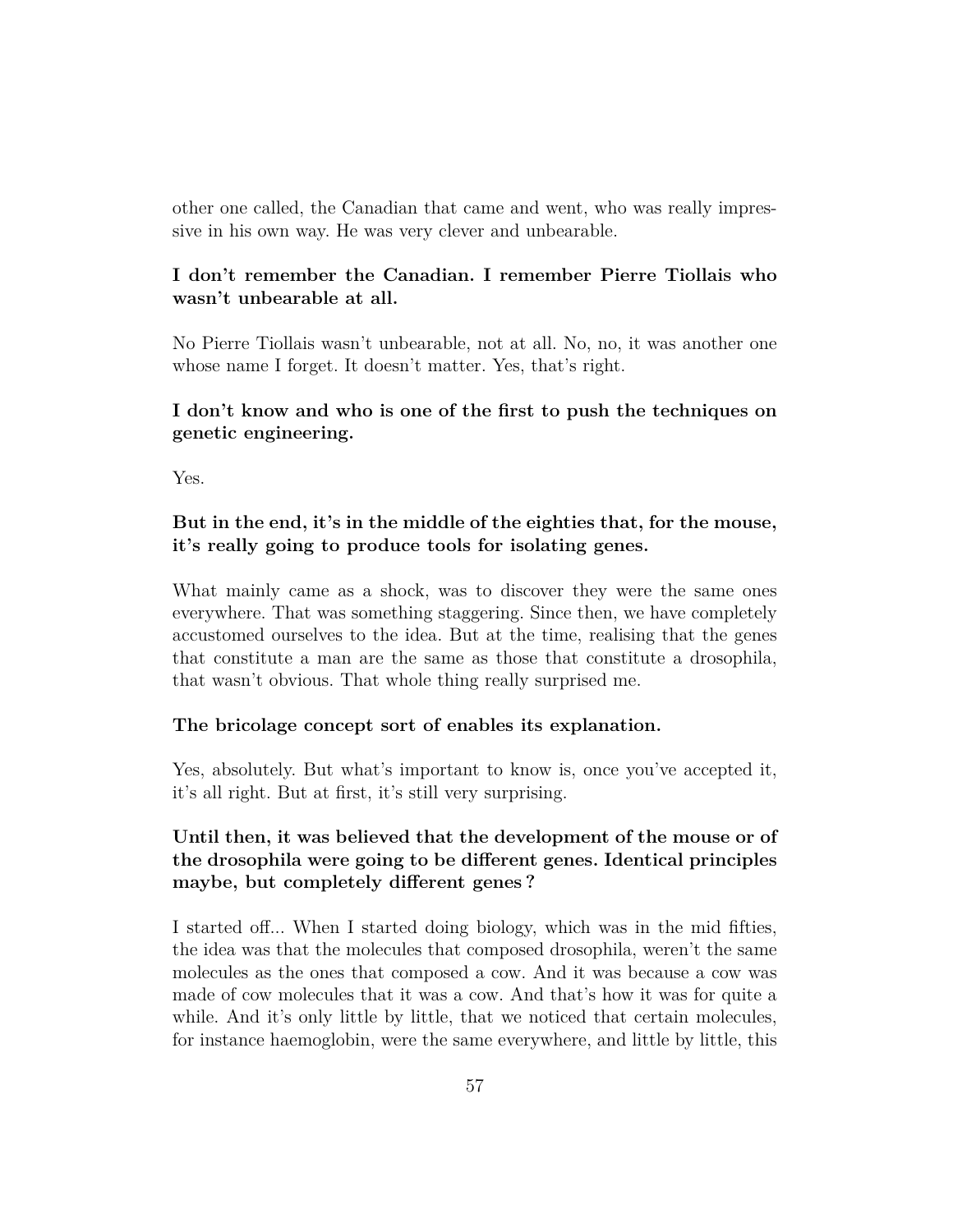other one called, the Canadian that came and went, who was really impressive in his own way. He was very clever and unbearable.

**I don't remember the Canadian. I remember Pierre Tiollais who wasn't unbearable at all.**

No Pierre Tiollais wasn't unbearable, not at all. No, no, it was another one whose name I forget. It doesn't matter. Yes, that's right.

**I don't know and who is one of the first to push the techniques on genetic engineering.**

Yes.

**But in the end, it's in the middle of the eighties that, for the mouse, it's really going to produce tools for isolating genes.**

What mainly came as a shock, was to discover they were the same ones everywhere. That was something staggering. Since then, we have completely accustomed ourselves to the idea. But at the time, realising that the genes that constitute a man are the same as those that constitute a drosophila, that wasn't obvious. That whole thing really surprised me.

**The bricolage concept sort of enables its explanation.**

Yes, absolutely. But what's important to know is, once you've accepted it, it's all right. But at first, it's still very surprising.

**Until then, it was believed that the development of the mouse or of the drosophila were going to be different genes. Identical principles maybe, but completely different genes ?**

I started off... When I started doing biology, which was in the mid fifties, the idea was that the molecules that composed drosophila, weren't the same molecules as the ones that composed a cow. And it was because a cow was made of cow molecules that it was a cow. And that's how it was for quite a while. And it's only little by little, that we noticed that certain molecules, for instance haemoglobin, were the same everywhere, and little by little, this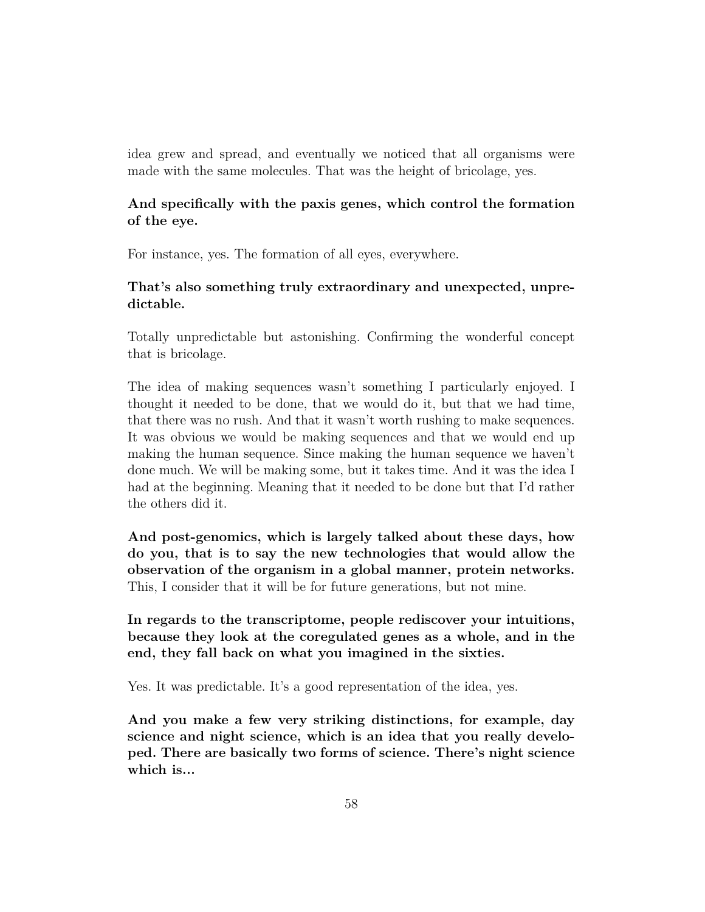idea grew and spread, and eventually we noticed that all organisms were made with the same molecules. That was the height of bricolage, yes.

**And specifically with the paxis genes, which control the formation of the eye.**

For instance, yes. The formation of all eyes, everywhere.

**That's also something truly extraordinary and unexpected, unpredictable.**

Totally unpredictable but astonishing. Confirming the wonderful concept that is bricolage.

The idea of making sequences wasn't something I particularly enjoyed. I thought it needed to be done, that we would do it, but that we had time, that there was no rush. And that it wasn't worth rushing to make sequences. It was obvious we would be making sequences and that we would end up making the human sequence. Since making the human sequence we haven't done much. We will be making some, but it takes time. And it was the idea I had at the beginning. Meaning that it needed to be done but that I'd rather the others did it.

**And post-genomics, which is largely talked about these days, how do you, that is to say the new technologies that would allow the observation of the organism in a global manner, protein networks.** This, I consider that it will be for future generations, but not mine.

**In regards to the transcriptome, people rediscover your intuitions, because they look at the coregulated genes as a whole, and in the end, they fall back on what you imagined in the sixties.**

Yes. It was predictable. It's a good representation of the idea, yes.

**And you make a few very striking distinctions, for example, day science and night science, which is an idea that you really developed. There are basically two forms of science. There's night science which is...**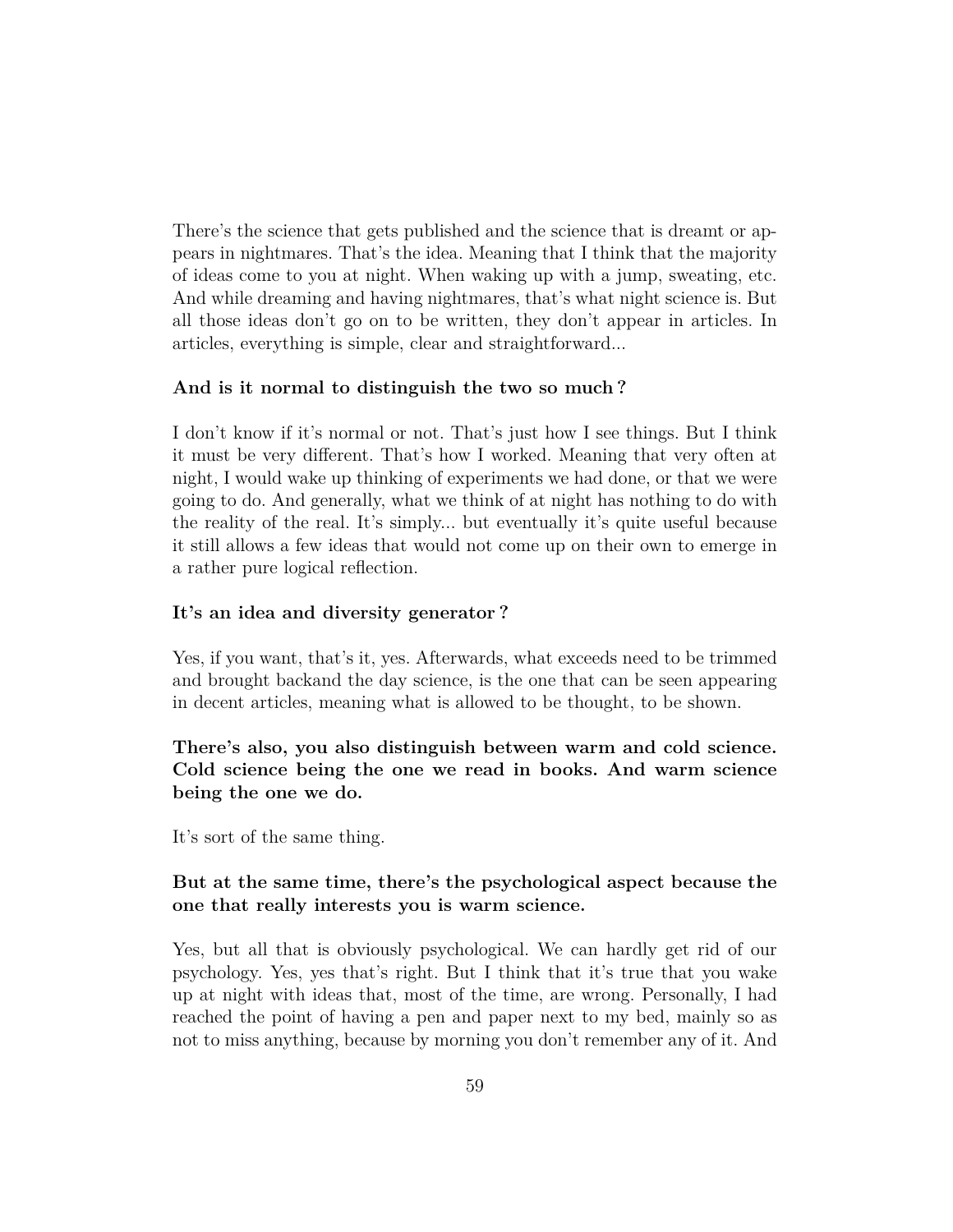There's the science that gets published and the science that is dreamt or appears in nightmares. That's the idea. Meaning that I think that the majority of ideas come to you at night. When waking up with a jump, sweating, etc. And while dreaming and having nightmares, that's what night science is. But all those ideas don't go on to be written, they don't appear in articles. In articles, everything is simple, clear and straightforward...

**And is it normal to distinguish the two so much ?**

I don't know if it's normal or not. That's just how I see things. But I think it must be very different. That's how I worked. Meaning that very often at night, I would wake up thinking of experiments we had done, or that we were going to do. And generally, what we think of at night has nothing to do with the reality of the real. It's simply... but eventually it's quite useful because it still allows a few ideas that would not come up on their own to emerge in a rather pure logical reflection.

**It's an idea and diversity generator ?**

Yes, if you want, that's it, yes. Afterwards, what exceeds need to be trimmed and brought backand the day science, is the one that can be seen appearing in decent articles, meaning what is allowed to be thought, to be shown.

**There's also, you also distinguish between warm and cold science. Cold science being the one we read in books. And warm science being the one we do.**

It's sort of the same thing.

**But at the same time, there's the psychological aspect because the one that really interests you is warm science.**

Yes, but all that is obviously psychological. We can hardly get rid of our psychology. Yes, yes that's right. But I think that it's true that you wake up at night with ideas that, most of the time, are wrong. Personally, I had reached the point of having a pen and paper next to my bed, mainly so as not to miss anything, because by morning you don't remember any of it. And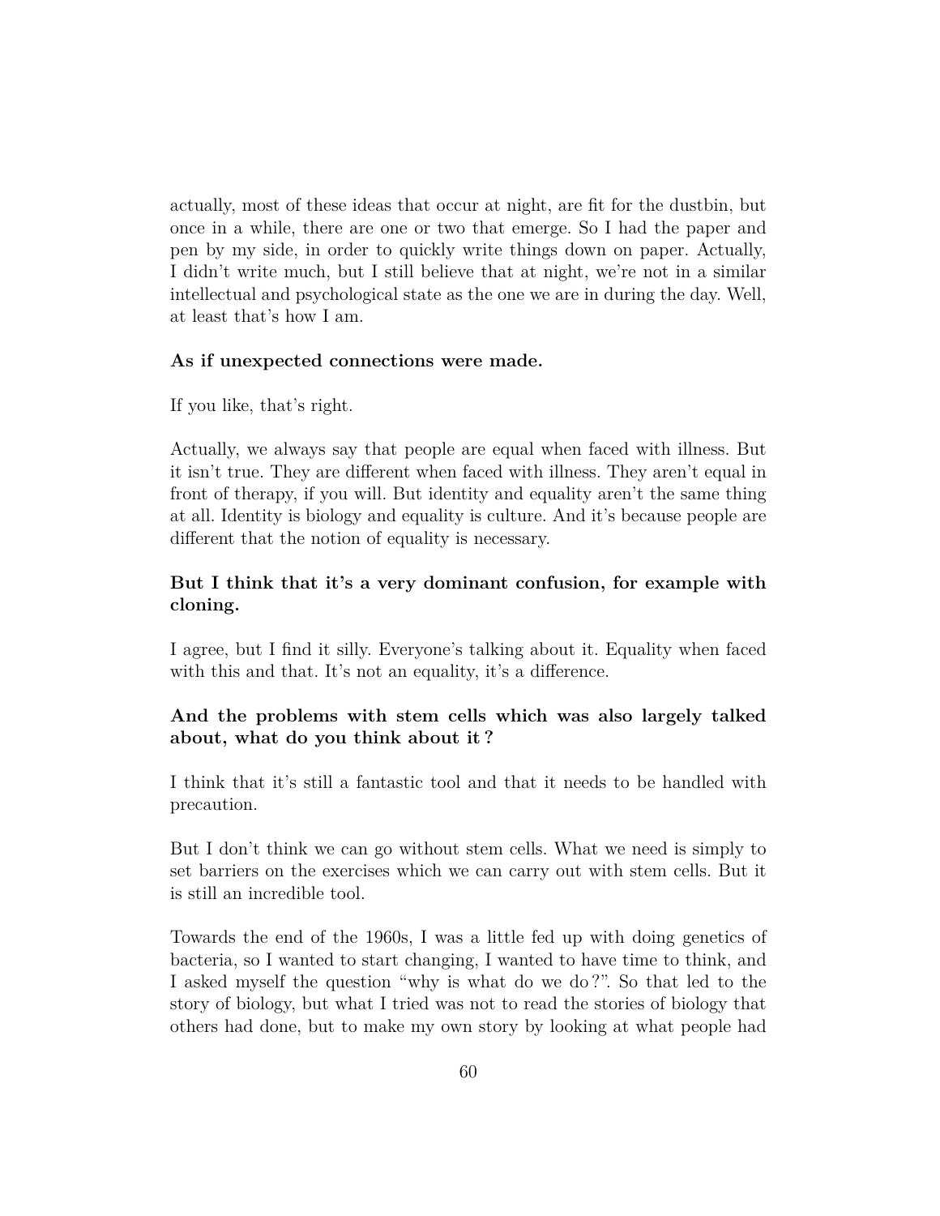actually, most of these ideas that occur at night, are fit for the dustbin, but once in a while, there are one or two that emerge. So I had the paper and pen by my side, in order to quickly write things down on paper. Actually, I didn't write much, but I still believe that at night, we're not in a similar intellectual and psychological state as the one we are in during the day. Well, at least that's how I am.

**As if unexpected connections were made.**

If you like, that's right.

Actually, we always say that people are equal when faced with illness. But it isn't true. They are different when faced with illness. They aren't equal in front of therapy, if you will. But identity and equality aren't the same thing at all. Identity is biology and equality is culture. And it's because people are different that the notion of equality is necessary.

**But I think that it's a very dominant confusion, for example with cloning.**

I agree, but I find it silly. Everyone's talking about it. Equality when faced with this and that. It's not an equality, it's a difference.

**And the problems with stem cells which was also largely talked about, what do you think about it ?**

I think that it's still a fantastic tool and that it needs to be handled with precaution.

But I don't think we can go without stem cells. What we need is simply to set barriers on the exercises which we can carry out with stem cells. But it is still an incredible tool.

Towards the end of the 1960s, I was a little fed up with doing genetics of bacteria, so I wanted to start changing, I wanted to have time to think, and I asked myself the question "why is what do we do ?". So that led to the story of biology, but what I tried was not to read the stories of biology that others had done, but to make my own story by looking at what people had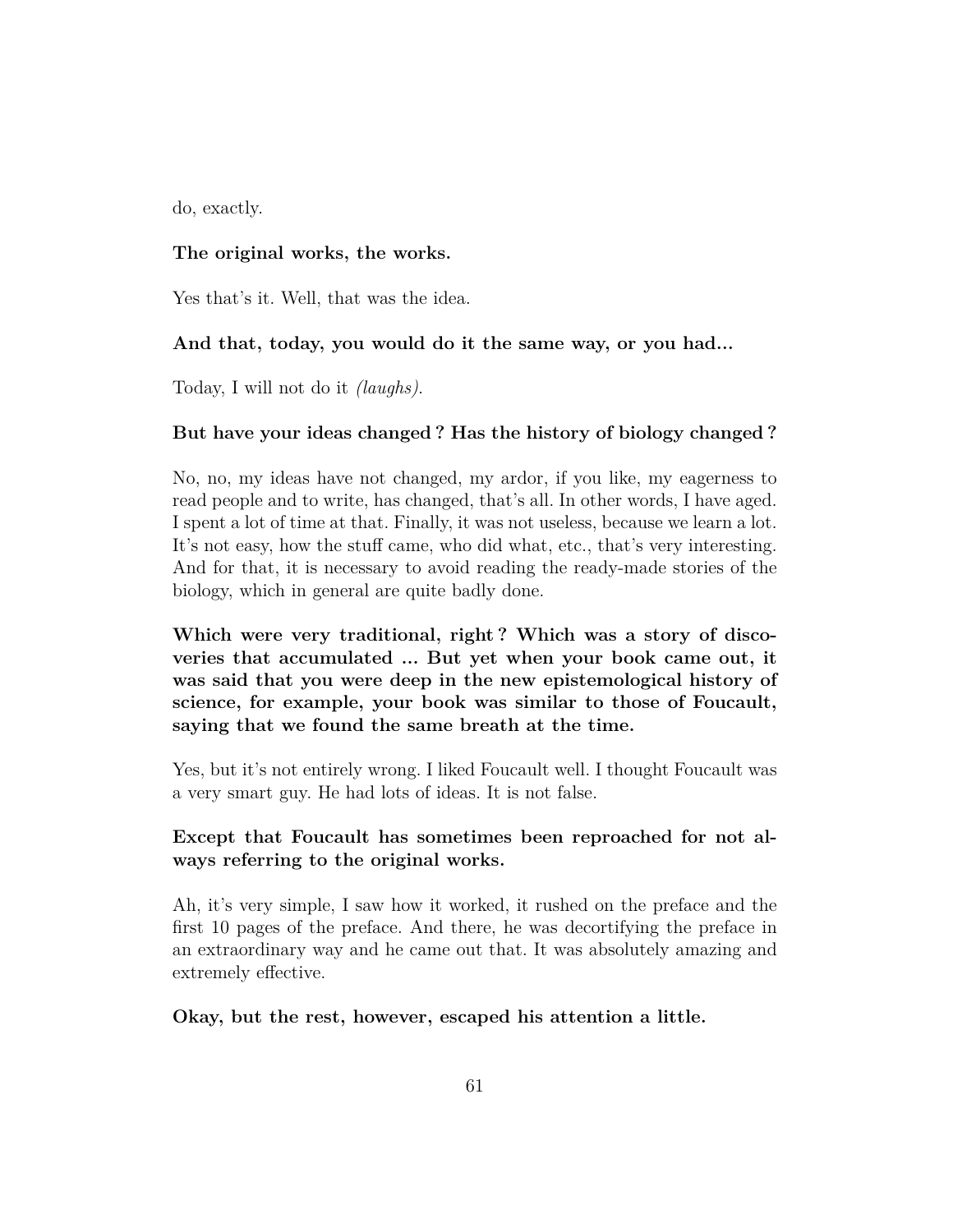do, exactly.

**The original works, the works.**

Yes that's it. Well, that was the idea.

**And that, today, you would do it the same way, or you had...**

Today, I will not do it *(laughs)*.

**But have your ideas changed ? Has the history of biology changed ?**

No, no, my ideas have not changed, my ardor, if you like, my eagerness to read people and to write, has changed, that's all. In other words, I have aged. I spent a lot of time at that. Finally, it was not useless, because we learn a lot. It's not easy, how the stuff came, who did what, etc., that's very interesting. And for that, it is necessary to avoid reading the ready-made stories of the biology, which in general are quite badly done.

**Which were very traditional, right ? Which was a story of discoveries that accumulated ... But yet when your book came out, it was said that you were deep in the new epistemological history of science, for example, your book was similar to those of Foucault, saying that we found the same breath at the time.**

Yes, but it's not entirely wrong. I liked Foucault well. I thought Foucault was a very smart guy. He had lots of ideas. It is not false.

**Except that Foucault has sometimes been reproached for not always referring to the original works.**

Ah, it's very simple, I saw how it worked, it rushed on the preface and the first 10 pages of the preface. And there, he was decortifying the preface in an extraordinary way and he came out that. It was absolutely amazing and extremely effective.

**Okay, but the rest, however, escaped his attention a little.**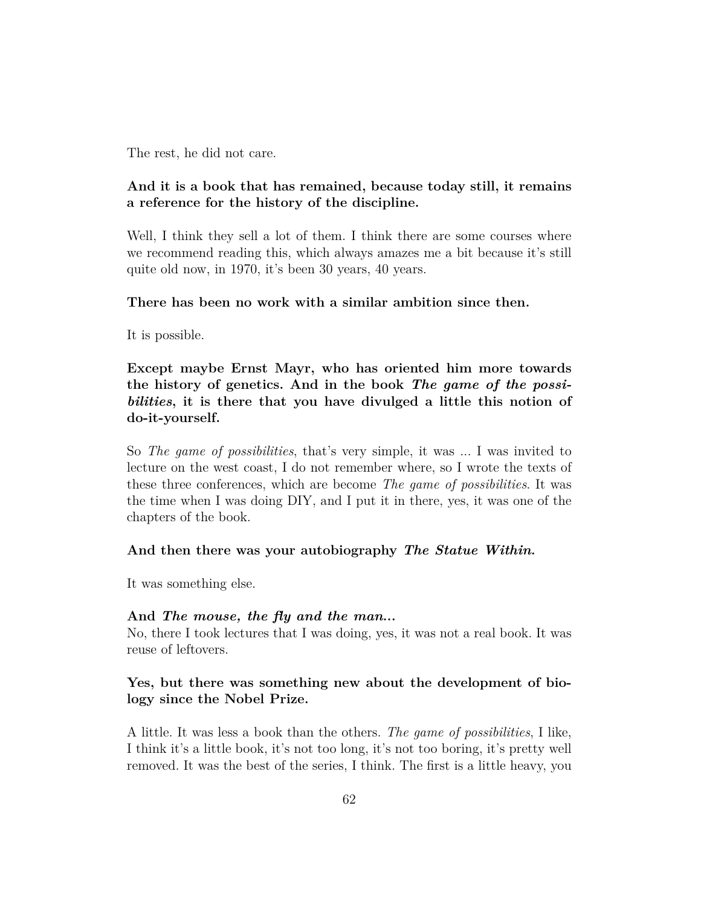The rest, he did not care.

**And it is a book that has remained, because today still, it remains a reference for the history of the discipline.**

Well, I think they sell a lot of them. I think there are some courses where we recommend reading this, which always amazes me a bit because it's still quite old now, in 1970, it's been 30 years, 40 years.

**There has been no work with a similar ambition since then.**

It is possible.

**Except maybe Ernst Mayr, who has oriented him more towards the history of genetics. And in the book *The game of the possibilities*, it is there that you have divulged a little this notion of do-it-yourself.**

So *The game of possibilities*, that's very simple, it was ... I was invited to lecture on the west coast, I do not remember where, so I wrote the texts of these three conferences, which are become *The game of possibilities*. It was the time when I was doing DIY, and I put it in there, yes, it was one of the chapters of the book.

**And then there was your autobiography *The Statue Within.***

It was something else.

**And *The mouse, the fly and the man...***
No, there I took lectures that I was doing, yes, it was not a real book. It was reuse of leftovers.

**Yes, but there was something new about the development of biology since the Nobel Prize.**

A little. It was less a book than the others. *The game of possibilities*, I like, I think it's a little book, it's not too long, it's not too boring, it's pretty well removed. It was the best of the series, I think. The first is a little heavy, you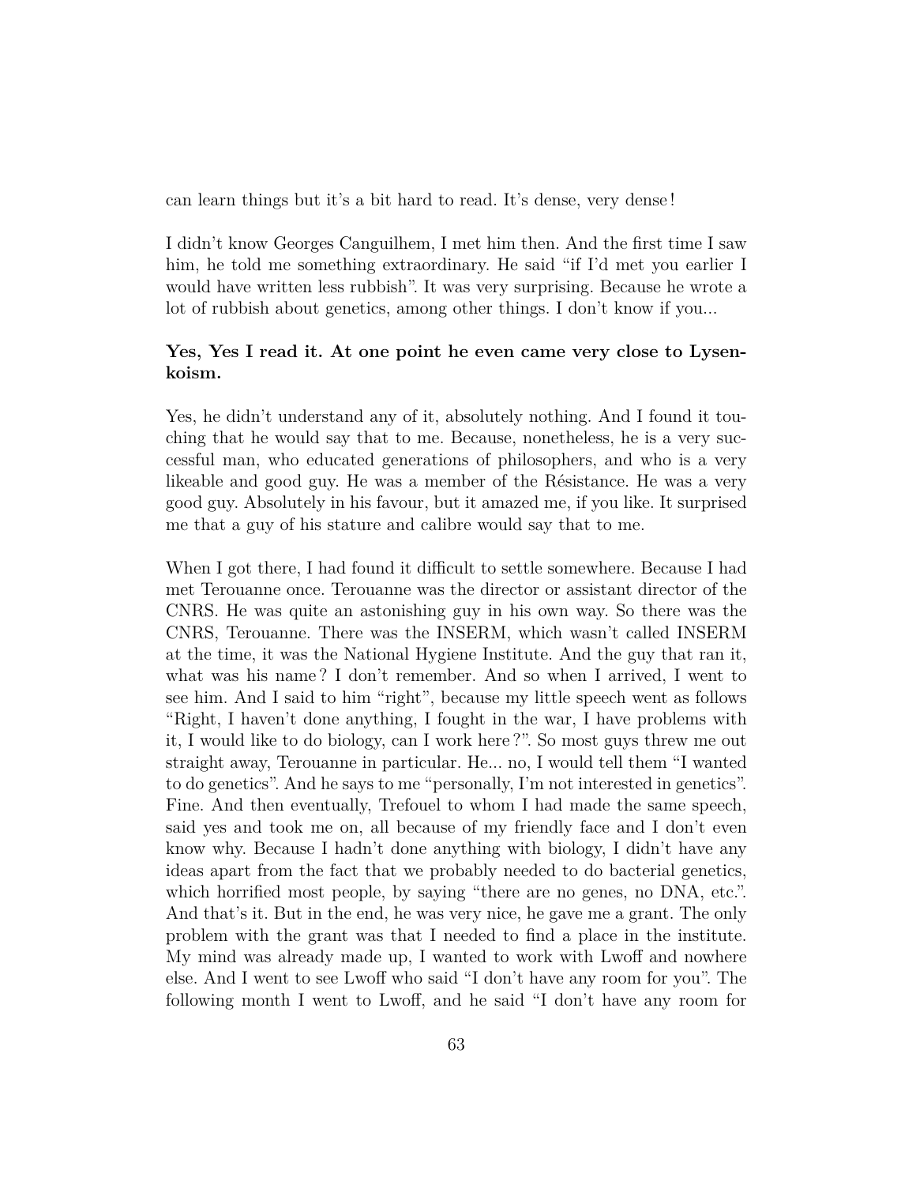can learn things but it's a bit hard to read. It's dense, very dense!

I didn't know Georges Canguilhem, I met him then. And the first time I saw him, he told me something extraordinary. He said "if I'd met you earlier I would have written less rubbish". It was very surprising. Because he wrote a lot of rubbish about genetics, among other things. I don't know if you...

**Yes, Yes I read it. At one point he even came very close to Lysenkoism.**

Yes, he didn't understand any of it, absolutely nothing. And I found it touching that he would say that to me. Because, nonetheless, he is a very successful man, who educated generations of philosophers, and who is a very likeable and good guy. He was a member of the Résistance. He was a very good guy. Absolutely in his favour, but it amazed me, if you like. It surprised me that a guy of his stature and calibre would say that to me.

When I got there, I had found it difficult to settle somewhere. Because I had met Terouanne once. Terouanne was the director or assistant director of the CNRS. He was quite an astonishing guy in his own way. So there was the CNRS, Terouanne. There was the INSERM, which wasn't called INSERM at the time, it was the National Hygiene Institute. And the guy that ran it, what was his name? I don't remember. And so when I arrived, I went to see him. And I said to him "right", because my little speech went as follows "Right, I haven't done anything, I fought in the war, I have problems with it, I would like to do biology, can I work here?". So most guys threw me out straight away, Terouanne in particular. He... no, I would tell them "I wanted to do genetics". And he says to me "personally, I'm not interested in genetics". Fine. And then eventually, Trefouel to whom I had made the same speech, said yes and took me on, all because of my friendly face and I don't even know why. Because I hadn't done anything with biology, I didn't have any ideas apart from the fact that we probably needed to do bacterial genetics, which horrified most people, by saying "there are no genes, no DNA, etc.". And that's it. But in the end, he was very nice, he gave me a grant. The only problem with the grant was that I needed to find a place in the institute. My mind was already made up, I wanted to work with Lwoff and nowhere else. And I went to see Lwoff who said "I don't have any room for you". The following month I went to Lwoff, and he said "I don't have any room for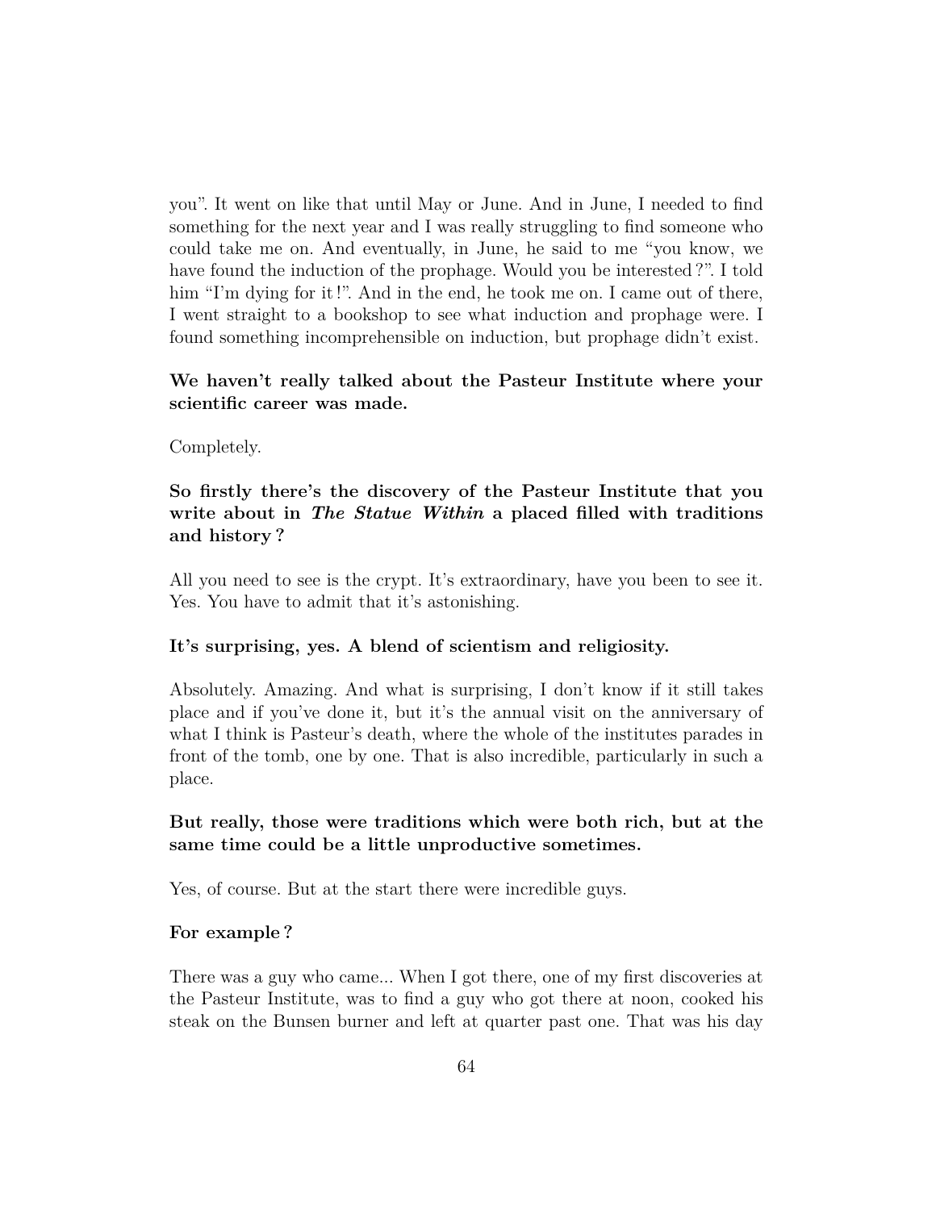you". It went on like that until May or June. And in June, I needed to find something for the next year and I was really struggling to find someone who could take me on. And eventually, in June, he said to me "you know, we have found the induction of the prophage. Would you be interested ?". I told him "I'm dying for it !". And in the end, he took me on. I came out of there, I went straight to a bookshop to see what induction and prophage were. I found something incomprehensible on induction, but prophage didn't exist.

**We haven't really talked about the Pasteur Institute where your scientific career was made.**

Completely.

**So firstly there's the discovery of the Pasteur Institute that you write about in *The Statue Within* a placed filled with traditions and history ?**

All you need to see is the crypt. It's extraordinary, have you been to see it. Yes. You have to admit that it's astonishing.

**It's surprising, yes. A blend of scientism and religiosity.**

Absolutely. Amazing. And what is surprising, I don't know if it still takes place and if you've done it, but it's the annual visit on the anniversary of what I think is Pasteur's death, where the whole of the institutes parades in front of the tomb, one by one. That is also incredible, particularly in such a place.

**But really, those were traditions which were both rich, but at the same time could be a little unproductive sometimes.**

Yes, of course. But at the start there were incredible guys.

**For example ?**

There was a guy who came... When I got there, one of my first discoveries at the Pasteur Institute, was to find a guy who got there at noon, cooked his steak on the Bunsen burner and left at quarter past one. That was his day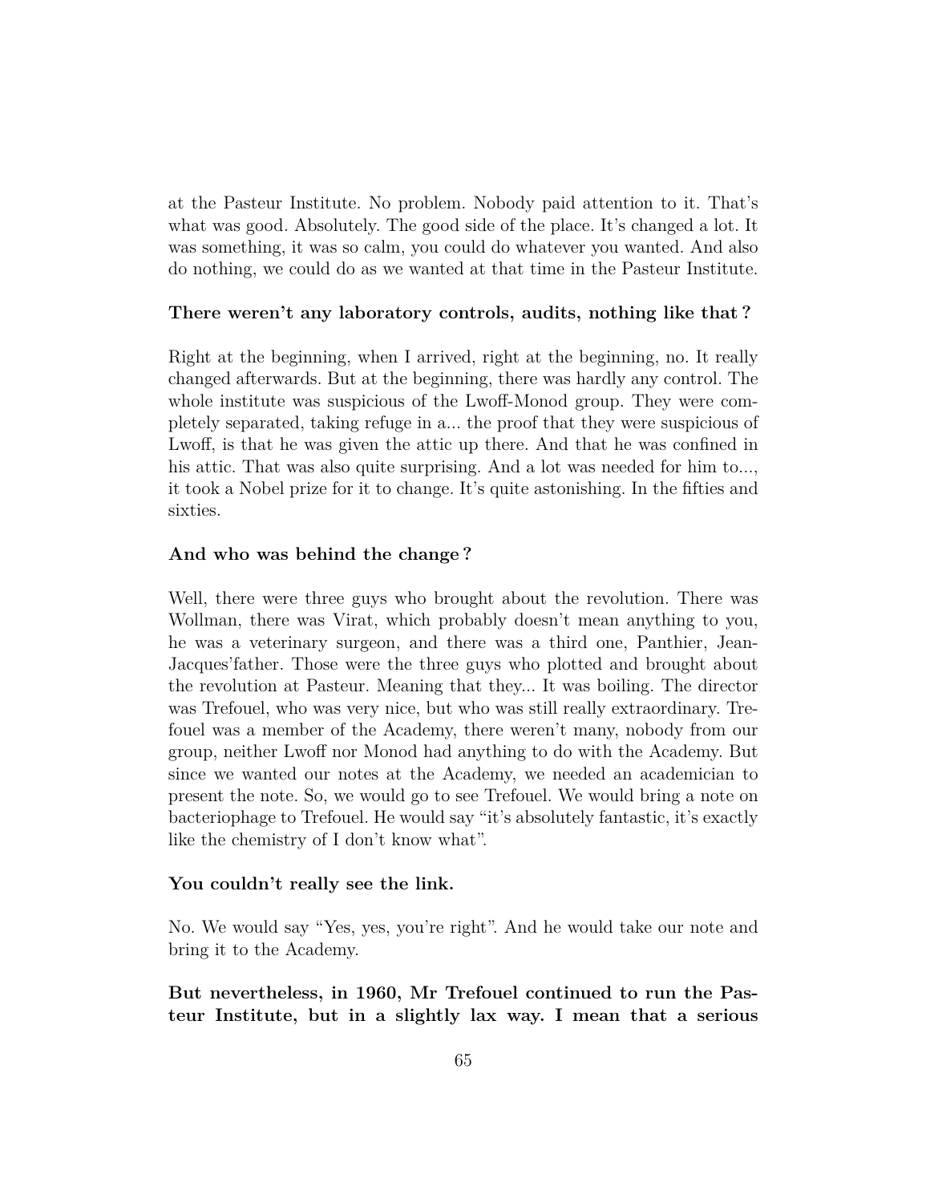at the Pasteur Institute. No problem. Nobody paid attention to it. That's what was good. Absolutely. The good side of the place. It's changed a lot. It was something, it was so calm, you could do whatever you wanted. And also do nothing, we could do as we wanted at that time in the Pasteur Institute.

**There weren't any laboratory controls, audits, nothing like that ?**

Right at the beginning, when I arrived, right at the beginning, no. It really changed afterwards. But at the beginning, there was hardly any control. The whole institute was suspicious of the Lwoff-Monod group. They were completely separated, taking refuge in a... the proof that they were suspicious of Lwoff, is that he was given the attic up there. And that he was confined in his attic. That was also quite surprising. And a lot was needed for him to..., it took a Nobel prize for it to change. It's quite astonishing. In the fifties and sixties.

**And who was behind the change ?**

Well, there were three guys who brought about the revolution. There was Wollman, there was Virat, which probably doesn't mean anything to you, he was a veterinary surgeon, and there was a third one, Panthier, Jean-Jacques'father. Those were the three guys who plotted and brought about the revolution at Pasteur. Meaning that they... It was boiling. The director was Trefouel, who was very nice, but who was still really extraordinary. Trefouel was a member of the Academy, there weren't many, nobody from our group, neither Lwoff nor Monod had anything to do with the Academy. But since we wanted our notes at the Academy, we needed an academician to present the note. So, we would go to see Trefouel. We would bring a note on bacteriophage to Trefouel. He would say "it's absolutely fantastic, it's exactly like the chemistry of I don't know what".

**You couldn't really see the link.**

No. We would say "Yes, yes, you're right". And he would take our note and bring it to the Academy.

**But nevertheless, in 1960, Mr Trefouel continued to run the Pasteur Institute, but in a slightly lax way. I mean that a serious**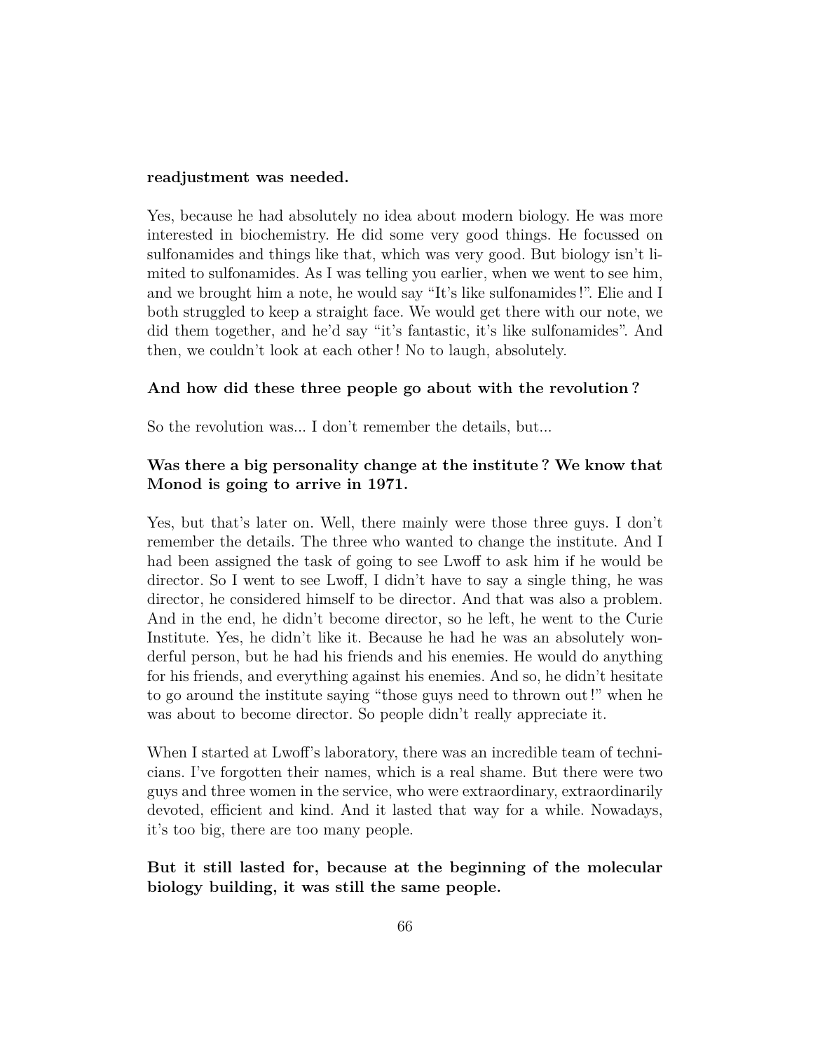**readjustment was needed.**

Yes, because he had absolutely no idea about modern biology. He was more interested in biochemistry. He did some very good things. He focussed on sulfonamides and things like that, which was very good. But biology isn't limited to sulfonamides. As I was telling you earlier, when we went to see him, and we brought him a note, he would say "It's like sulfonamides !". Elie and I both struggled to keep a straight face. We would get there with our note, we did them together, and he'd say "it's fantastic, it's like sulfonamides". And then, we couldn't look at each other ! No to laugh, absolutely.

**And how did these three people go about with the revolution ?**

So the revolution was... I don't remember the details, but...

**Was there a big personality change at the institute ? We know that Monod is going to arrive in 1971.**

Yes, but that's later on. Well, there mainly were those three guys. I don't remember the details. The three who wanted to change the institute. And I had been assigned the task of going to see Lwoff to ask him if he would be director. So I went to see Lwoff, I didn't have to say a single thing, he was director, he considered himself to be director. And that was also a problem. And in the end, he didn't become director, so he left, he went to the Curie Institute. Yes, he didn't like it. Because he had he was an absolutely wonderful person, but he had his friends and his enemies. He would do anything for his friends, and everything against his enemies. And so, he didn't hesitate to go around the institute saying "those guys need to thrown out !" when he was about to become director. So people didn't really appreciate it.

When I started at Lwoff's laboratory, there was an incredible team of technicians. I've forgotten their names, which is a real shame. But there were two guys and three women in the service, who were extraordinary, extraordinarily devoted, efficient and kind. And it lasted that way for a while. Nowadays, it's too big, there are too many people.

**But it still lasted for, because at the beginning of the molecular biology building, it was still the same people.**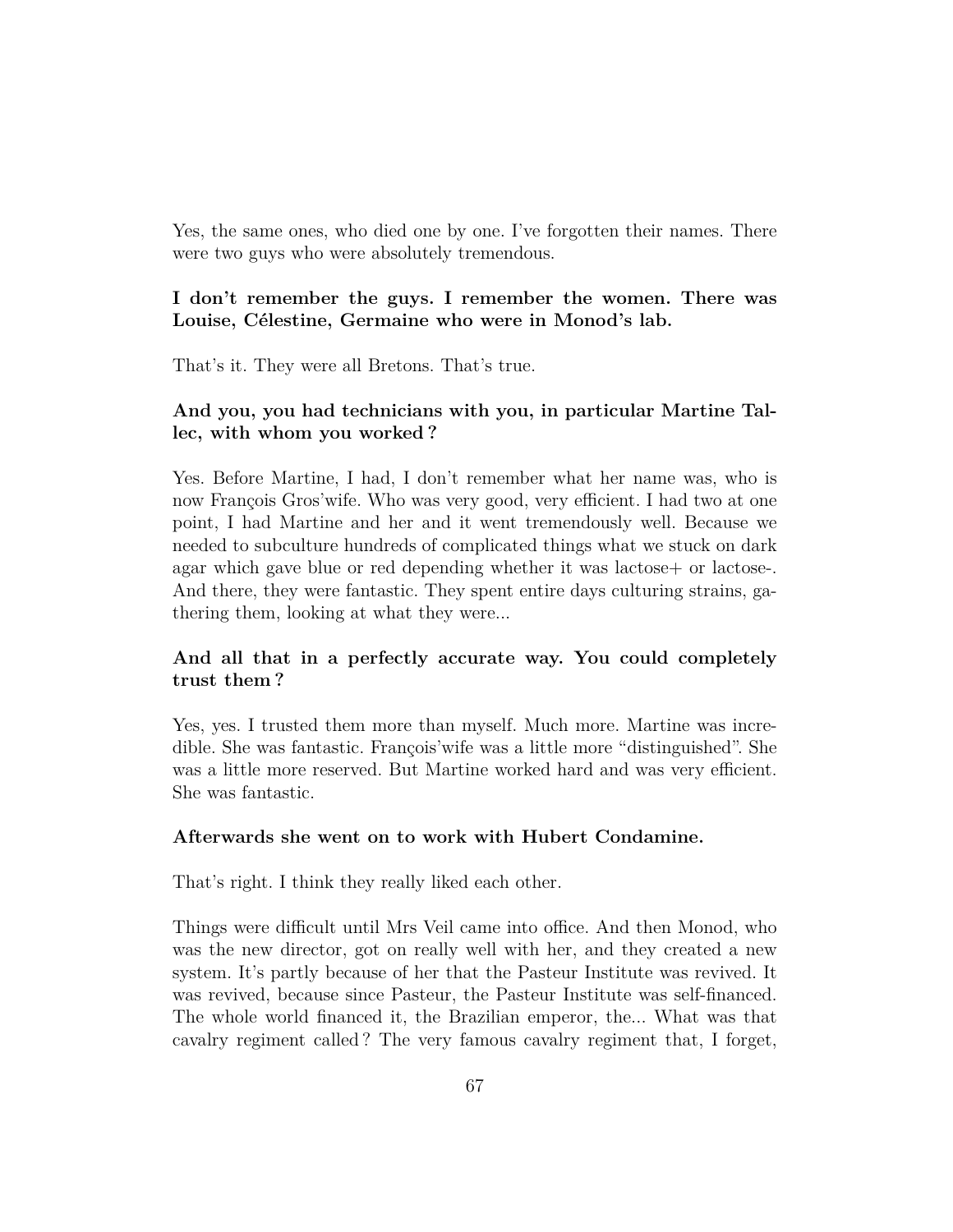Yes, the same ones, who died one by one. I've forgotten their names. There were two guys who were absolutely tremendous.

**I don't remember the guys. I remember the women. There was Louise, Célestine, Germaine who were in Monod's lab.**

That's it. They were all Bretons. That's true.

**And you, you had technicians with you, in particular Martine Tallec, with whom you worked ?**

Yes. Before Martine, I had, I don't remember what her name was, who is now François Gros'wife. Who was very good, very efficient. I had two at one point, I had Martine and her and it went tremendously well. Because we needed to subculture hundreds of complicated things what we stuck on dark agar which gave blue or red depending whether it was lactose+ or lactose-. And there, they were fantastic. They spent entire days culturing strains, gathering them, looking at what they were...

**And all that in a perfectly accurate way. You could completely trust them ?**

Yes, yes. I trusted them more than myself. Much more. Martine was incredible. She was fantastic. François'wife was a little more "distinguished". She was a little more reserved. But Martine worked hard and was very efficient. She was fantastic.

**Afterwards she went on to work with Hubert Condamine.**

That's right. I think they really liked each other.

Things were difficult until Mrs Veil came into office. And then Monod, who was the new director, got on really well with her, and they created a new system. It's partly because of her that the Pasteur Institute was revived. It was revived, because since Pasteur, the Pasteur Institute was self-financed. The whole world financed it, the Brazilian emperor, the... What was that cavalry regiment called ? The very famous cavalry regiment that, I forget,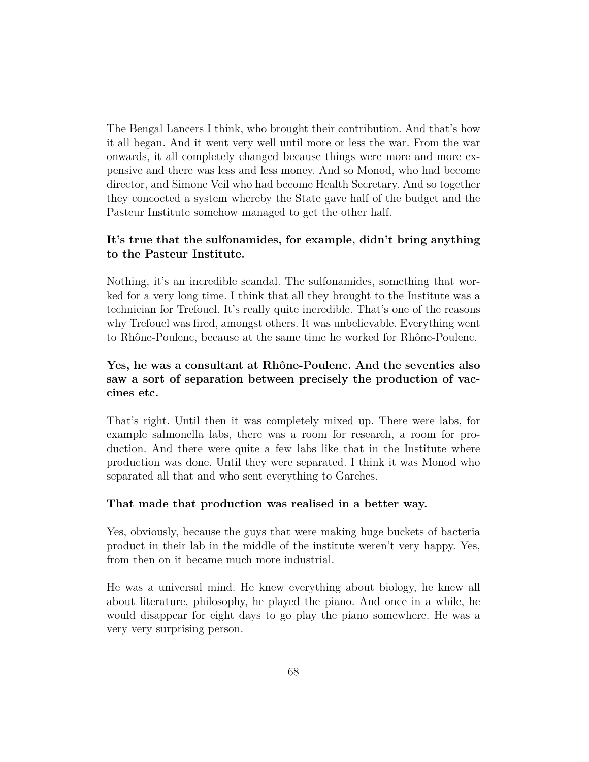The Bengal Lancers I think, who brought their contribution. And that's how it all began. And it went very well until more or less the war. From the war onwards, it all completely changed because things were more and more expensive and there was less and less money. And so Monod, who had become director, and Simone Veil who had become Health Secretary. And so together they concocted a system whereby the State gave half of the budget and the Pasteur Institute somehow managed to get the other half.

**It's true that the sulfonamides, for example, didn't bring anything to the Pasteur Institute.**

Nothing, it's an incredible scandal. The sulfonamides, something that worked for a very long time. I think that all they brought to the Institute was a technician for Trefouel. It's really quite incredible. That's one of the reasons why Trefouel was fired, amongst others. It was unbelievable. Everything went to Rhône-Poulenc, because at the same time he worked for Rhône-Poulenc.

**Yes, he was a consultant at Rhône-Poulenc. And the seventies also saw a sort of separation between precisely the production of vaccines etc.**

That's right. Until then it was completely mixed up. There were labs, for example salmonella labs, there was a room for research, a room for production. And there were quite a few labs like that in the Institute where production was done. Until they were separated. I think it was Monod who separated all that and who sent everything to Garches.

**That made that production was realised in a better way.**

Yes, obviously, because the guys that were making huge buckets of bacteria product in their lab in the middle of the institute weren't very happy. Yes, from then on it became much more industrial.

He was a universal mind. He knew everything about biology, he knew all about literature, philosophy, he played the piano. And once in a while, he would disappear for eight days to go play the piano somewhere. He was a very very surprising person.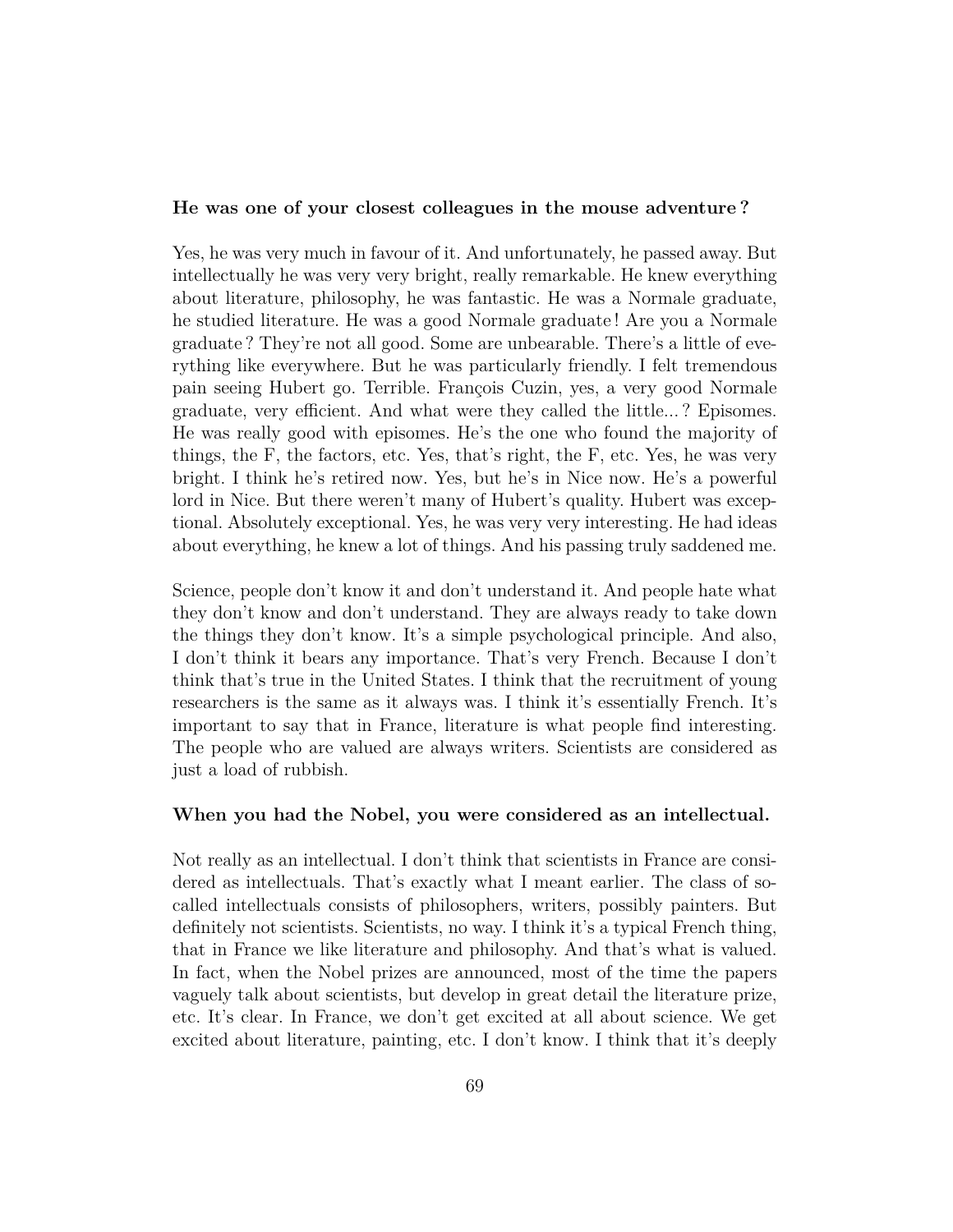**He was one of your closest colleagues in the mouse adventure ?**

Yes, he was very much in favour of it. And unfortunately, he passed away. But intellectually he was very very bright, really remarkable. He knew everything about literature, philosophy, he was fantastic. He was a Normale graduate, he studied literature. He was a good Normale graduate ! Are you a Normale graduate ? They're not all good. Some are unbearable. There's a little of everything like everywhere. But he was particularly friendly. I felt tremendous pain seeing Hubert go. Terrible. François Cuzin, yes, a very good Normale graduate, very efficient. And what were they called the little... ? Episomes. He was really good with episomes. He's the one who found the majority of things, the F, the factors, etc. Yes, that's right, the F, etc. Yes, he was very bright. I think he's retired now. Yes, but he's in Nice now. He's a powerful lord in Nice. But there weren't many of Hubert's quality. Hubert was exceptional. Absolutely exceptional. Yes, he was very very interesting. He had ideas about everything, he knew a lot of things. And his passing truly saddened me.

Science, people don't know it and don't understand it. And people hate what they don't know and don't understand. They are always ready to take down the things they don't know. It's a simple psychological principle. And also, I don't think it bears any importance. That's very French. Because I don't think that's true in the United States. I think that the recruitment of young researchers is the same as it always was. I think it's essentially French. It's important to say that in France, literature is what people find interesting. The people who are valued are always writers. Scientists are considered as just a load of rubbish.

**When you had the Nobel, you were considered as an intellectual.**

Not really as an intellectual. I don't think that scientists in France are considered as intellectuals. That's exactly what I meant earlier. The class of so-called intellectuals consists of philosophers, writers, possibly painters. But definitely not scientists. Scientists, no way. I think it's a typical French thing, that in France we like literature and philosophy. And that's what is valued. In fact, when the Nobel prizes are announced, most of the time the papers vaguely talk about scientists, but develop in great detail the literature prize, etc. It's clear. In France, we don't get excited at all about science. We get excited about literature, painting, etc. I don't know. I think that it's deeply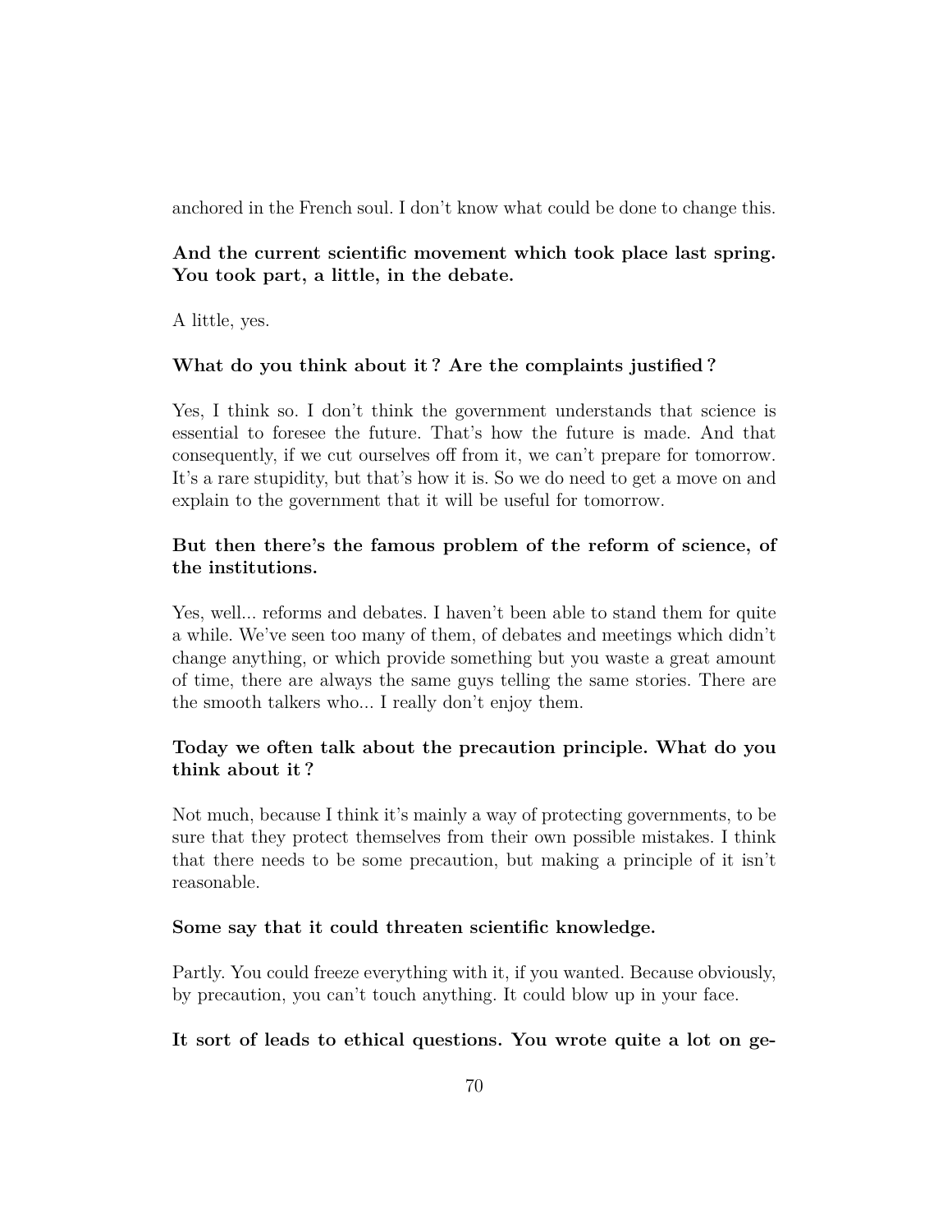anchored in the French soul. I don't know what could be done to change this.

**And the current scientific movement which took place last spring. You took part, a little, in the debate.**

A little, yes.

**What do you think about it ? Are the complaints justified ?**

Yes, I think so. I don't think the government understands that science is essential to foresee the future. That's how the future is made. And that consequently, if we cut ourselves off from it, we can't prepare for tomorrow. It's a rare stupidity, but that's how it is. So we do need to get a move on and explain to the government that it will be useful for tomorrow.

**But then there's the famous problem of the reform of science, of the institutions.**

Yes, well... reforms and debates. I haven't been able to stand them for quite a while. We've seen too many of them, of debates and meetings which didn't change anything, or which provide something but you waste a great amount of time, there are always the same guys telling the same stories. There are the smooth talkers who... I really don't enjoy them.

**Today we often talk about the precaution principle. What do you think about it ?**

Not much, because I think it's mainly a way of protecting governments, to be sure that they protect themselves from their own possible mistakes. I think that there needs to be some precaution, but making a principle of it isn't reasonable.

**Some say that it could threaten scientific knowledge.**

Partly. You could freeze everything with it, if you wanted. Because obviously, by precaution, you can't touch anything. It could blow up in your face.

**It sort of leads to ethical questions. You wrote quite a lot on ge-**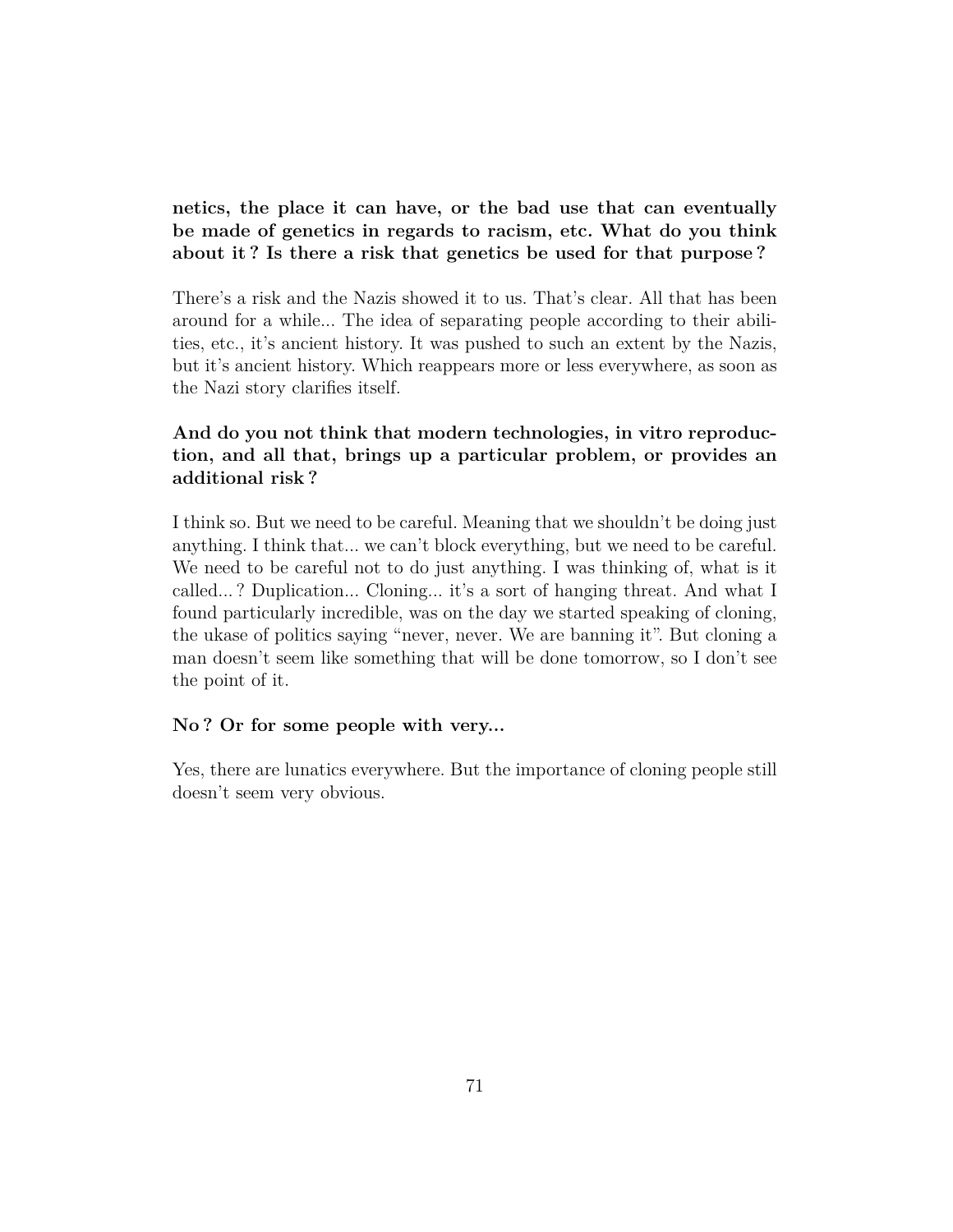**netics, the place it can have, or the bad use that can eventually be made of genetics in regards to racism, etc. What do you think about it ? Is there a risk that genetics be used for that purpose ?**

There's a risk and the Nazis showed it to us. That's clear. All that has been around for a while... The idea of separating people according to their abilities, etc., it's ancient history. It was pushed to such an extent by the Nazis, but it's ancient history. Which reappears more or less everywhere, as soon as the Nazi story clarifies itself.

**And do you not think that modern technologies, in vitro reproduction, and all that, brings up a particular problem, or provides an additional risk ?**

I think so. But we need to be careful. Meaning that we shouldn't be doing just anything. I think that... we can't block everything, but we need to be careful. We need to be careful not to do just anything. I was thinking of, what is it called... ? Duplication... Cloning... it's a sort of hanging threat. And what I found particularly incredible, was on the day we started speaking of cloning, the ukase of politics saying "never, never. We are banning it". But cloning a man doesn't seem like something that will be done tomorrow, so I don't see the point of it.

**No ? Or for some people with very...**

Yes, there are lunatics everywhere. But the importance of cloning people still doesn't seem very obvious.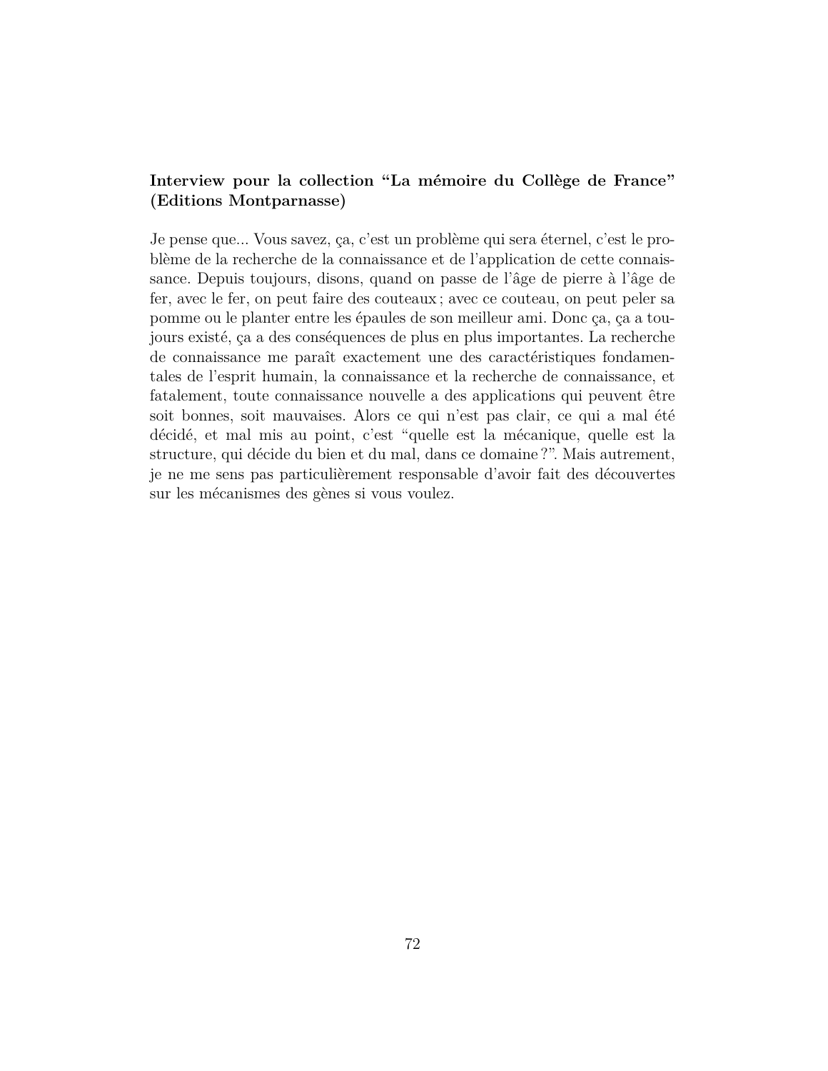**Interview pour la collection “La mémoire du Collège de France” (Editions Montparnasse)**

Je pense que... Vous savez, ça, c’est un problème qui sera éternel, c’est le problème de la recherche de la connaissance et de l’application de cette connaissance. Depuis toujours, disons, quand on passe de l’âge de pierre à l’âge de fer, avec le fer, on peut faire des couteaux ; avec ce couteau, on peut peler sa pomme ou le planter entre les épaules de son meilleur ami. Donc ça, ça a toujours existé, ça a des conséquences de plus en plus importantes. La recherche de connaissance me paraît exactement une des caractéristiques fondamentales de l’esprit humain, la connaissance et la recherche de connaissance, et fatalement, toute connaissance nouvelle a des applications qui peuvent être soit bonnes, soit mauvaises. Alors ce qui n’est pas clair, ce qui a mal été décidé, et mal mis au point, c’est “quelle est la mécanique, quelle est la structure, qui décide du bien et du mal, dans ce domaine ?”. Mais autrement, je ne me sens pas particulièrement responsable d’avoir fait des découvertes sur les mécanismes des gènes si vous voulez.